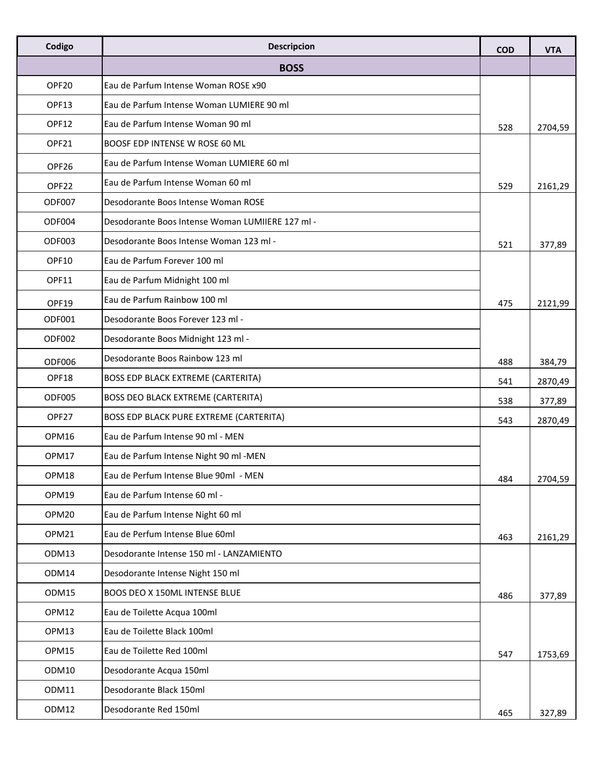| Codigo | Descripcion | COD | VTA |
|---|---|---|---|
| | **BOSS** | | |
| OPF20 | Eau de Parfum Intense Woman ROSE x90 | | |
| OPF13 | Eau de Parfum Intense Woman LUMIERE 90 ml | | |
| OPF12 | Eau de Parfum Intense Woman 90 ml | 528 | 2704,59 |
| OPF21 | BOOSF EDP INTENSE W ROSE 60 ML | | |
| OPF26 | Eau de Parfum Intense Woman LUMIERE 60 ml | | |
| OPF22 | Eau de Parfum Intense Woman 60 ml | 529 | 2161,29 |
| ODF007 | Desodorante Boos Intense Woman ROSE | | |
| ODF004 | Desodorante Boos Intense Woman LUMIIERE 127 ml - | | |
| ODF003 | Desodorante Boos Intense Woman 123 ml - | 521 | 377,89 |
| OPF10 | Eau de Parfum Forever 100 ml | | |
| OPF11 | Eau de Parfum Midnight 100 ml | | |
| OPF19 | Eau de Parfum Rainbow 100 ml | 475 | 2121,99 |
| ODF001 | Desodorante Boos Forever 123 ml - | | |
| ODF002 | Desodorante Boos Midnight 123 ml - | | |
| ODF006 | Desodorante Boos Rainbow 123 ml | 488 | 384,79 |
| OPF18 | BOSS EDP BLACK EXTREME (CARTERITA) | 541 | 2870,49 |
| ODF005 | BOSS DEO BLACK EXTREME (CARTERITA) | 538 | 377,89 |
| OPF27 | BOSS EDP BLACK PURE EXTREME (CARTERITA) | 543 | 2870,49 |
| OPM16 | Eau de Parfum Intense 90 ml - MEN | | |
| OPM17 | Eau de Parfum Intense Night 90 ml -MEN | | |
| OPM18 | Eau de Perfum Intense Blue 90ml - MEN | 484 | 2704,59 |
| OPM19 | Eau de Parfum Intense 60 ml - | | |
| OPM20 | Eau de Parfum Intense Night 60 ml | | |
| OPM21 | Eau de Perfum Intense Blue 60ml | 463 | 2161,29 |
| ODM13 | Desodorante Intense 150 ml - LANZAMIENTO | | |
| ODM14 | Desodorante Intense Night 150 ml | | |
| ODM15 | BOOS DEO X 150ML INTENSE BLUE | 486 | 377,89 |
| OPM12 | Eau de Toilette Acqua 100ml | | |
| OPM13 | Eau de Toilette Black 100ml | | |
| OPM15 | Eau de Toilette Red 100ml | 547 | 1753,69 |
| ODM10 | Desodorante Acqua 150ml | | |
| ODM11 | Desodorante Black 150ml | | |
| ODM12 | Desodorante Red 150ml | 465 | 327,89 |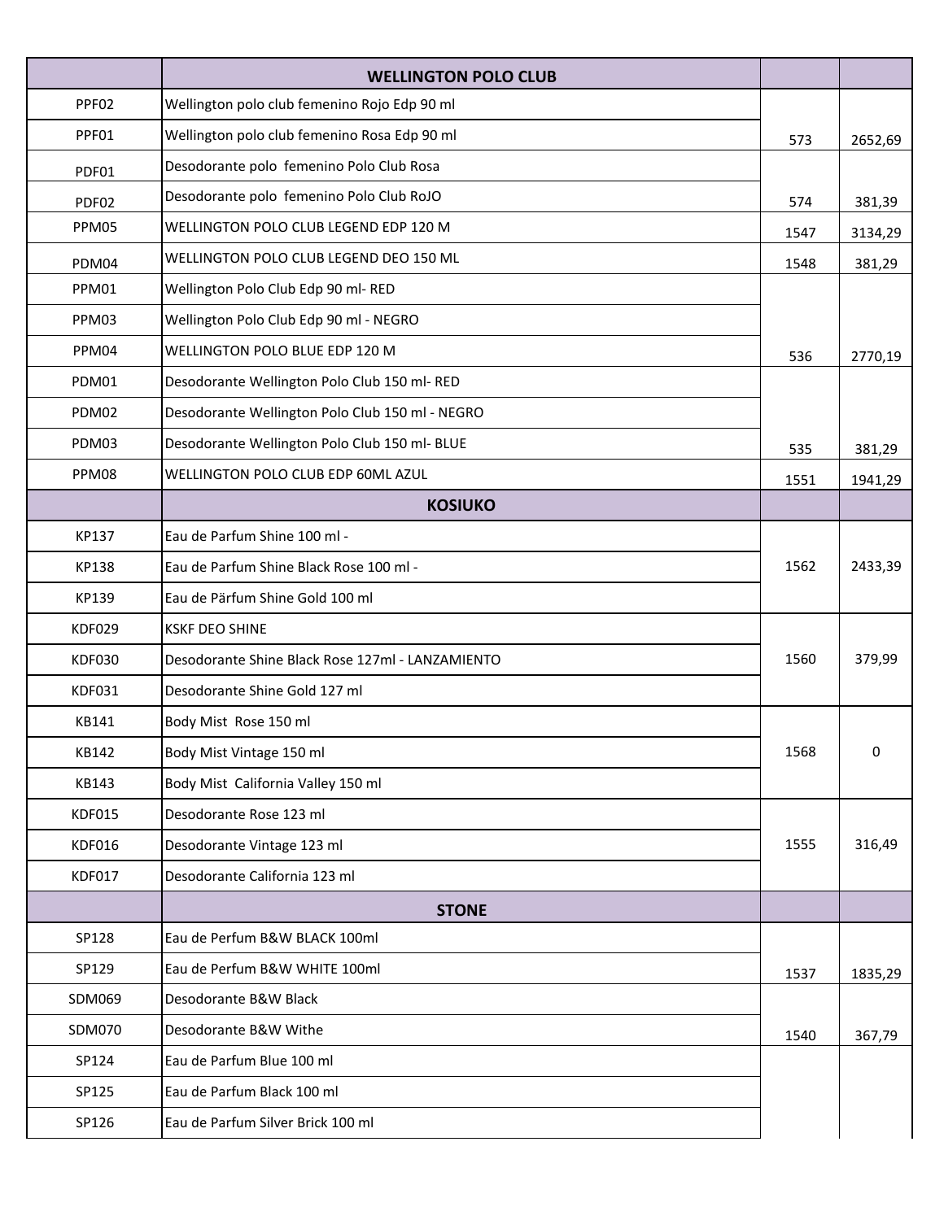| | WELLINGTON POLO CLUB | | |
|---|---|---|---|
| PPF02 | Wellington polo club femenino Rojo Edp 90 ml | | |
| PPF01 | Wellington polo club femenino Rosa Edp 90 ml | 573 | 2652,69 |
| PDF01 | Desodorante polo  femenino Polo Club Rosa | | |
| PDF02 | Desodorante polo  femenino Polo Club RoJO | 574 | 381,39 |
| PPM05 | WELLINGTON POLO CLUB LEGEND EDP 120 M | 1547 | 3134,29 |
| PDM04 | WELLINGTON POLO CLUB LEGEND DEO 150 ML | 1548 | 381,29 |
| PPM01 | Wellington Polo Club Edp 90 ml- RED | | |
| PPM03 | Wellington Polo Club Edp 90 ml - NEGRO | | |
| PPM04 | WELLINGTON POLO BLUE EDP 120 M | 536 | 2770,19 |
| PDM01 | Desodorante Wellington Polo Club 150 ml- RED | | |
| PDM02 | Desodorante Wellington Polo Club 150 ml - NEGRO | | |
| PDM03 | Desodorante Wellington Polo Club 150 ml- BLUE | 535 | 381,29 |
| PPM08 | WELLINGTON POLO CLUB EDP 60ML AZUL | 1551 | 1941,29 |
| | **KOSIUKO** | | |
| KP137 | Eau de Parfum Shine 100 ml - | | |
| KP138 | Eau de Parfum Shine Black Rose 100 ml - | 1562 | 2433,39 |
| KP139 | Eau de Pärfum Shine Gold 100 ml | | |
| KDF029 | KSKF DEO SHINE | | |
| KDF030 | Desodorante Shine Black Rose 127ml - LANZAMIENTO | 1560 | 379,99 |
| KDF031 | Desodorante Shine Gold 127 ml | | |
| KB141 | Body Mist  Rose 150 ml | | |
| KB142 | Body Mist Vintage 150 ml | 1568 | 0 |
| KB143 | Body Mist  California Valley 150 ml | | |
| KDF015 | Desodorante Rose 123 ml | | |
| KDF016 | Desodorante Vintage 123 ml | 1555 | 316,49 |
| KDF017 | Desodorante California 123 ml | | |
| | **STONE** | | |
| SP128 | Eau de Perfum B&W BLACK 100ml | | |
| SP129 | Eau de Perfum B&W WHITE 100ml | 1537 | 1835,29 |
| SDM069 | Desodorante B&W Black | | |
| SDM070 | Desodorante B&W Withe | 1540 | 367,79 |
| SP124 | Eau de Parfum Blue 100 ml | | |
| SP125 | Eau de Parfum Black 100 ml | | |
| SP126 | Eau de Parfum Silver Brick 100 ml | | |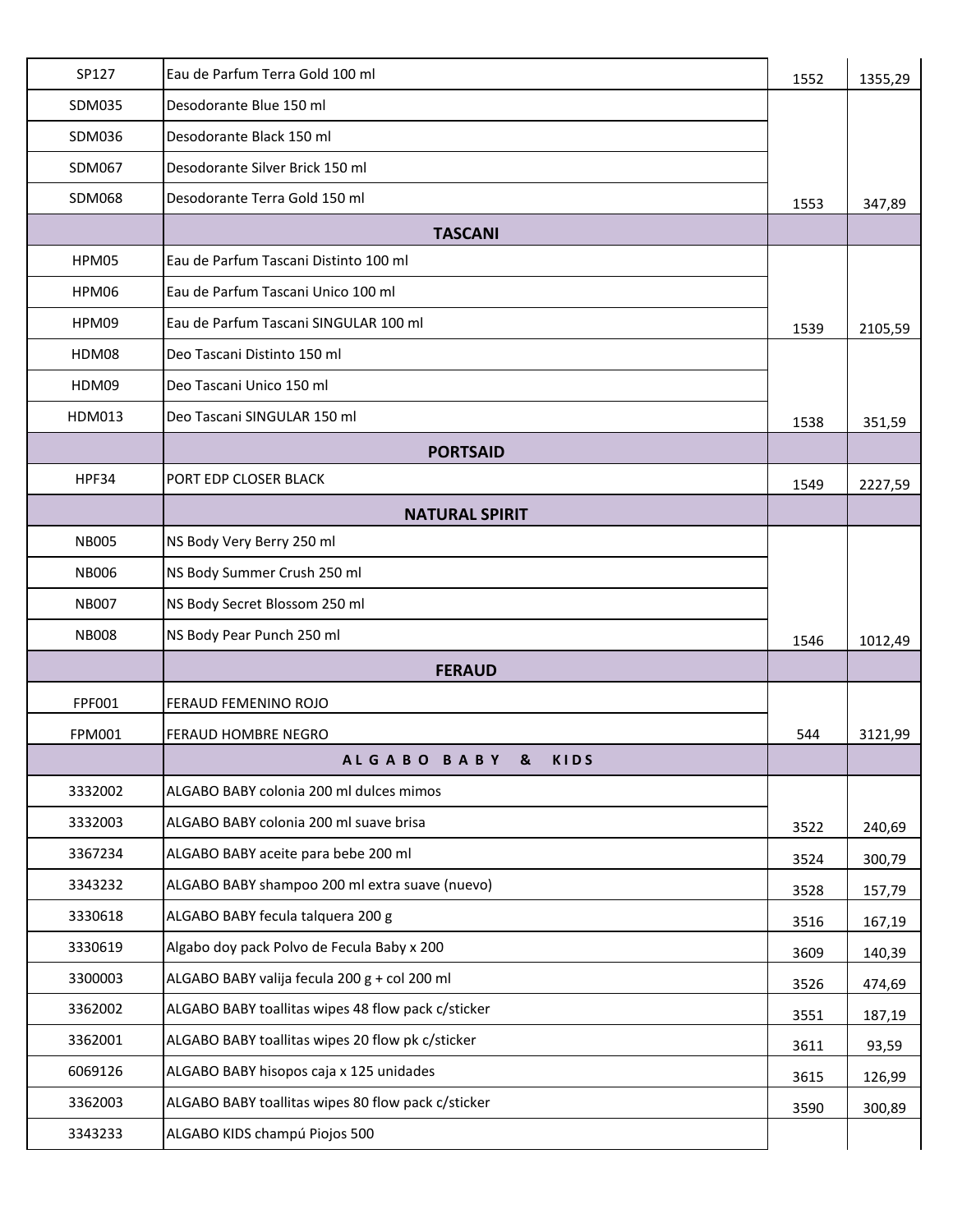| | | | |
|---|---|---|---|
| SP127 | Eau de Parfum Terra Gold 100 ml | 1552 | 1355,29 |
| SDM035 | Desodorante Blue 150 ml | | |
| SDM036 | Desodorante Black 150 ml | | |
| SDM067 | Desodorante Silver Brick 150 ml | | |
| SDM068 | Desodorante Terra Gold 150 ml | 1553 | 347,89 |
| | **TASCANI** | | |
| HPM05 | Eau de Parfum Tascani Distinto 100 ml | | |
| HPM06 | Eau de Parfum Tascani Unico 100 ml | | |
| HPM09 | Eau de Parfum Tascani SINGULAR 100 ml | 1539 | 2105,59 |
| HDM08 | Deo Tascani Distinto 150 ml | | |
| HDM09 | Deo Tascani Unico 150 ml | | |
| HDM013 | Deo Tascani SINGULAR 150 ml | 1538 | 351,59 |
| | **PORTSAID** | | |
| HPF34 | PORT EDP CLOSER BLACK | 1549 | 2227,59 |
| | **NATURAL SPIRIT** | | |
| NB005 | NS Body Very Berry 250 ml | | |
| NB006 | NS Body Summer Crush 250 ml | | |
| NB007 | NS Body Secret Blossom 250 ml | | |
| NB008 | NS Body Pear Punch 250 ml | 1546 | 1012,49 |
| | **FERAUD** | | |
| FPF001 | FERAUD FEMENINO ROJO | | |
| FPM001 | FERAUD HOMBRE NEGRO | 544 | 3121,99 |
| | **A L G A B O  B A B Y  &  K I D S** | | |
| 3332002 | ALGABO BABY colonia 200 ml dulces mimos | | |
| 3332003 | ALGABO BABY colonia 200 ml suave brisa | 3522 | 240,69 |
| 3367234 | ALGABO BABY aceite para bebe 200 ml | 3524 | 300,79 |
| 3343232 | ALGABO BABY shampoo 200 ml extra suave (nuevo) | 3528 | 157,79 |
| 3330618 | ALGABO BABY fecula talquera 200 g | 3516 | 167,19 |
| 3330619 | Algabo doy pack Polvo de Fecula Baby x 200 | 3609 | 140,39 |
| 3300003 | ALGABO BABY valija fecula 200 g + col 200 ml | 3526 | 474,69 |
| 3362002 | ALGABO BABY toallitas wipes 48 flow pack c/sticker | 3551 | 187,19 |
| 3362001 | ALGABO BABY toallitas wipes 20 flow pk c/sticker | 3611 | 93,59 |
| 6069126 | ALGABO BABY hisopos caja x 125 unidades | 3615 | 126,99 |
| 3362003 | ALGABO BABY toallitas wipes 80 flow pack c/sticker | 3590 | 300,89 |
| 3343233 | ALGABO KIDS champú Piojos 500 | | |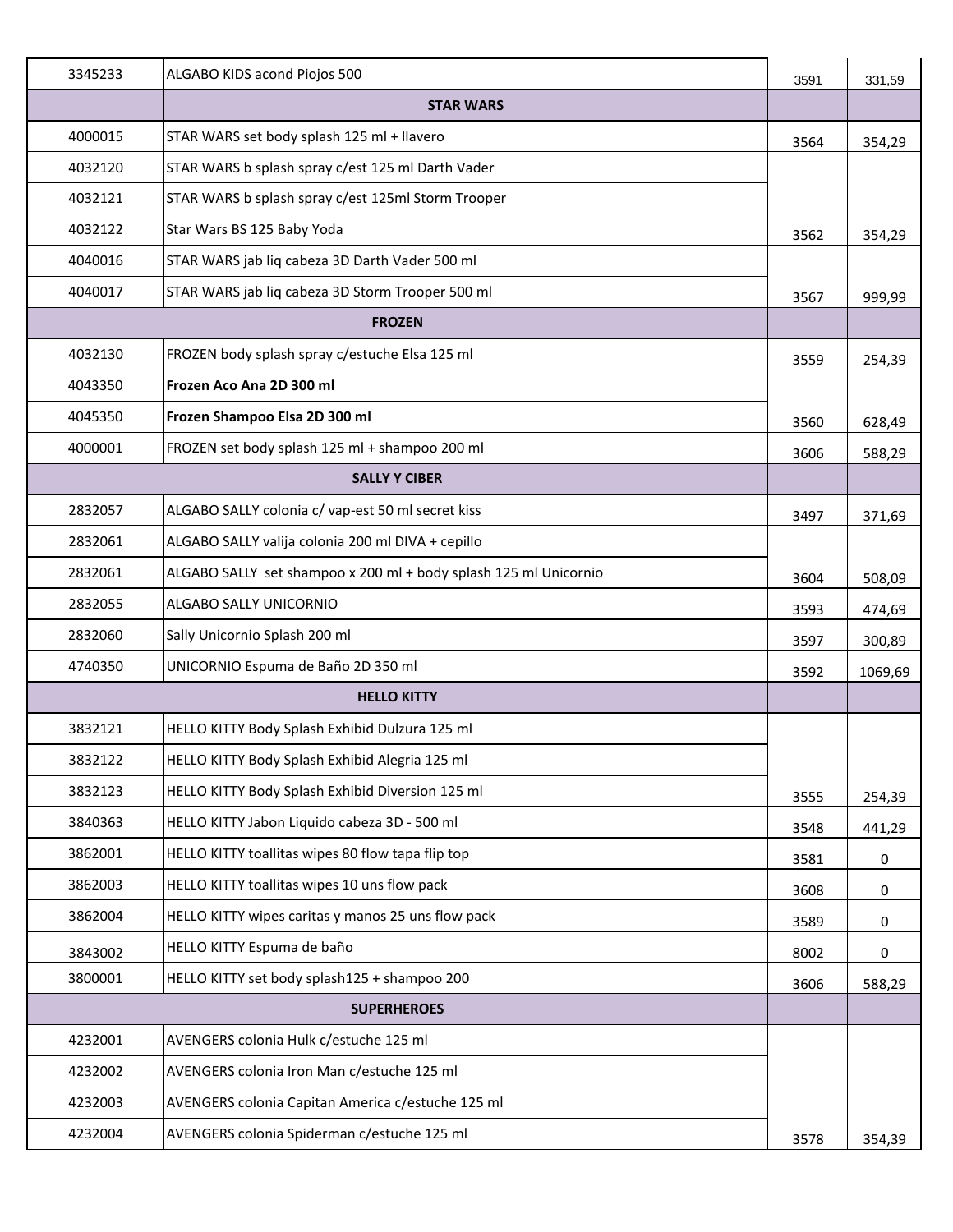| | | | |
|---|---|---|---|
| 3345233 | ALGABO KIDS acond Piojos 500 | 3591 | 331,59 |
| | **STAR WARS** | | |
| 4000015 | STAR WARS set body splash 125 ml + llavero | 3564 | 354,29 |
| 4032120 | STAR WARS b splash spray c/est 125 ml Darth Vader | | |
| 4032121 | STAR WARS b splash spray c/est 125ml Storm Trooper | | |
| 4032122 | Star Wars BS 125 Baby Yoda | 3562 | 354,29 |
| 4040016 | STAR WARS jab liq cabeza 3D Darth Vader 500 ml | | |
| 4040017 | STAR WARS jab liq cabeza 3D Storm Trooper 500 ml | 3567 | 999,99 |
| | **FROZEN** | | |
| 4032130 | FROZEN body splash spray c/estuche Elsa 125 ml | 3559 | 254,39 |
| 4043350 | **Frozen Aco Ana 2D 300 ml** | | |
| 4045350 | **Frozen Shampoo Elsa 2D 300 ml** | 3560 | 628,49 |
| 4000001 | FROZEN set body splash 125 ml + shampoo 200 ml | 3606 | 588,29 |
| | **SALLY Y CIBER** | | |
| 2832057 | ALGABO SALLY colonia c/ vap-est 50 ml secret kiss | 3497 | 371,69 |
| 2832061 | ALGABO SALLY valija colonia 200 ml DIVA + cepillo | | |
| 2832061 | ALGABO SALLY set shampoo x 200 ml + body splash 125 ml Unicornio | 3604 | 508,09 |
| 2832055 | ALGABO SALLY UNICORNIO | 3593 | 474,69 |
| 2832060 | Sally Unicornio Splash 200 ml | 3597 | 300,89 |
| 4740350 | UNICORNIO Espuma de Baño 2D 350 ml | 3592 | 1069,69 |
| | **HELLO KITTY** | | |
| 3832121 | HELLO KITTY Body Splash Exhibid Dulzura 125 ml | | |
| 3832122 | HELLO KITTY Body Splash Exhibid Alegria 125 ml | | |
| 3832123 | HELLO KITTY Body Splash Exhibid Diversion 125 ml | 3555 | 254,39 |
| 3840363 | HELLO KITTY Jabon Liquido cabeza 3D - 500 ml | 3548 | 441,29 |
| 3862001 | HELLO KITTY toallitas wipes 80 flow tapa flip top | 3581 | 0 |
| 3862003 | HELLO KITTY toallitas wipes 10 uns flow pack | 3608 | 0 |
| 3862004 | HELLO KITTY wipes caritas y manos 25 uns flow pack | 3589 | 0 |
| 3843002 | HELLO KITTY Espuma de baño | 8002 | 0 |
| 3800001 | HELLO KITTY set body splash125 + shampoo 200 | 3606 | 588,29 |
| | **SUPERHEROES** | | |
| 4232001 | AVENGERS colonia Hulk c/estuche 125 ml | | |
| 4232002 | AVENGERS colonia Iron Man c/estuche 125 ml | | |
| 4232003 | AVENGERS colonia Capitan America c/estuche 125 ml | | |
| 4232004 | AVENGERS colonia Spiderman c/estuche 125 ml | 3578 | 354,39 |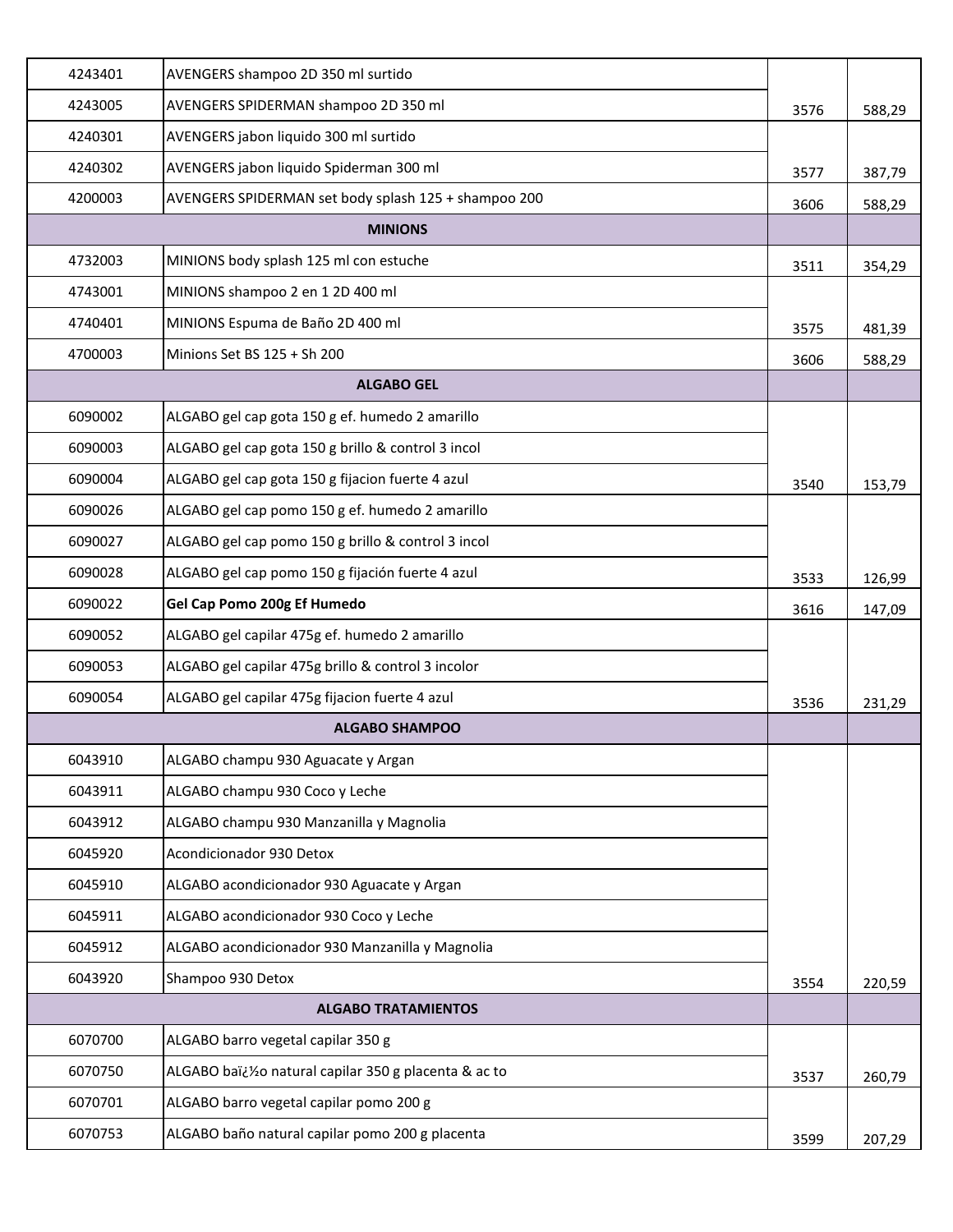| | | | |
|---|---|---|---|
| 4243401 | AVENGERS shampoo 2D 350 ml surtido | | |
| 4243005 | AVENGERS SPIDERMAN shampoo 2D 350 ml | 3576 | 588,29 |
| 4240301 | AVENGERS jabon liquido 300 ml surtido | | |
| 4240302 | AVENGERS jabon liquido Spiderman 300 ml | 3577 | 387,79 |
| 4200003 | AVENGERS SPIDERMAN set body splash 125 + shampoo 200 | 3606 | 588,29 |
| | **MINIONS** | | |
| 4732003 | MINIONS body splash 125 ml con estuche | 3511 | 354,29 |
| 4743001 | MINIONS shampoo 2 en 1 2D 400 ml | | |
| 4740401 | MINIONS Espuma de Baño 2D 400 ml | 3575 | 481,39 |
| 4700003 | Minions Set BS 125 + Sh 200 | 3606 | 588,29 |
| | **ALGABO GEL** | | |
| 6090002 | ALGABO gel cap gota 150 g ef. humedo 2 amarillo | | |
| 6090003 | ALGABO gel cap gota 150 g brillo & control 3 incol | | |
| 6090004 | ALGABO gel cap gota 150 g fijacion fuerte 4 azul | 3540 | 153,79 |
| 6090026 | ALGABO gel cap pomo 150 g ef. humedo 2 amarillo | | |
| 6090027 | ALGABO gel cap pomo 150 g brillo & control 3 incol | | |
| 6090028 | ALGABO gel cap pomo 150 g fijación fuerte 4 azul | 3533 | 126,99 |
| 6090022 | **Gel Cap Pomo 200g Ef Humedo** | 3616 | 147,09 |
| 6090052 | ALGABO gel capilar 475g ef. humedo 2 amarillo | | |
| 6090053 | ALGABO gel capilar 475g brillo & control 3 incolor | | |
| 6090054 | ALGABO gel capilar 475g fijacion fuerte 4 azul | 3536 | 231,29 |
| | **ALGABO SHAMPOO** | | |
| 6043910 | ALGABO champu 930 Aguacate y Argan | | |
| 6043911 | ALGABO champu 930 Coco y Leche | | |
| 6043912 | ALGABO champu 930 Manzanilla y Magnolia | | |
| 6045920 | Acondicionador 930 Detox | | |
| 6045910 | ALGABO acondicionador 930 Aguacate y Argan | | |
| 6045911 | ALGABO acondicionador 930 Coco y Leche | | |
| 6045912 | ALGABO acondicionador 930 Manzanilla y Magnolia | | |
| 6043920 | Shampoo 930 Detox | 3554 | 220,59 |
| | **ALGABO TRATAMIENTOS** | | |
| 6070700 | ALGABO barro vegetal capilar 350 g | | |
| 6070750 | ALGABO baï¿½o natural capilar 350 g placenta & ac to | 3537 | 260,79 |
| 6070701 | ALGABO barro vegetal capilar pomo 200 g | | |
| 6070753 | ALGABO baño natural capilar pomo 200 g placenta | 3599 | 207,29 |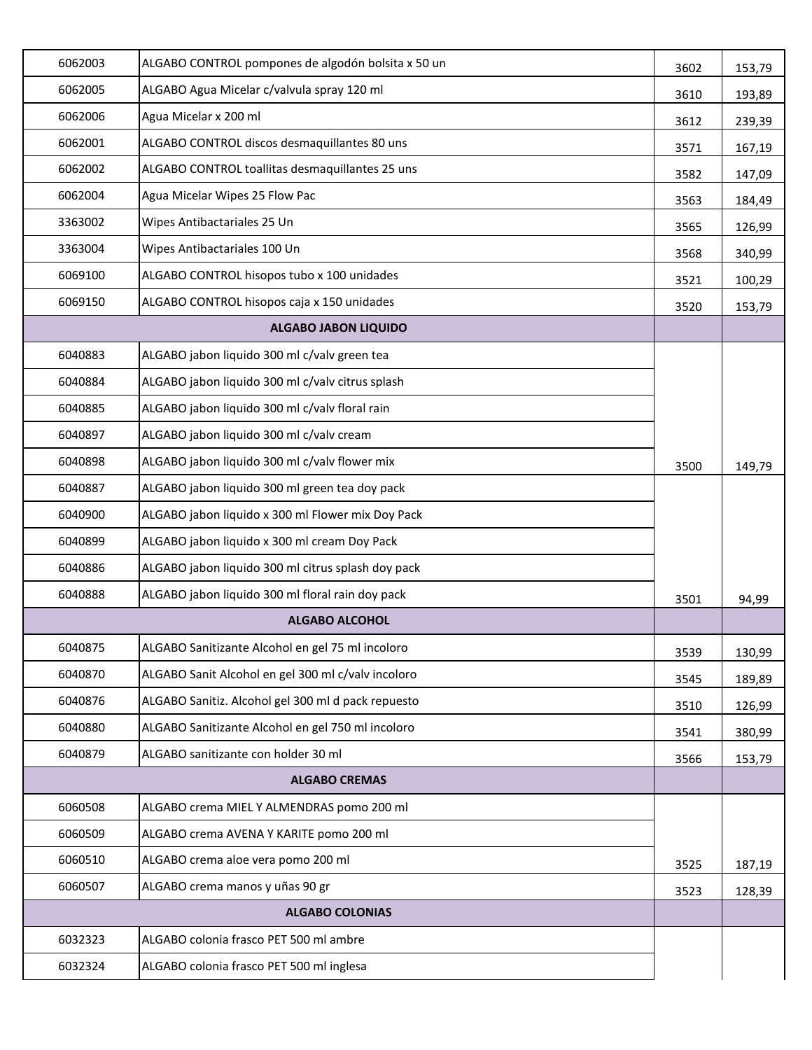| | | | |
|---|---|---|---|
| 6062003 | ALGABO CONTROL pompones de algodón bolsita x 50 un | 3602 | 153,79 |
| 6062005 | ALGABO Agua Micelar c/valvula spray 120 ml | 3610 | 193,89 |
| 6062006 | Agua Micelar x 200 ml | 3612 | 239,39 |
| 6062001 | ALGABO CONTROL discos desmaquillantes 80 uns | 3571 | 167,19 |
| 6062002 | ALGABO CONTROL toallitas desmaquillantes 25 uns | 3582 | 147,09 |
| 6062004 | Agua Micelar Wipes 25 Flow Pac | 3563 | 184,49 |
| 3363002 | Wipes Antibactariales 25 Un | 3565 | 126,99 |
| 3363004 | Wipes Antibactariales 100 Un | 3568 | 340,99 |
| 6069100 | ALGABO CONTROL hisopos tubo x 100 unidades | 3521 | 100,29 |
| 6069150 | ALGABO CONTROL hisopos caja x 150 unidades | 3520 | 153,79 |
| **ALGABO JABON LIQUIDO** | | | |
| 6040883 | ALGABO jabon liquido 300 ml c/valv green tea | 3500 | 149,79 |
| 6040884 | ALGABO jabon liquido 300 ml c/valv citrus splash | | |
| 6040885 | ALGABO jabon liquido 300 ml c/valv floral rain | | |
| 6040897 | ALGABO jabon liquido 300 ml c/valv cream | | |
| 6040898 | ALGABO jabon liquido 300 ml c/valv flower mix | | |
| 6040887 | ALGABO jabon liquido 300 ml green tea doy pack | 3501 | 94,99 |
| 6040900 | ALGABO jabon liquido x 300 ml Flower mix Doy Pack | | |
| 6040899 | ALGABO jabon liquido x 300 ml cream Doy Pack | | |
| 6040886 | ALGABO jabon liquido 300 ml citrus splash doy pack | | |
| 6040888 | ALGABO jabon liquido 300 ml floral rain doy pack | | |
| **ALGABO ALCOHOL** | | | |
| 6040875 | ALGABO Sanitizante Alcohol en gel 75 ml incoloro | 3539 | 130,99 |
| 6040870 | ALGABO Sanit Alcohol en gel 300 ml c/valv incoloro | 3545 | 189,89 |
| 6040876 | ALGABO Sanitiz. Alcohol gel 300 ml d pack repuesto | 3510 | 126,99 |
| 6040880 | ALGABO Sanitizante Alcohol en gel 750 ml incoloro | 3541 | 380,99 |
| 6040879 | ALGABO sanitizante con holder 30 ml | 3566 | 153,79 |
| **ALGABO CREMAS** | | | |
| 6060508 | ALGABO crema MIEL Y ALMENDRAS pomo 200 ml | 3525 | 187,19 |
| 6060509 | ALGABO crema AVENA Y KARITE pomo 200 ml | | |
| 6060510 | ALGABO crema aloe vera pomo 200 ml | | |
| 6060507 | ALGABO crema manos y uñas 90 gr | 3523 | 128,39 |
| **ALGABO COLONIAS** | | | |
| 6032323 | ALGABO colonia frasco PET 500 ml ambre | | |
| 6032324 | ALGABO colonia frasco PET 500 ml inglesa | | |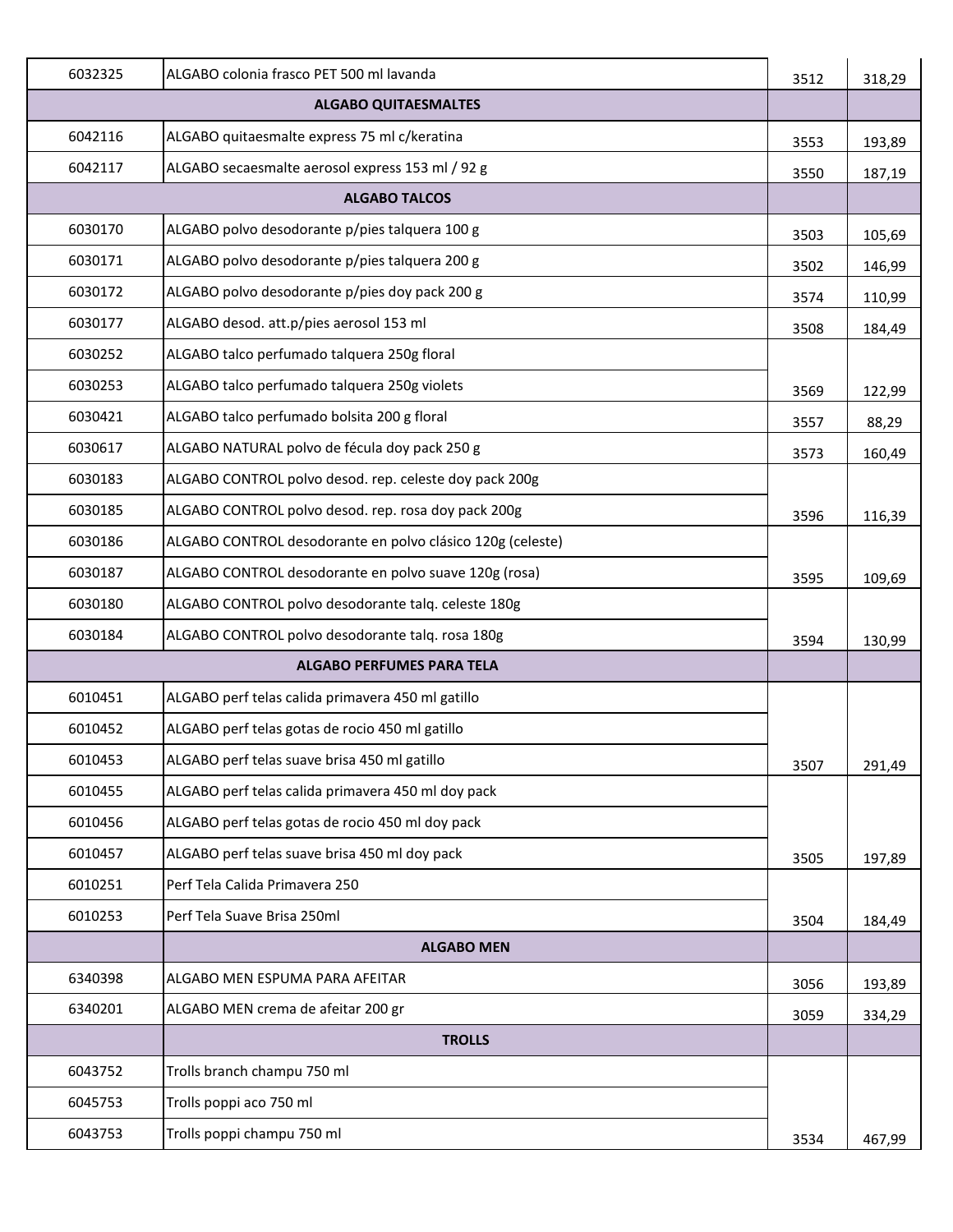| | | | |
|---|---|---|---|
| 6032325 | ALGABO colonia frasco PET 500 ml lavanda | 3512 | 318,29 |
| **ALGABO QUITAESMALTES** | | | |
| 6042116 | ALGABO quitaesmalte express 75 ml c/keratina | 3553 | 193,89 |
| 6042117 | ALGABO secaesmalte aerosol express 153 ml / 92 g | 3550 | 187,19 |
| **ALGABO TALCOS** | | | |
| 6030170 | ALGABO polvo desodorante p/pies talquera 100 g | 3503 | 105,69 |
| 6030171 | ALGABO polvo desodorante p/pies talquera 200 g | 3502 | 146,99 |
| 6030172 | ALGABO polvo desodorante p/pies doy pack 200 g | 3574 | 110,99 |
| 6030177 | ALGABO desod. att.p/pies aerosol 153 ml | 3508 | 184,49 |
| 6030252 | ALGABO talco perfumado talquera 250g floral | | |
| 6030253 | ALGABO talco perfumado talquera 250g violets | 3569 | 122,99 |
| 6030421 | ALGABO talco perfumado bolsita 200 g floral | 3557 | 88,29 |
| 6030617 | ALGABO NATURAL polvo de fécula doy pack 250 g | 3573 | 160,49 |
| 6030183 | ALGABO CONTROL polvo desod. rep. celeste doy pack 200g | | |
| 6030185 | ALGABO CONTROL polvo desod. rep. rosa doy pack 200g | 3596 | 116,39 |
| 6030186 | ALGABO CONTROL desodorante en polvo clásico 120g (celeste) | | |
| 6030187 | ALGABO CONTROL desodorante en polvo suave 120g (rosa) | 3595 | 109,69 |
| 6030180 | ALGABO CONTROL polvo desodorante talq. celeste 180g | | |
| 6030184 | ALGABO CONTROL polvo desodorante talq. rosa 180g | 3594 | 130,99 |
| **ALGABO PERFUMES PARA TELA** | | | |
| 6010451 | ALGABO perf telas calida primavera 450 ml gatillo | | |
| 6010452 | ALGABO perf telas gotas de rocio 450 ml gatillo | | |
| 6010453 | ALGABO perf telas suave brisa 450 ml gatillo | 3507 | 291,49 |
| 6010455 | ALGABO perf telas calida primavera 450 ml doy pack | | |
| 6010456 | ALGABO perf telas gotas de rocio 450 ml doy pack | | |
| 6010457 | ALGABO perf telas suave brisa 450 ml doy pack | 3505 | 197,89 |
| 6010251 | Perf Tela Calida Primavera 250 | | |
| 6010253 | Perf Tela Suave Brisa 250ml | 3504 | 184,49 |
| | **ALGABO MEN** | | |
| 6340398 | ALGABO MEN ESPUMA PARA AFEITAR | 3056 | 193,89 |
| 6340201 | ALGABO MEN crema de afeitar 200 gr | 3059 | 334,29 |
| | **TROLLS** | | |
| 6043752 | Trolls branch champu 750 ml | | |
| 6045753 | Trolls poppi aco 750 ml | | |
| 6043753 | Trolls poppi champu 750 ml | 3534 | 467,99 |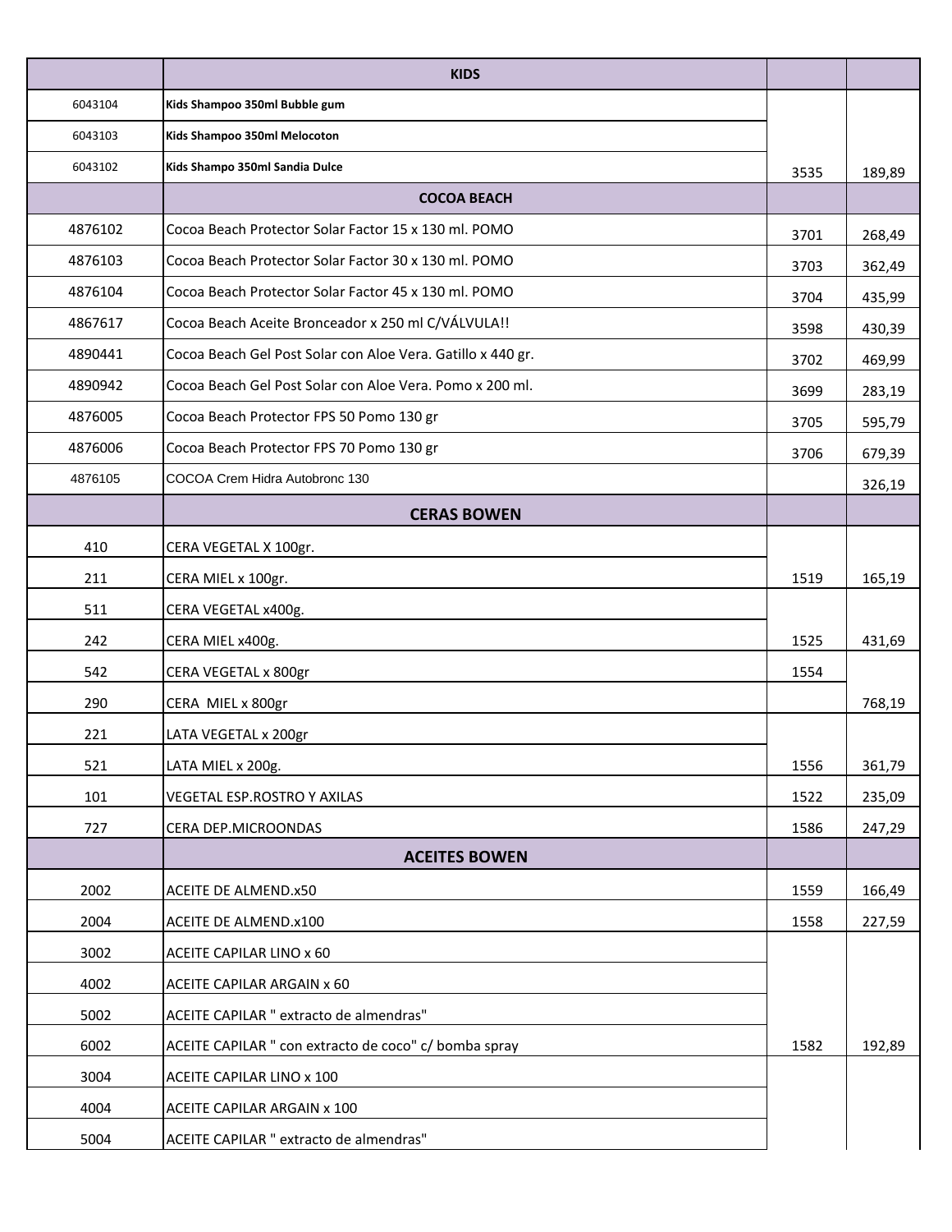| | KIDS | | |
|---|---|---|---|
| 6043104 | **Kids Shampoo 350ml Bubble gum** | | |
| 6043103 | **Kids Shampoo 350ml Melocoton** | | |
| 6043102 | **Kids Shampo 350ml Sandia Dulce** | 3535 | 189,89 |
| | **COCOA BEACH** | | |
| 4876102 | Cocoa Beach Protector Solar Factor 15 x 130 ml. POMO | 3701 | 268,49 |
| 4876103 | Cocoa Beach Protector Solar Factor 30 x 130 ml. POMO | 3703 | 362,49 |
| 4876104 | Cocoa Beach Protector Solar Factor 45 x 130 ml. POMO | 3704 | 435,99 |
| 4867617 | Cocoa Beach Aceite Bronceador x 250 ml C/VÁLVULA!! | 3598 | 430,39 |
| 4890441 | Cocoa Beach Gel Post Solar con Aloe Vera. Gatillo x 440 gr. | 3702 | 469,99 |
| 4890942 | Cocoa Beach Gel Post Solar con Aloe Vera. Pomo x 200 ml. | 3699 | 283,19 |
| 4876005 | Cocoa Beach Protector FPS 50 Pomo 130 gr | 3705 | 595,79 |
| 4876006 | Cocoa Beach Protector FPS 70 Pomo 130 gr | 3706 | 679,39 |
| 4876105 | COCOA Crem Hidra Autobronc 130 | | 326,19 |
| | **CERAS BOWEN** | | |
| 410 | CERA VEGETAL X 100gr. | | |
| 211 | CERA MIEL x 100gr. | 1519 | 165,19 |
| 511 | CERA VEGETAL x400g. | | |
| 242 | CERA MIEL x400g. | 1525 | 431,69 |
| 542 | CERA VEGETAL x 800gr | 1554 | |
| 290 | CERA MIEL x 800gr | | 768,19 |
| 221 | LATA VEGETAL x 200gr | | |
| 521 | LATA MIEL x 200g. | 1556 | 361,79 |
| 101 | VEGETAL ESP.ROSTRO Y AXILAS | 1522 | 235,09 |
| 727 | CERA DEP.MICROONDAS | 1586 | 247,29 |
| | **ACEITES BOWEN** | | |
| 2002 | ACEITE DE ALMEND.x50 | 1559 | 166,49 |
| 2004 | ACEITE DE ALMEND.x100 | 1558 | 227,59 |
| 3002 | ACEITE CAPILAR LINO x 60 | | |
| 4002 | ACEITE CAPILAR ARGAIN x 60 | | |
| 5002 | ACEITE CAPILAR " extracto de almendras" | | |
| 6002 | ACEITE CAPILAR " con extracto de coco" c/ bomba spray | 1582 | 192,89 |
| 3004 | ACEITE CAPILAR LINO x 100 | | |
| 4004 | ACEITE CAPILAR ARGAIN x 100 | | |
| 5004 | ACEITE CAPILAR " extracto de almendras" | | |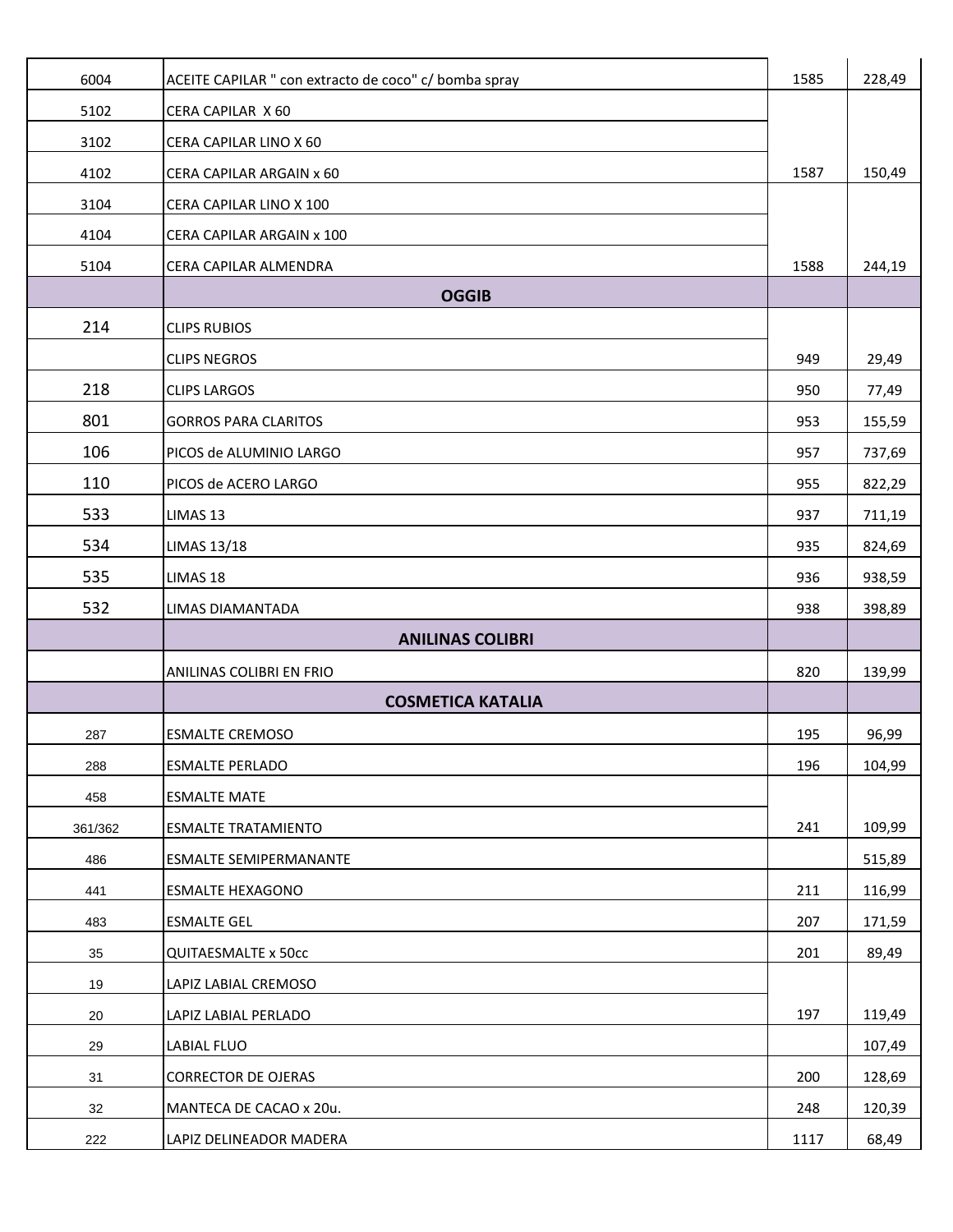| | | | |
|---|---|---|---|
| 6004 | ACEITE CAPILAR " con extracto de coco" c/ bomba spray | 1585 | 228,49 |
| 5102 | CERA CAPILAR X 60 | | |
| 3102 | CERA CAPILAR LINO X 60 | | |
| 4102 | CERA CAPILAR ARGAIN x 60 | 1587 | 150,49 |
| 3104 | CERA CAPILAR LINO X 100 | | |
| 4104 | CERA CAPILAR ARGAIN x 100 | | |
| 5104 | CERA CAPILAR ALMENDRA | 1588 | 244,19 |
| | **OGGIB** | | |
| 214 | CLIPS RUBIOS | | |
| | CLIPS NEGROS | 949 | 29,49 |
| 218 | CLIPS LARGOS | 950 | 77,49 |
| 801 | GORROS PARA CLARITOS | 953 | 155,59 |
| 106 | PICOS de ALUMINIO LARGO | 957 | 737,69 |
| 110 | PICOS de ACERO LARGO | 955 | 822,29 |
| 533 | LIMAS 13 | 937 | 711,19 |
| 534 | LIMAS 13/18 | 935 | 824,69 |
| 535 | LIMAS 18 | 936 | 938,59 |
| 532 | LIMAS DIAMANTADA | 938 | 398,89 |
| | **ANILINAS COLIBRI** | | |
| | ANILINAS COLIBRI EN FRIO | 820 | 139,99 |
| | **COSMETICA KATALIA** | | |
| 287 | ESMALTE CREMOSO | 195 | 96,99 |
| 288 | ESMALTE PERLADO | 196 | 104,99 |
| 458 | ESMALTE MATE | | |
| 361/362 | ESMALTE TRATAMIENTO | 241 | 109,99 |
| 486 | ESMALTE SEMIPERMANANTE | | 515,89 |
| 441 | ESMALTE HEXAGONO | 211 | 116,99 |
| 483 | ESMALTE GEL | 207 | 171,59 |
| 35 | QUITAESMALTE x 50cc | 201 | 89,49 |
| 19 | LAPIZ LABIAL CREMOSO | | |
| 20 | LAPIZ LABIAL PERLADO | 197 | 119,49 |
| 29 | LABIAL FLUO | | 107,49 |
| 31 | CORRECTOR DE OJERAS | 200 | 128,69 |
| 32 | MANTECA DE CACAO x 20u. | 248 | 120,39 |
| 222 | LAPIZ DELINEADOR MADERA | 1117 | 68,49 |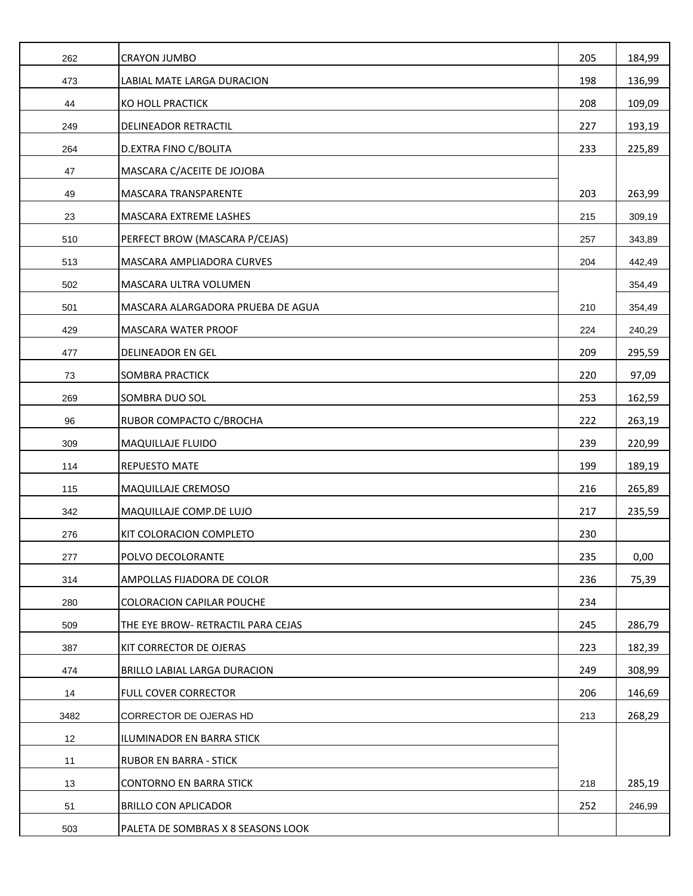| | | | |
|---|---|---|---|
| 262 | CRAYON JUMBO | 205 | 184,99 |
| 473 | LABIAL MATE LARGA DURACION | 198 | 136,99 |
| 44 | KO HOLL PRACTICK | 208 | 109,09 |
| 249 | DELINEADOR RETRACTIL | 227 | 193,19 |
| 264 | D.EXTRA FINO C/BOLITA | 233 | 225,89 |
| 47 | MASCARA C/ACEITE DE JOJOBA | | |
| 49 | MASCARA TRANSPARENTE | 203 | 263,99 |
| 23 | MASCARA EXTREME LASHES | 215 | 309,19 |
| 510 | PERFECT BROW (MASCARA P/CEJAS) | 257 | 343,89 |
| 513 | MASCARA AMPLIADORA CURVES | 204 | 442,49 |
| 502 | MASCARA ULTRA VOLUMEN | | 354,49 |
| 501 | MASCARA ALARGADORA PRUEBA DE AGUA | 210 | 354,49 |
| 429 | MASCARA WATER PROOF | 224 | 240,29 |
| 477 | DELINEADOR EN GEL | 209 | 295,59 |
| 73 | SOMBRA PRACTICK | 220 | 97,09 |
| 269 | SOMBRA DUO SOL | 253 | 162,59 |
| 96 | RUBOR COMPACTO C/BROCHA | 222 | 263,19 |
| 309 | MAQUILLAJE FLUIDO | 239 | 220,99 |
| 114 | REPUESTO MATE | 199 | 189,19 |
| 115 | MAQUILLAJE CREMOSO | 216 | 265,89 |
| 342 | MAQUILLAJE COMP.DE LUJO | 217 | 235,59 |
| 276 | KIT COLORACION COMPLETO | 230 | |
| 277 | POLVO DECOLORANTE | 235 | 0,00 |
| 314 | AMPOLLAS FIJADORA DE COLOR | 236 | 75,39 |
| 280 | COLORACION CAPILAR POUCHE | 234 | |
| 509 | THE EYE BROW- RETRACTIL PARA CEJAS | 245 | 286,79 |
| 387 | KIT CORRECTOR DE OJERAS | 223 | 182,39 |
| 474 | BRILLO LABIAL LARGA DURACION | 249 | 308,99 |
| 14 | FULL COVER CORRECTOR | 206 | 146,69 |
| 3482 | CORRECTOR DE OJERAS HD | 213 | 268,29 |
| 12 | ILUMINADOR EN BARRA STICK | | |
| 11 | RUBOR EN BARRA - STICK | | |
| 13 | CONTORNO EN BARRA STICK | 218 | 285,19 |
| 51 | BRILLO CON APLICADOR | 252 | 246,99 |
| 503 | PALETA DE SOMBRAS X 8 SEASONS LOOK | | |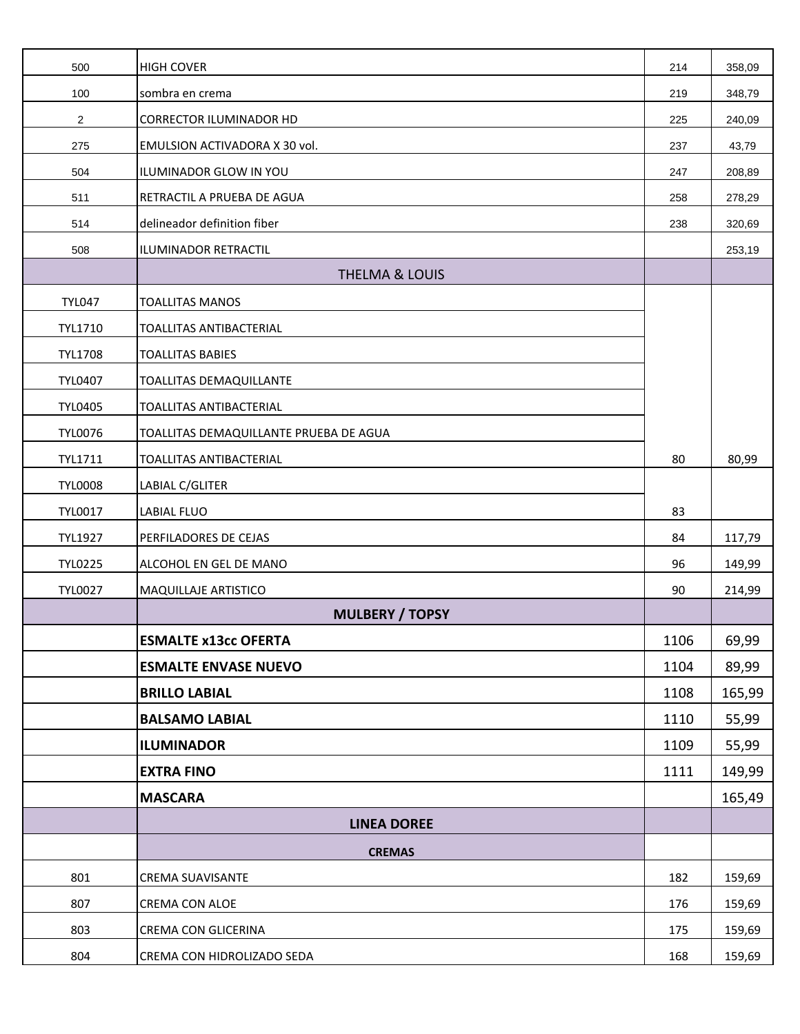| | | | |
|---|---|---|---|
| 500 | HIGH COVER | 214 | 358,09 |
| 100 | sombra en crema | 219 | 348,79 |
| 2 | CORRECTOR ILUMINADOR HD | 225 | 240,09 |
| 275 | EMULSION ACTIVADORA X 30 vol. | 237 | 43,79 |
| 504 | ILUMINADOR GLOW IN YOU | 247 | 208,89 |
| 511 | RETRACTIL A PRUEBA DE AGUA | 258 | 278,29 |
| 514 | delineador definition fiber | 238 | 320,69 |
| 508 | ILUMINADOR RETRACTIL | | 253,19 |
| | THELMA & LOUIS | | |
| TYL047 | TOALLITAS MANOS | | |
| TYL1710 | TOALLITAS ANTIBACTERIAL | | |
| TYL1708 | TOALLITAS BABIES | | |
| TYL0407 | TOALLITAS DEMAQUILLANTE | | |
| TYL0405 | TOALLITAS ANTIBACTERIAL | | |
| TYL0076 | TOALLITAS DEMAQUILLANTE PRUEBA DE AGUA | | |
| TYL1711 | TOALLITAS ANTIBACTERIAL | 80 | 80,99 |
| TYL0008 | LABIAL C/GLITER | | |
| TYL0017 | LABIAL FLUO | 83 | |
| TYL1927 | PERFILADORES DE CEJAS | 84 | 117,79 |
| TYL0225 | ALCOHOL EN GEL DE MANO | 96 | 149,99 |
| TYL0027 | MAQUILLAJE ARTISTICO | 90 | 214,99 |
| | **MULBERY / TOPSY** | | |
| | **ESMALTE x13cc OFERTA** | 1106 | 69,99 |
| | **ESMALTE ENVASE NUEVO** | 1104 | 89,99 |
| | **BRILLO LABIAL** | 1108 | 165,99 |
| | **BALSAMO LABIAL** | 1110 | 55,99 |
| | **ILUMINADOR** | 1109 | 55,99 |
| | **EXTRA FINO** | 1111 | 149,99 |
| | **MASCARA** | | 165,49 |
| | **LINEA DOREE** | | |
| | **CREMAS** | | |
| 801 | CREMA SUAVISANTE | 182 | 159,69 |
| 807 | CREMA CON ALOE | 176 | 159,69 |
| 803 | CREMA CON GLICERINA | 175 | 159,69 |
| 804 | CREMA CON HIDROLIZADO SEDA | 168 | 159,69 |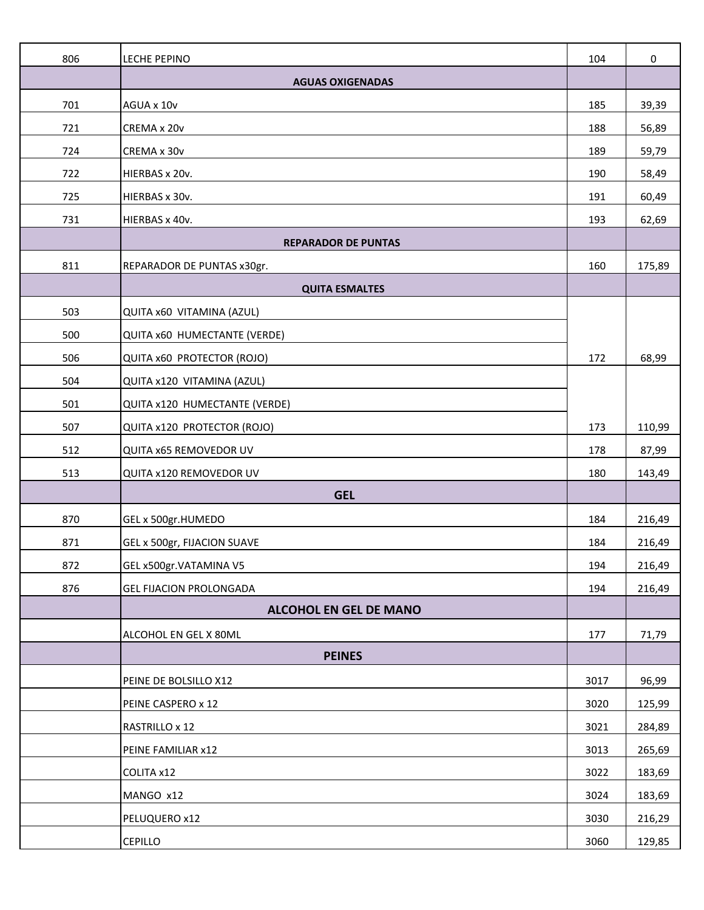| | | | |
|---|---|---|---|
| 806 | LECHE PEPINO | 104 | 0 |
| | **AGUAS OXIGENADAS** | | |
| 701 | AGUA x 10v | 185 | 39,39 |
| 721 | CREMA x 20v | 188 | 56,89 |
| 724 | CREMA x 30v | 189 | 59,79 |
| 722 | HIERBAS x 20v. | 190 | 58,49 |
| 725 | HIERBAS x 30v. | 191 | 60,49 |
| 731 | HIERBAS x 40v. | 193 | 62,69 |
| | **REPARADOR DE PUNTAS** | | |
| 811 | REPARADOR DE PUNTAS x30gr. | 160 | 175,89 |
| | **QUITA ESMALTES** | | |
| 503 | QUITA x60 VITAMINA (AZUL) | | |
| 500 | QUITA x60 HUMECTANTE (VERDE) | | |
| 506 | QUITA x60 PROTECTOR (ROJO) | 172 | 68,99 |
| 504 | QUITA x120 VITAMINA (AZUL) | | |
| 501 | QUITA x120 HUMECTANTE (VERDE) | | |
| 507 | QUITA x120 PROTECTOR (ROJO) | 173 | 110,99 |
| 512 | QUITA x65 REMOVEDOR UV | 178 | 87,99 |
| 513 | QUITA x120 REMOVEDOR UV | 180 | 143,49 |
| | **GEL** | | |
| 870 | GEL x 500gr.HUMEDO | 184 | 216,49 |
| 871 | GEL x 500gr, FIJACION SUAVE | 184 | 216,49 |
| 872 | GEL x500gr.VATAMINA V5 | 194 | 216,49 |
| 876 | GEL FIJACION PROLONGADA | 194 | 216,49 |
| | **ALCOHOL EN GEL DE MANO** | | |
| | ALCOHOL EN GEL X 80ML | 177 | 71,79 |
| | **PEINES** | | |
| | PEINE DE BOLSILLO X12 | 3017 | 96,99 |
| | PEINE CASPERO x 12 | 3020 | 125,99 |
| | RASTRILLO x 12 | 3021 | 284,89 |
| | PEINE FAMILIAR x12 | 3013 | 265,69 |
| | COLITA x12 | 3022 | 183,69 |
| | MANGO x12 | 3024 | 183,69 |
| | PELUQUERO x12 | 3030 | 216,29 |
| | CEPILLO | 3060 | 129,85 |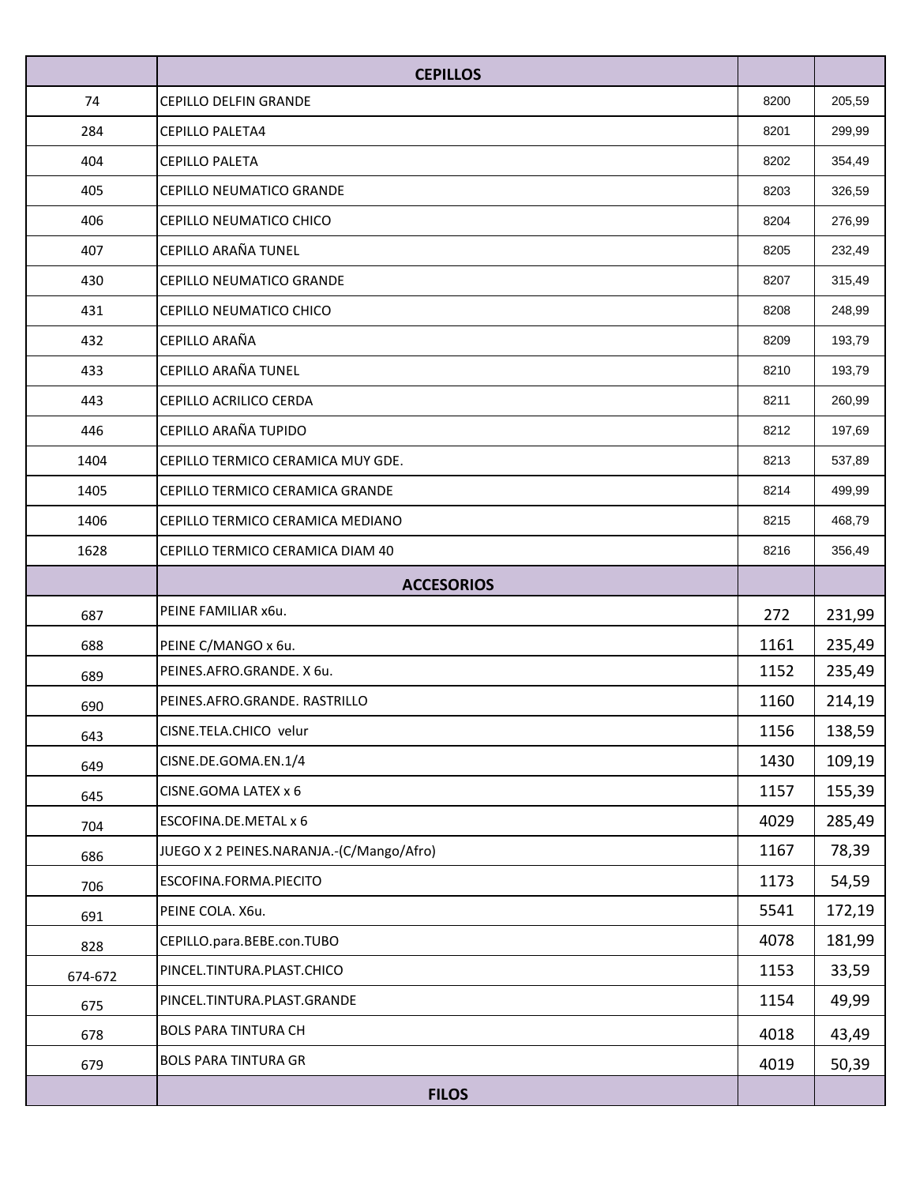| | CEPILLOS | | |
|---|---|---|---|
| 74 | CEPILLO DELFIN GRANDE | 8200 | 205,59 |
| 284 | CEPILLO PALETA4 | 8201 | 299,99 |
| 404 | CEPILLO PALETA | 8202 | 354,49 |
| 405 | CEPILLO NEUMATICO GRANDE | 8203 | 326,59 |
| 406 | CEPILLO NEUMATICO CHICO | 8204 | 276,99 |
| 407 | CEPILLO ARAÑA TUNEL | 8205 | 232,49 |
| 430 | CEPILLO NEUMATICO GRANDE | 8207 | 315,49 |
| 431 | CEPILLO NEUMATICO CHICO | 8208 | 248,99 |
| 432 | CEPILLO ARAÑA | 8209 | 193,79 |
| 433 | CEPILLO ARAÑA TUNEL | 8210 | 193,79 |
| 443 | CEPILLO ACRILICO CERDA | 8211 | 260,99 |
| 446 | CEPILLO ARAÑA TUPIDO | 8212 | 197,69 |
| 1404 | CEPILLO TERMICO CERAMICA MUY GDE. | 8213 | 537,89 |
| 1405 | CEPILLO TERMICO CERAMICA GRANDE | 8214 | 499,99 |
| 1406 | CEPILLO TERMICO CERAMICA MEDIANO | 8215 | 468,79 |
| 1628 | CEPILLO TERMICO CERAMICA DIAM 40 | 8216 | 356,49 |
| | **ACCESORIOS** | | |
| 687 | PEINE FAMILIAR x6u. | 272 | 231,99 |
| 688 | PEINE C/MANGO x 6u. | 1161 | 235,49 |
| 689 | PEINES.AFRO.GRANDE. X 6u. | 1152 | 235,49 |
| 690 | PEINES.AFRO.GRANDE. RASTRILLO | 1160 | 214,19 |
| 643 | CISNE.TELA.CHICO velur | 1156 | 138,59 |
| 649 | CISNE.DE.GOMA.EN.1/4 | 1430 | 109,19 |
| 645 | CISNE.GOMA LATEX x 6 | 1157 | 155,39 |
| 704 | ESCOFINA.DE.METAL x 6 | 4029 | 285,49 |
| 686 | JUEGO X 2 PEINES.NARANJA.-(C/Mango/Afro) | 1167 | 78,39 |
| 706 | ESCOFINA.FORMA.PIECITO | 1173 | 54,59 |
| 691 | PEINE COLA. X6u. | 5541 | 172,19 |
| 828 | CEPILLO.para.BEBE.con.TUBO | 4078 | 181,99 |
| 674-672 | PINCEL.TINTURA.PLAST.CHICO | 1153 | 33,59 |
| 675 | PINCEL.TINTURA.PLAST.GRANDE | 1154 | 49,99 |
| 678 | BOLS PARA TINTURA CH | 4018 | 43,49 |
| 679 | BOLS PARA TINTURA GR | 4019 | 50,39 |
| | **FILOS** | | |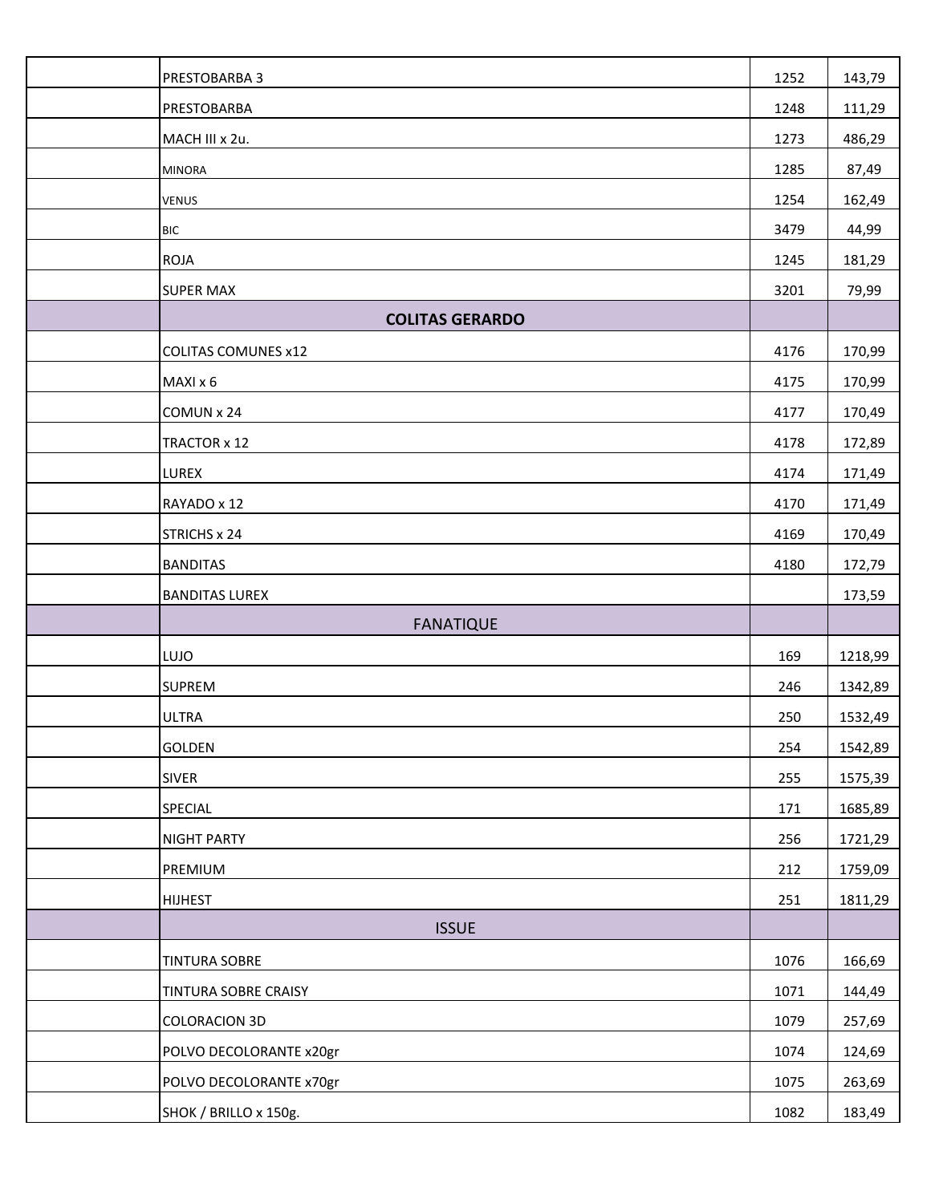| | | | |
|---|---|---|---|
| | PRESTOBARBA 3 | 1252 | 143,79 |
| | PRESTOBARBA | 1248 | 111,29 |
| | MACH III x 2u. | 1273 | 486,29 |
| | MINORA | 1285 | 87,49 |
| | VENUS | 1254 | 162,49 |
| | BIC | 3479 | 44,99 |
| | ROJA | 1245 | 181,29 |
| | SUPER MAX | 3201 | 79,99 |
| | **COLITAS GERARDO** | | |
| | COLITAS COMUNES x12 | 4176 | 170,99 |
| | MAXI x 6 | 4175 | 170,99 |
| | COMUN x 24 | 4177 | 170,49 |
| | TRACTOR x 12 | 4178 | 172,89 |
| | LUREX | 4174 | 171,49 |
| | RAYADO x 12 | 4170 | 171,49 |
| | STRICHS x 24 | 4169 | 170,49 |
| | BANDITAS | 4180 | 172,79 |
| | BANDITAS LUREX | | 173,59 |
| | FANATIQUE | | |
| | LUJO | 169 | 1218,99 |
| | SUPREM | 246 | 1342,89 |
| | ULTRA | 250 | 1532,49 |
| | GOLDEN | 254 | 1542,89 |
| | SIVER | 255 | 1575,39 |
| | SPECIAL | 171 | 1685,89 |
| | NIGHT PARTY | 256 | 1721,29 |
| | PREMIUM | 212 | 1759,09 |
| | HIJHEST | 251 | 1811,29 |
| | ISSUE | | |
| | TINTURA SOBRE | 1076 | 166,69 |
| | TINTURA SOBRE CRAISY | 1071 | 144,49 |
| | COLORACION 3D | 1079 | 257,69 |
| | POLVO DECOLORANTE x20gr | 1074 | 124,69 |
| | POLVO DECOLORANTE x70gr | 1075 | 263,69 |
| | SHOK / BRILLO x 150g. | 1082 | 183,49 |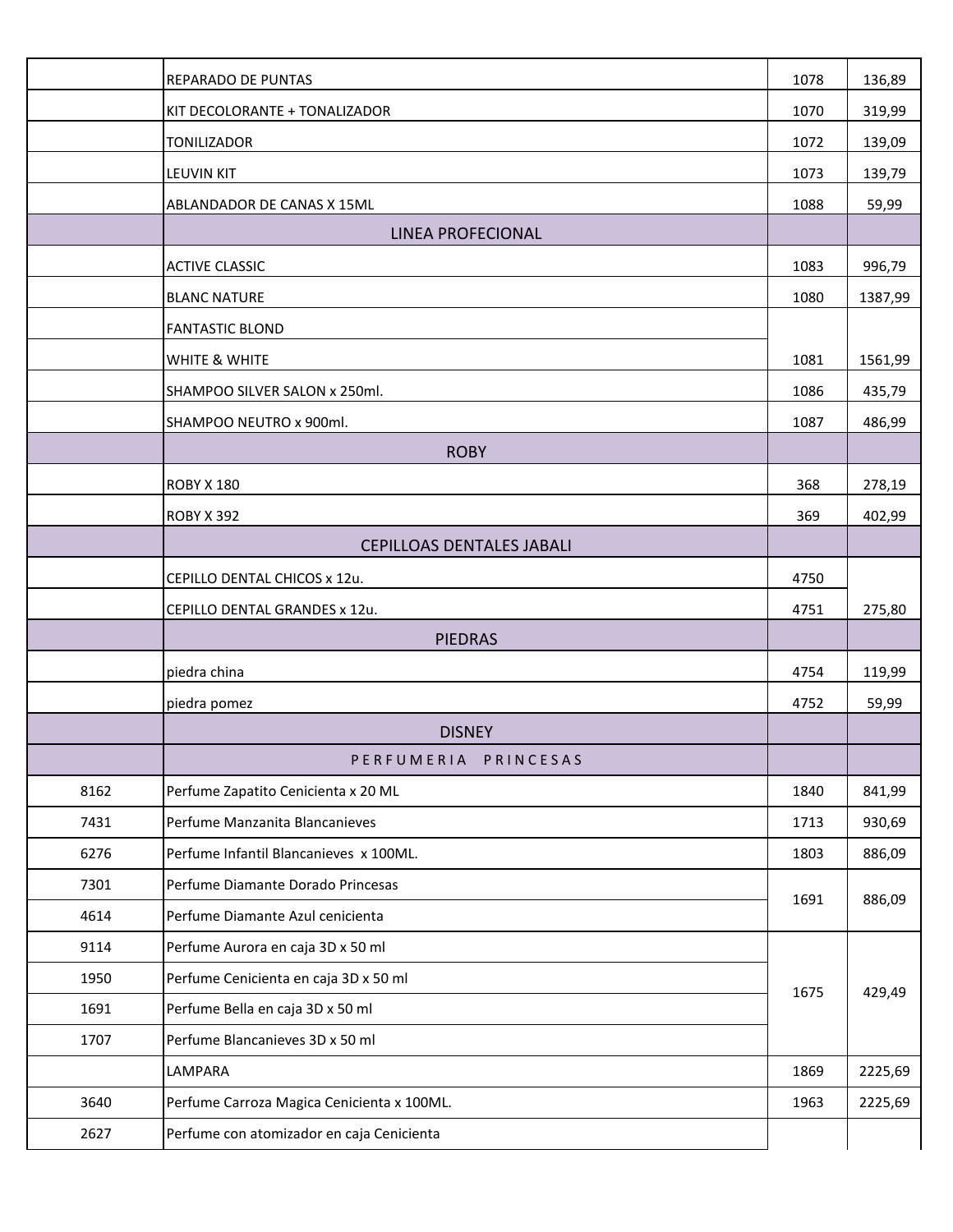| | | | |
|---|---|---|---|
| | REPARADO DE PUNTAS | 1078 | 136,89 |
| | KIT DECOLORANTE + TONALIZADOR | 1070 | 319,99 |
| | TONILIZADOR | 1072 | 139,09 |
| | LEUVIN KIT | 1073 | 139,79 |
| | ABLANDADOR DE CANAS X 15ML | 1088 | 59,99 |
| | LINEA PROFECIONAL | | |
| | ACTIVE CLASSIC | 1083 | 996,79 |
| | BLANC NATURE | 1080 | 1387,99 |
| | FANTASTIC BLOND | | |
| | WHITE & WHITE | 1081 | 1561,99 |
| | SHAMPOO SILVER SALON x 250ml. | 1086 | 435,79 |
| | SHAMPOO NEUTRO x 900ml. | 1087 | 486,99 |
| | ROBY | | |
| | ROBY X 180 | 368 | 278,19 |
| | ROBY X 392 | 369 | 402,99 |
| | CEPILLOAS DENTALES JABALI | | |
| | CEPILLO DENTAL CHICOS x 12u. | 4750 | |
| | CEPILLO DENTAL GRANDES x 12u. | 4751 | 275,80 |
| | PIEDRAS | | |
| | piedra china | 4754 | 119,99 |
| | piedra pomez | 4752 | 59,99 |
| | DISNEY | | |
| | PERFUMERIA PRINCESAS | | |
| 8162 | Perfume Zapatito Cenicienta x 20 ML | 1840 | 841,99 |
| 7431 | Perfume Manzanita Blancanieves | 1713 | 930,69 |
| 6276 | Perfume Infantil Blancanieves x 100ML. | 1803 | 886,09 |
| 7301 | Perfume Diamante Dorado Princesas | 1691 | 886,09 |
| 4614 | Perfume Diamante Azul cenicienta | | |
| 9114 | Perfume Aurora en caja 3D x 50 ml | 1675 | 429,49 |
| 1950 | Perfume Cenicienta en caja 3D x 50 ml | | |
| 1691 | Perfume Bella en caja 3D x 50 ml | | |
| 1707 | Perfume Blancanieves 3D x 50 ml | | |
| | LAMPARA | 1869 | 2225,69 |
| 3640 | Perfume Carroza Magica Cenicienta x 100ML. | 1963 | 2225,69 |
| 2627 | Perfume con atomizador en caja Cenicienta | | |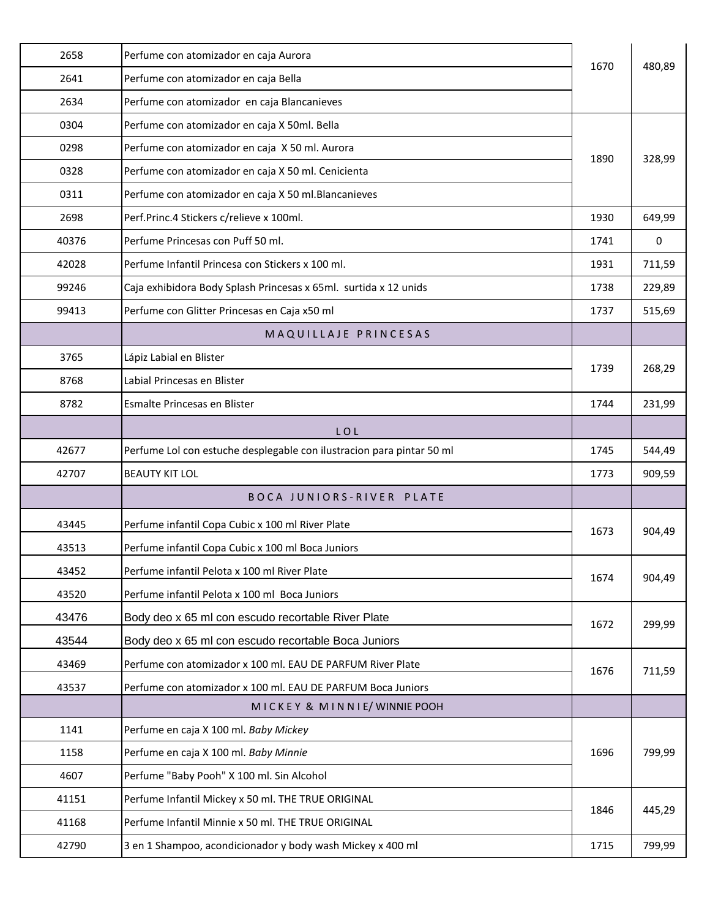| | | | |
|---|---|---|---|
| 2658 | Perfume con atomizador en caja Aurora | 1670 | 480,89 |
| 2641 | Perfume con atomizador en caja Bella | | |
| 2634 | Perfume con atomizador en caja Blancanieves | | |
| 0304 | Perfume con atomizador en caja X 50ml. Bella | 1890 | 328,99 |
| 0298 | Perfume con atomizador en caja X 50 ml. Aurora | | |
| 0328 | Perfume con atomizador en caja X 50 ml. Cenicienta | | |
| 0311 | Perfume con atomizador en caja X 50 ml.Blancanieves | | |
| 2698 | Perf.Princ.4 Stickers c/relieve x 100ml. | 1930 | 649,99 |
| 40376 | Perfume Princesas con Puff 50 ml. | 1741 | 0 |
| 42028 | Perfume Infantil Princesa con Stickers x 100 ml. | 1931 | 711,59 |
| 99246 | Caja exhibidora Body Splash Princesas x 65ml. surtida x 12 unids | 1738 | 229,89 |
| 99413 | Perfume con Glitter Princesas en Caja x50 ml | 1737 | 515,69 |
| | M A Q U I L L A J E P R I N C E S A S | | |
| 3765 | Lápiz Labial en Blister | 1739 | 268,29 |
| 8768 | Labial Princesas en Blister | | |
| 8782 | Esmalte Princesas en Blister | 1744 | 231,99 |
| | L O L | | |
| 42677 | Perfume Lol con estuche desplegable con ilustracion para pintar 50 ml | 1745 | 544,49 |
| 42707 | BEAUTY KIT LOL | 1773 | 909,59 |
| | B O C A J U N I O R S - R I V E R P L A T E | | |
| 43445 | Perfume infantil Copa Cubic x 100 ml River Plate | 1673 | 904,49 |
| 43513 | Perfume infantil Copa Cubic x 100 ml Boca Juniors | | |
| 43452 | Perfume infantil Pelota x 100 ml River Plate | 1674 | 904,49 |
| 43520 | Perfume infantil Pelota x 100 ml Boca Juniors | | |
| 43476 | Body deo x 65 ml con escudo recortable River Plate | 1672 | 299,99 |
| 43544 | Body deo x 65 ml con escudo recortable Boca Juniors | | |
| 43469 | Perfume con atomizador x 100 ml. EAU DE PARFUM River Plate | 1676 | 711,59 |
| 43537 | Perfume con atomizador x 100 ml. EAU DE PARFUM Boca Juniors | | |
| | M I C K E Y & M I N N I E/ WINNIE POOH | | |
| 1141 | Perfume en caja X 100 ml. *Baby Mickey* | 1696 | 799,99 |
| 1158 | Perfume en caja X 100 ml. *Baby Minnie* | | |
| 4607 | Perfume "Baby Pooh" X 100 ml. Sin Alcohol | | |
| 41151 | Perfume Infantil Mickey x 50 ml. THE TRUE ORIGINAL | 1846 | 445,29 |
| 41168 | Perfume Infantil Minnie x 50 ml. THE TRUE ORIGINAL | | |
| 42790 | 3 en 1 Shampoo, acondicionador y body wash Mickey x 400 ml | 1715 | 799,99 |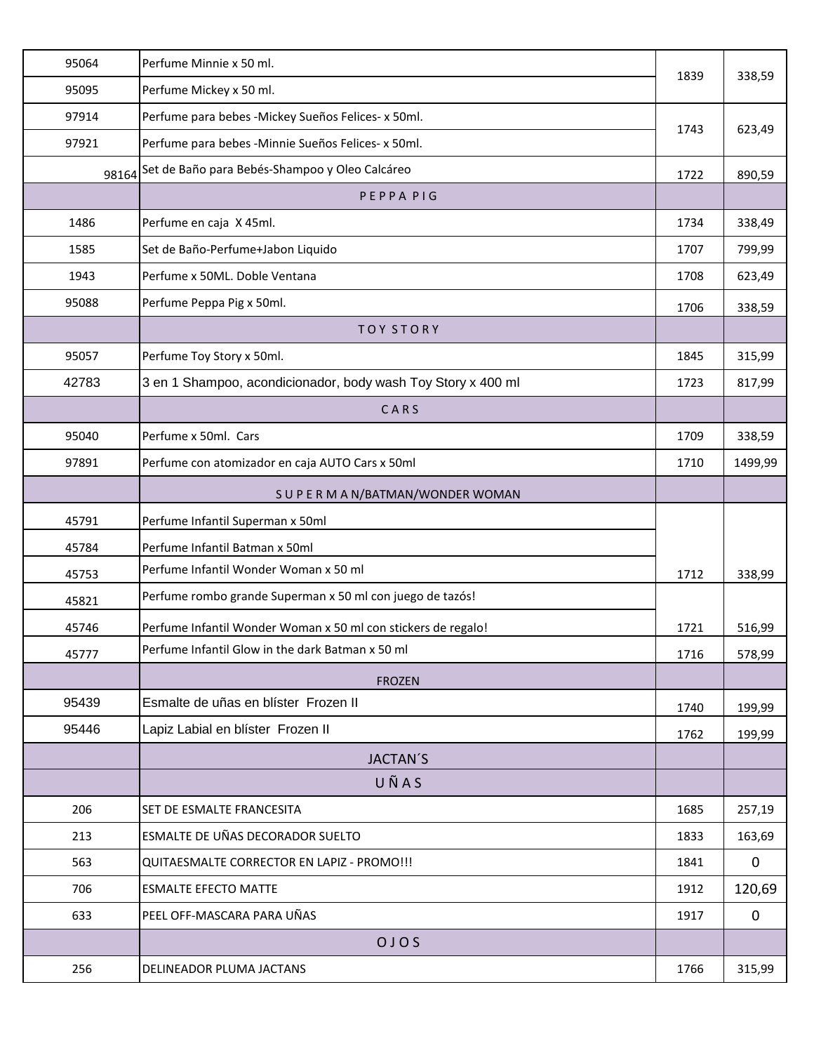| | | | |
|---|---|---|---|
| 95064 | Perfume Minnie x 50 ml. | 1839 | 338,59 |
| 95095 | Perfume Mickey x 50 ml. | | |
| 97914 | Perfume para bebes -Mickey Sueños Felices- x 50ml. | 1743 | 623,49 |
| 97921 | Perfume para bebes -Minnie Sueños Felices- x 50ml. | | |
| 98164 | Set de Baño para Bebés-Shampoo y Oleo Calcáreo | 1722 | 890,59 |
| | P E P P A P I G | | |
| 1486 | Perfume en caja X 45ml. | 1734 | 338,49 |
| 1585 | Set de Baño-Perfume+Jabon Liquido | 1707 | 799,99 |
| 1943 | Perfume x 50ML. Doble Ventana | 1708 | 623,49 |
| 95088 | Perfume Peppa Pig x 50ml. | 1706 | 338,59 |
| | T O Y S T O R Y | | |
| 95057 | Perfume Toy Story x 50ml. | 1845 | 315,99 |
| 42783 | 3 en 1 Shampoo, acondicionador, body wash Toy Story x 400 ml | 1723 | 817,99 |
| | C A R S | | |
| 95040 | Perfume x 50ml. Cars | 1709 | 338,59 |
| 97891 | Perfume con atomizador en caja AUTO Cars x 50ml | 1710 | 1499,99 |
| | S U P E R M A N/BATMAN/WONDER WOMAN | | |
| 45791 | Perfume Infantil Superman x 50ml | 1712 | 338,99 |
| 45784 | Perfume Infantil Batman x 50ml | | |
| 45753 | Perfume Infantil Wonder Woman x 50 ml | | |
| 45821 | Perfume rombo grande Superman x 50 ml con juego de tazós! | 1721 | 516,99 |
| 45746 | Perfume Infantil Wonder Woman x 50 ml con stickers de regalo! | | |
| 45777 | Perfume Infantil Glow in the dark Batman x 50 ml | 1716 | 578,99 |
| | FROZEN | | |
| 95439 | Esmalte de uñas en blíster Frozen II | 1740 | 199,99 |
| 95446 | Lapiz Labial en blíster Frozen II | 1762 | 199,99 |
| | JACTAN´S | | |
| | U Ñ A S | | |
| 206 | SET DE ESMALTE FRANCESITA | 1685 | 257,19 |
| 213 | ESMALTE DE UÑAS DECORADOR SUELTO | 1833 | 163,69 |
| 563 | QUITAESMALTE CORRECTOR EN LAPIZ - PROMO!!! | 1841 | 0 |
| 706 | ESMALTE EFECTO MATTE | 1912 | 120,69 |
| 633 | PEEL OFF-MASCARA PARA UÑAS | 1917 | 0 |
| | O J O S | | |
| 256 | DELINEADOR PLUMA JACTANS | 1766 | 315,99 |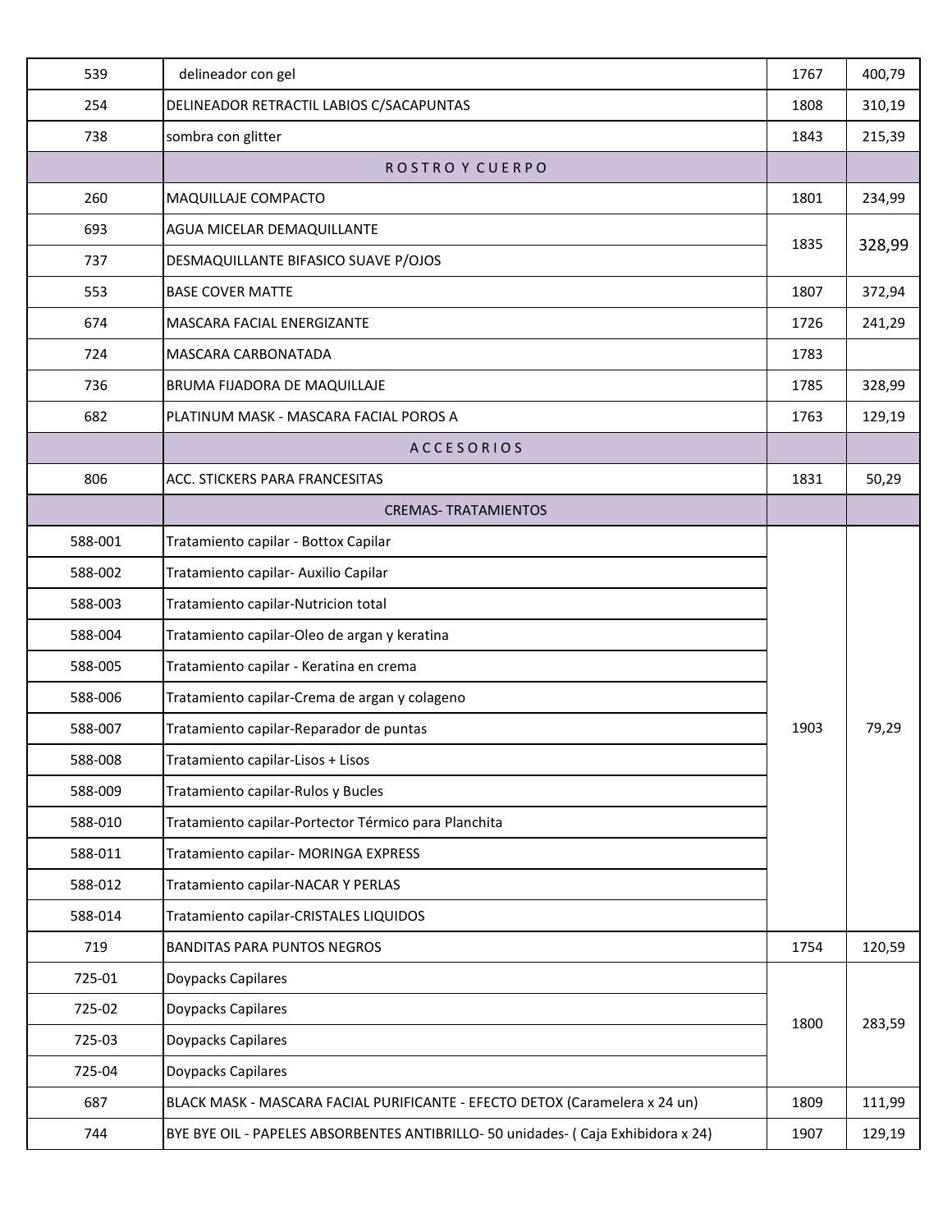| | | | |
|---|---|---|---|
| 539 | delineador con gel | 1767 | 400,79 |
| 254 | DELINEADOR RETRACTIL LABIOS C/SACAPUNTAS | 1808 | 310,19 |
| 738 | sombra con glitter | 1843 | 215,39 |
| | R O S T R O Y C U E R P O | | |
| 260 | MAQUILLAJE COMPACTO | 1801 | 234,99 |
| 693 | AGUA MICELAR DEMAQUILLANTE | 1835 | 328,99 |
| 737 | DESMAQUILLANTE BIFASICO SUAVE P/OJOS | | |
| 553 | BASE COVER MATTE | 1807 | 372,94 |
| 674 | MASCARA FACIAL ENERGIZANTE | 1726 | 241,29 |
| 724 | MASCARA CARBONATADA | 1783 | |
| 736 | BRUMA FIJADORA DE MAQUILLAJE | 1785 | 328,99 |
| 682 | PLATINUM MASK - MASCARA FACIAL POROS A | 1763 | 129,19 |
| | A C C E S O R I O S | | |
| 806 | ACC. STICKERS PARA FRANCESITAS | 1831 | 50,29 |
| | CREMAS- TRATAMIENTOS | | |
| 588-001 | Tratamiento capilar - Bottox Capilar | 1903 | 79,29 |
| 588-002 | Tratamiento capilar- Auxilio Capilar | | |
| 588-003 | Tratamiento capilar-Nutricion total | | |
| 588-004 | Tratamiento capilar-Oleo de argan y keratina | | |
| 588-005 | Tratamiento capilar - Keratina en crema | | |
| 588-006 | Tratamiento capilar-Crema de argan y colageno | | |
| 588-007 | Tratamiento capilar-Reparador de puntas | | |
| 588-008 | Tratamiento capilar-Lisos + Lisos | | |
| 588-009 | Tratamiento capilar-Rulos y Bucles | | |
| 588-010 | Tratamiento capilar-Portector Térmico para Planchita | | |
| 588-011 | Tratamiento capilar- MORINGA EXPRESS | | |
| 588-012 | Tratamiento capilar-NACAR Y PERLAS | | |
| 588-014 | Tratamiento capilar-CRISTALES LIQUIDOS | | |
| 719 | BANDITAS PARA PUNTOS NEGROS | 1754 | 120,59 |
| 725-01 | Doypacks Capilares | 1800 | 283,59 |
| 725-02 | Doypacks Capilares | | |
| 725-03 | Doypacks Capilares | | |
| 725-04 | Doypacks Capilares | | |
| 687 | BLACK MASK - MASCARA FACIAL PURIFICANTE - EFECTO DETOX (Caramelera x 24 un) | 1809 | 111,99 |
| 744 | BYE BYE OIL - PAPELES ABSORBENTES ANTIBRILLO- 50 unidades- ( Caja Exhibidora x 24) | 1907 | 129,19 |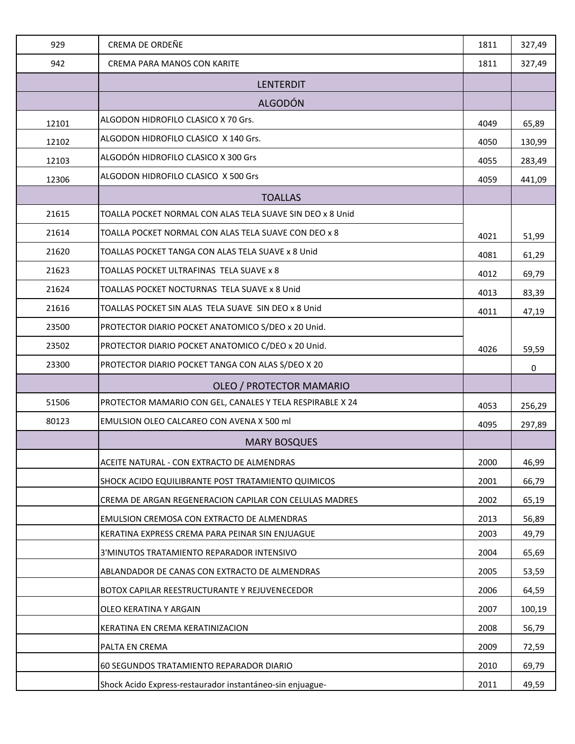| | | | |
|---|---|---|---|
| 929 | CREMA DE ORDEÑE | 1811 | 327,49 |
| 942 | CREMA PARA MANOS CON KARITE | 1811 | 327,49 |
| | LENTERDIT | | |
| | ALGODÓN | | |
| 12101 | ALGODON HIDROFILO CLASICO X 70 Grs. | 4049 | 65,89 |
| 12102 | ALGODON HIDROFILO CLASICO X 140 Grs. | 4050 | 130,99 |
| 12103 | ALGODÓN HIDROFILO CLASICO X 300 Grs | 4055 | 283,49 |
| 12306 | ALGODON HIDROFILO CLASICO X 500 Grs | 4059 | 441,09 |
| | TOALLAS | | |
| 21615 | TOALLA POCKET NORMAL CON ALAS TELA SUAVE SIN DEO x 8 Unid | | |
| 21614 | TOALLA POCKET NORMAL CON ALAS TELA SUAVE CON DEO x 8 | 4021 | 51,99 |
| 21620 | TOALLAS POCKET TANGA CON ALAS TELA SUAVE x 8 Unid | 4081 | 61,29 |
| 21623 | TOALLAS POCKET ULTRAFINAS TELA SUAVE x 8 | 4012 | 69,79 |
| 21624 | TOALLAS POCKET NOCTURNAS TELA SUAVE x 8 Unid | 4013 | 83,39 |
| 21616 | TOALLAS POCKET SIN ALAS TELA SUAVE SIN DEO x 8 Unid | 4011 | 47,19 |
| 23500 | PROTECTOR DIARIO POCKET ANATOMICO S/DEO x 20 Unid. | | |
| 23502 | PROTECTOR DIARIO POCKET ANATOMICO C/DEO x 20 Unid. | 4026 | 59,59 |
| 23300 | PROTECTOR DIARIO POCKET TANGA CON ALAS S/DEO X 20 | | 0 |
| | OLEO / PROTECTOR MAMARIO | | |
| 51506 | PROTECTOR MAMARIO CON GEL, CANALES Y TELA RESPIRABLE X 24 | 4053 | 256,29 |
| 80123 | EMULSION OLEO CALCAREO CON AVENA X 500 ml | 4095 | 297,89 |
| | MARY BOSQUES | | |
| | ACEITE NATURAL - CON EXTRACTO DE ALMENDRAS | 2000 | 46,99 |
| | SHOCK ACIDO EQUILIBRANTE POST TRATAMIENTO QUIMICOS | 2001 | 66,79 |
| | CREMA DE ARGAN REGENERACION CAPILAR CON CELULAS MADRES | 2002 | 65,19 |
| | EMULSION CREMOSA CON EXTRACTO DE ALMENDRAS | 2013 | 56,89 |
| | KERATINA EXPRESS CREMA PARA PEINAR SIN ENJUAGUE | 2003 | 49,79 |
| | 3'MINUTOS TRATAMIENTO REPARADOR INTENSIVO | 2004 | 65,69 |
| | ABLANDADOR DE CANAS CON EXTRACTO DE ALMENDRAS | 2005 | 53,59 |
| | BOTOX CAPILAR REESTRUCTURANTE Y REJUVENECEDOR | 2006 | 64,59 |
| | OLEO KERATINA Y ARGAIN | 2007 | 100,19 |
| | KERATINA EN CREMA KERATINIZACION | 2008 | 56,79 |
| | PALTA EN CREMA | 2009 | 72,59 |
| | 60 SEGUNDOS TRATAMIENTO REPARADOR DIARIO | 2010 | 69,79 |
| | Shock Acido Express-restaurador instantáneo-sin enjuague- | 2011 | 49,59 |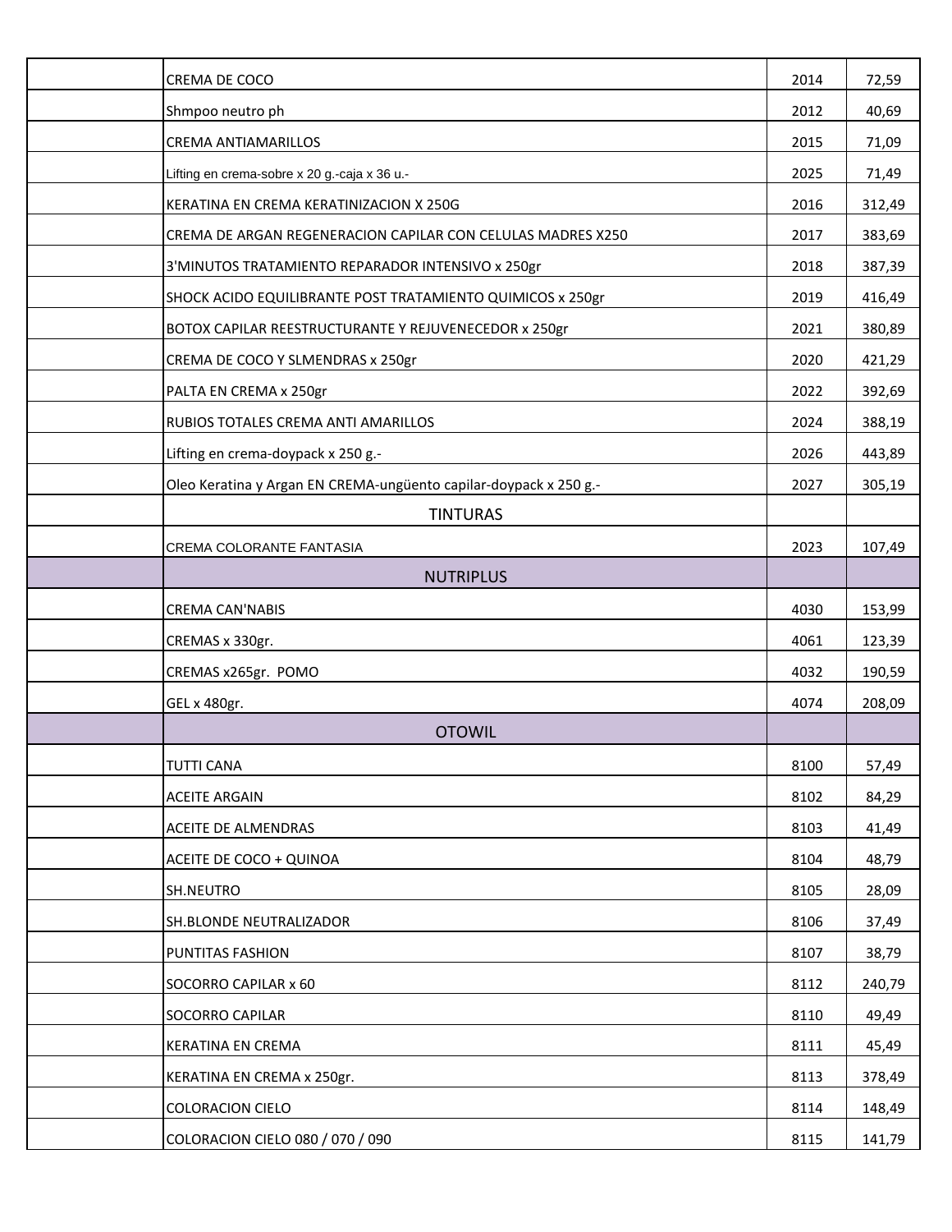| | | | |
|---|---|---|---|
| | CREMA DE COCO | 2014 | 72,59 |
| | Shmpoo neutro ph | 2012 | 40,69 |
| | CREMA ANTIAMARILLOS | 2015 | 71,09 |
| | Lifting en crema-sobre x 20 g.-caja x 36 u.- | 2025 | 71,49 |
| | KERATINA EN CREMA KERATINIZACION X 250G | 2016 | 312,49 |
| | CREMA DE ARGAN REGENERACION CAPILAR CON CELULAS MADRES X250 | 2017 | 383,69 |
| | 3'MINUTOS TRATAMIENTO REPARADOR INTENSIVO x 250gr | 2018 | 387,39 |
| | SHOCK ACIDO EQUILIBRANTE POST TRATAMIENTO QUIMICOS x 250gr | 2019 | 416,49 |
| | BOTOX CAPILAR REESTRUCTURANTE Y REJUVENECEDOR x 250gr | 2021 | 380,89 |
| | CREMA DE COCO Y SLMENDRAS x 250gr | 2020 | 421,29 |
| | PALTA EN CREMA x 250gr | 2022 | 392,69 |
| | RUBIOS TOTALES CREMA ANTI AMARILLOS | 2024 | 388,19 |
| | Lifting en crema-doypack x 250 g.- | 2026 | 443,89 |
| | Oleo Keratina y Argan EN CREMA-ungüento capilar-doypack x 250 g.- | 2027 | 305,19 |
| | TINTURAS | | |
| | CREMA COLORANTE FANTASIA | 2023 | 107,49 |
| | NUTRIPLUS | | |
| | CREMA CAN'NABIS | 4030 | 153,99 |
| | CREMAS x 330gr. | 4061 | 123,39 |
| | CREMAS x265gr. POMO | 4032 | 190,59 |
| | GEL x 480gr. | 4074 | 208,09 |
| | OTOWIL | | |
| | TUTTI CANA | 8100 | 57,49 |
| | ACEITE ARGAIN | 8102 | 84,29 |
| | ACEITE DE ALMENDRAS | 8103 | 41,49 |
| | ACEITE DE COCO + QUINOA | 8104 | 48,79 |
| | SH.NEUTRO | 8105 | 28,09 |
| | SH.BLONDE NEUTRALIZADOR | 8106 | 37,49 |
| | PUNTITAS FASHION | 8107 | 38,79 |
| | SOCORRO CAPILAR x 60 | 8112 | 240,79 |
| | SOCORRO CAPILAR | 8110 | 49,49 |
| | KERATINA EN CREMA | 8111 | 45,49 |
| | KERATINA EN CREMA x 250gr. | 8113 | 378,49 |
| | COLORACION CIELO | 8114 | 148,49 |
| | COLORACION CIELO 080 / 070 / 090 | 8115 | 141,79 |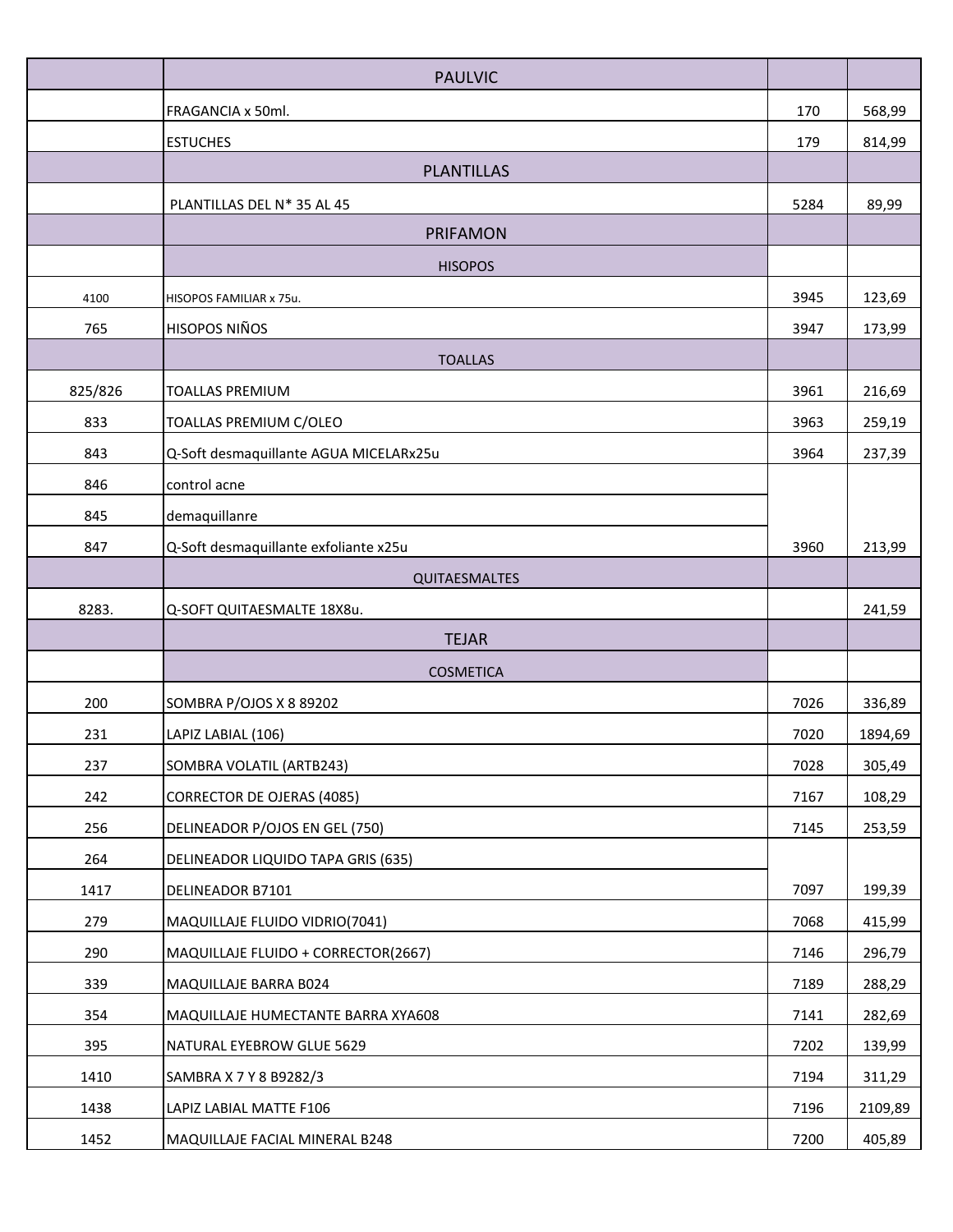| | | | |
|---|---|---|---|
| | PAULVIC | | |
| | FRAGANCIA x 50ml. | 170 | 568,99 |
| | ESTUCHES | 179 | 814,99 |
| | PLANTILLAS | | |
| | PLANTILLAS DEL N* 35 AL 45 | 5284 | 89,99 |
| | PRIFAMON | | |
| | HISOPOS | | |
| 4100 | HISOPOS FAMILIAR x 75u. | 3945 | 123,69 |
| 765 | HISOPOS NIÑOS | 3947 | 173,99 |
| | TOALLAS | | |
| 825/826 | TOALLAS PREMIUM | 3961 | 216,69 |
| 833 | TOALLAS PREMIUM C/OLEO | 3963 | 259,19 |
| 843 | Q-Soft desmaquillante AGUA MICELARx25u | 3964 | 237,39 |
| 846 | control acne | | |
| 845 | demaquillanre | | |
| 847 | Q-Soft desmaquillante exfoliante x25u | 3960 | 213,99 |
| | QUITAESMALTES | | |
| 8283. | Q-SOFT QUITAESMALTE 18X8u. | | 241,59 |
| | TEJAR | | |
| | COSMETICA | | |
| 200 | SOMBRA P/OJOS X 8 89202 | 7026 | 336,89 |
| 231 | LAPIZ LABIAL (106) | 7020 | 1894,69 |
| 237 | SOMBRA VOLATIL (ARTB243) | 7028 | 305,49 |
| 242 | CORRECTOR DE OJERAS (4085) | 7167 | 108,29 |
| 256 | DELINEADOR P/OJOS EN GEL (750) | 7145 | 253,59 |
| 264 | DELINEADOR LIQUIDO TAPA GRIS (635) | | |
| 1417 | DELINEADOR B7101 | 7097 | 199,39 |
| 279 | MAQUILLAJE FLUIDO VIDRIO(7041) | 7068 | 415,99 |
| 290 | MAQUILLAJE FLUIDO + CORRECTOR(2667) | 7146 | 296,79 |
| 339 | MAQUILLAJE BARRA B024 | 7189 | 288,29 |
| 354 | MAQUILLAJE HUMECTANTE BARRA XYA608 | 7141 | 282,69 |
| 395 | NATURAL EYEBROW GLUE 5629 | 7202 | 139,99 |
| 1410 | SAMBRA X 7 Y 8 B9282/3 | 7194 | 311,29 |
| 1438 | LAPIZ LABIAL MATTE F106 | 7196 | 2109,89 |
| 1452 | MAQUILLAJE FACIAL MINERAL B248 | 7200 | 405,89 |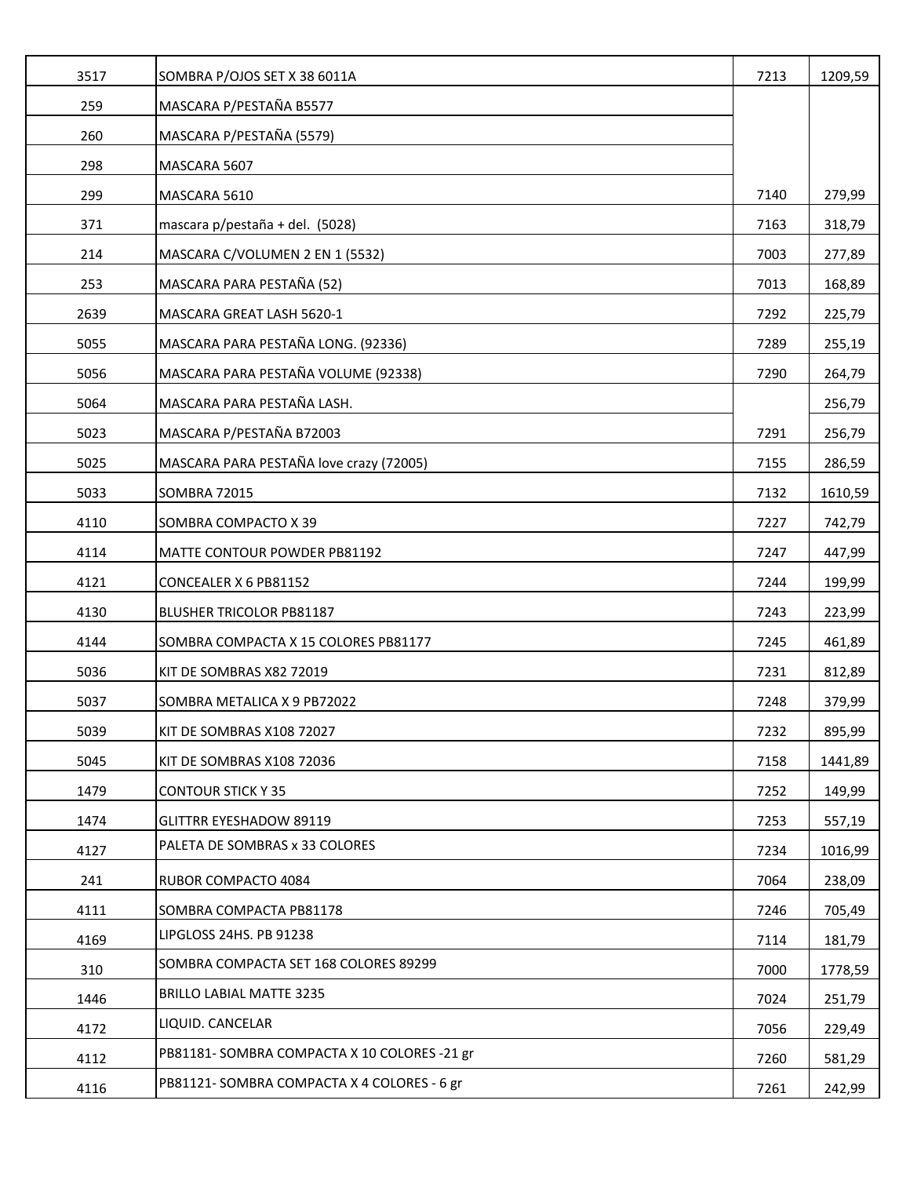| | | | |
|---|---|---|---|
| 3517 | SOMBRA P/OJOS SET X 38 6011A | 7213 | 1209,59 |
| 259 | MASCARA P/PESTAÑA B5577 | | |
| 260 | MASCARA P/PESTAÑA (5579) | | |
| 298 | MASCARA 5607 | | |
| 299 | MASCARA 5610 | 7140 | 279,99 |
| 371 | mascara p/pestaña + del. (5028) | 7163 | 318,79 |
| 214 | MASCARA C/VOLUMEN 2 EN 1 (5532) | 7003 | 277,89 |
| 253 | MASCARA PARA PESTAÑA (52) | 7013 | 168,89 |
| 2639 | MASCARA GREAT LASH 5620-1 | 7292 | 225,79 |
| 5055 | MASCARA PARA PESTAÑA LONG. (92336) | 7289 | 255,19 |
| 5056 | MASCARA PARA PESTAÑA VOLUME (92338) | 7290 | 264,79 |
| 5064 | MASCARA PARA PESTAÑA LASH. | | 256,79 |
| 5023 | MASCARA P/PESTAÑA B72003 | 7291 | 256,79 |
| 5025 | MASCARA PARA PESTAÑA love crazy (72005) | 7155 | 286,59 |
| 5033 | SOMBRA 72015 | 7132 | 1610,59 |
| 4110 | SOMBRA COMPACTO X 39 | 7227 | 742,79 |
| 4114 | MATTE CONTOUR POWDER PB81192 | 7247 | 447,99 |
| 4121 | CONCEALER X 6 PB81152 | 7244 | 199,99 |
| 4130 | BLUSHER TRICOLOR PB81187 | 7243 | 223,99 |
| 4144 | SOMBRA COMPACTA X 15 COLORES PB81177 | 7245 | 461,89 |
| 5036 | KIT DE SOMBRAS X82 72019 | 7231 | 812,89 |
| 5037 | SOMBRA METALICA X 9 PB72022 | 7248 | 379,99 |
| 5039 | KIT DE SOMBRAS X108 72027 | 7232 | 895,99 |
| 5045 | KIT DE SOMBRAS X108 72036 | 7158 | 1441,89 |
| 1479 | CONTOUR STICK Y 35 | 7252 | 149,99 |
| 1474 | GLITTRR EYESHADOW 89119 | 7253 | 557,19 |
| 4127 | PALETA DE SOMBRAS x 33 COLORES | 7234 | 1016,99 |
| 241 | RUBOR COMPACTO 4084 | 7064 | 238,09 |
| 4111 | SOMBRA COMPACTA PB81178 | 7246 | 705,49 |
| 4169 | LIPGLOSS 24HS. PB 91238 | 7114 | 181,79 |
| 310 | SOMBRA COMPACTA SET 168 COLORES 89299 | 7000 | 1778,59 |
| 1446 | BRILLO LABIAL MATTE 3235 | 7024 | 251,79 |
| 4172 | LIQUID. CANCELAR | 7056 | 229,49 |
| 4112 | PB81181- SOMBRA COMPACTA X 10 COLORES -21 gr | 7260 | 581,29 |
| 4116 | PB81121- SOMBRA COMPACTA X 4 COLORES - 6 gr | 7261 | 242,99 |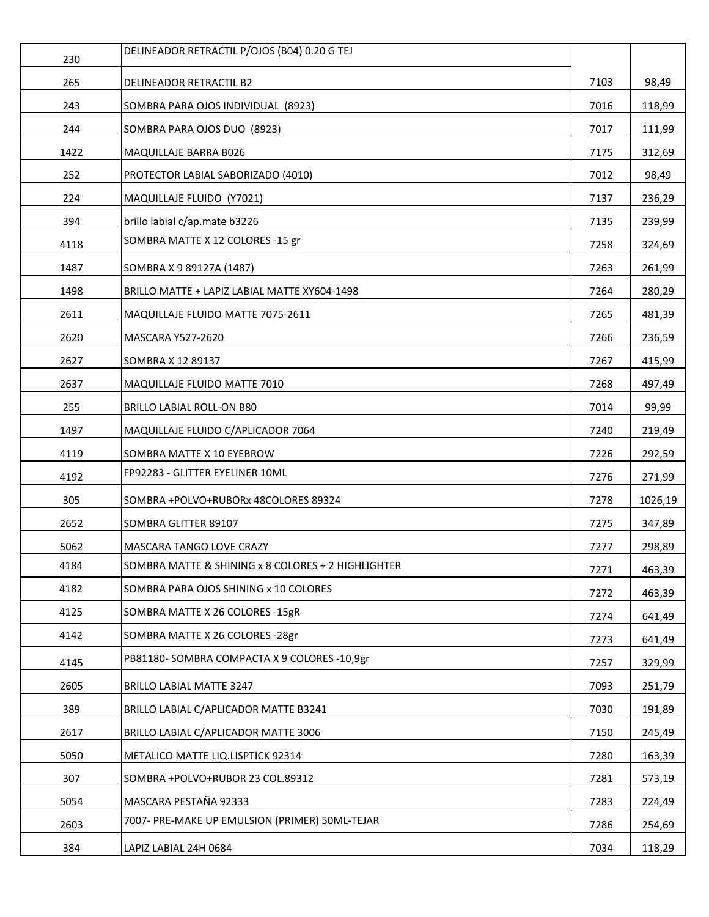| | | | |
|---|---|---|---|
| 230 | DELINEADOR RETRACTIL P/OJOS (B04) 0.20 G TEJ | | |
| 265 | DELINEADOR RETRACTIL B2 | 7103 | 98,49 |
| 243 | SOMBRA PARA OJOS INDIVIDUAL (8923) | 7016 | 118,99 |
| 244 | SOMBRA PARA OJOS DUO (8923) | 7017 | 111,99 |
| 1422 | MAQUILLAJE BARRA B026 | 7175 | 312,69 |
| 252 | PROTECTOR LABIAL SABORIZADO (4010) | 7012 | 98,49 |
| 224 | MAQUILLAJE FLUIDO (Y7021) | 7137 | 236,29 |
| 394 | brillo labial c/ap.mate b3226 | 7135 | 239,99 |
| 4118 | SOMBRA MATTE X 12 COLORES -15 gr | 7258 | 324,69 |
| 1487 | SOMBRA X 9 89127A (1487) | 7263 | 261,99 |
| 1498 | BRILLO MATTE + LAPIZ LABIAL MATTE XY604-1498 | 7264 | 280,29 |
| 2611 | MAQUILLAJE FLUIDO MATTE 7075-2611 | 7265 | 481,39 |
| 2620 | MASCARA Y527-2620 | 7266 | 236,59 |
| 2627 | SOMBRA X 12 89137 | 7267 | 415,99 |
| 2637 | MAQUILLAJE FLUIDO MATTE 7010 | 7268 | 497,49 |
| 255 | BRILLO LABIAL ROLL-ON B80 | 7014 | 99,99 |
| 1497 | MAQUILLAJE FLUIDO C/APLICADOR 7064 | 7240 | 219,49 |
| 4119 | SOMBRA MATTE X 10 EYEBROW | 7226 | 292,59 |
| 4192 | FP92283 - GLITTER EYELINER 10ML | 7276 | 271,99 |
| 305 | SOMBRA +POLVO+RUBORx 48COLORES 89324 | 7278 | 1026,19 |
| 2652 | SOMBRA GLITTER 89107 | 7275 | 347,89 |
| 5062 | MASCARA TANGO LOVE CRAZY | 7277 | 298,89 |
| 4184 | SOMBRA MATTE & SHINING x 8 COLORES + 2 HIGHLIGHTER | 7271 | 463,39 |
| 4182 | SOMBRA PARA OJOS SHINING x 10 COLORES | 7272 | 463,39 |
| 4125 | SOMBRA MATTE X 26 COLORES -15gR | 7274 | 641,49 |
| 4142 | SOMBRA MATTE X 26 COLORES -28gr | 7273 | 641,49 |
| 4145 | PB81180- SOMBRA COMPACTA X 9 COLORES -10,9gr | 7257 | 329,99 |
| 2605 | BRILLO LABIAL MATTE 3247 | 7093 | 251,79 |
| 389 | BRILLO LABIAL C/APLICADOR MATTE B3241 | 7030 | 191,89 |
| 2617 | BRILLO LABIAL C/APLICADOR MATTE 3006 | 7150 | 245,49 |
| 5050 | METALICO MATTE LIQ.LISPTICK 92314 | 7280 | 163,39 |
| 307 | SOMBRA +POLVO+RUBOR 23 COL.89312 | 7281 | 573,19 |
| 5054 | MASCARA PESTAÑA 92333 | 7283 | 224,49 |
| 2603 | 7007- PRE-MAKE UP EMULSION (PRIMER) 50ML-TEJAR | 7286 | 254,69 |
| 384 | LAPIZ LABIAL 24H 0684 | 7034 | 118,29 |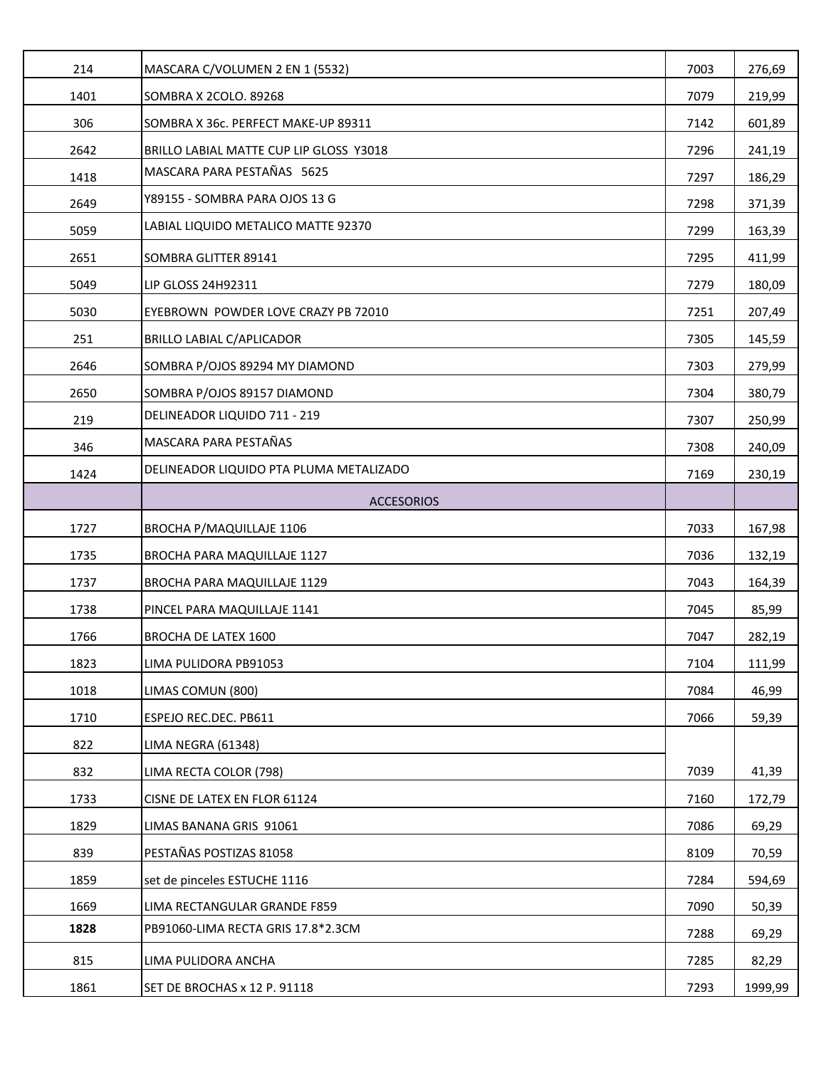| | | | |
|---|---|---|---|
| 214 | MASCARA C/VOLUMEN 2 EN 1 (5532) | 7003 | 276,69 |
| 1401 | SOMBRA X 2COLO. 89268 | 7079 | 219,99 |
| 306 | SOMBRA X 36c. PERFECT MAKE-UP 89311 | 7142 | 601,89 |
| 2642 | BRILLO LABIAL MATTE CUP LIP GLOSS Y3018 | 7296 | 241,19 |
| 1418 | MASCARA PARA PESTAÑAS 5625 | 7297 | 186,29 |
| 2649 | Y89155 - SOMBRA PARA OJOS 13 G | 7298 | 371,39 |
| 5059 | LABIAL LIQUIDO METALICO MATTE 92370 | 7299 | 163,39 |
| 2651 | SOMBRA GLITTER 89141 | 7295 | 411,99 |
| 5049 | LIP GLOSS 24H92311 | 7279 | 180,09 |
| 5030 | EYEBROWN POWDER LOVE CRAZY PB 72010 | 7251 | 207,49 |
| 251 | BRILLO LABIAL C/APLICADOR | 7305 | 145,59 |
| 2646 | SOMBRA P/OJOS 89294 MY DIAMOND | 7303 | 279,99 |
| 2650 | SOMBRA P/OJOS 89157 DIAMOND | 7304 | 380,79 |
| 219 | DELINEADOR LIQUIDO 711 - 219 | 7307 | 250,99 |
| 346 | MASCARA PARA PESTAÑAS | 7308 | 240,09 |
| 1424 | DELINEADOR LIQUIDO PTA PLUMA METALIZADO | 7169 | 230,19 |
| | ACCESORIOS | | |
| 1727 | BROCHA P/MAQUILLAJE 1106 | 7033 | 167,98 |
| 1735 | BROCHA PARA MAQUILLAJE 1127 | 7036 | 132,19 |
| 1737 | BROCHA PARA MAQUILLAJE 1129 | 7043 | 164,39 |
| 1738 | PINCEL PARA MAQUILLAJE 1141 | 7045 | 85,99 |
| 1766 | BROCHA DE LATEX 1600 | 7047 | 282,19 |
| 1823 | LIMA PULIDORA PB91053 | 7104 | 111,99 |
| 1018 | LIMAS COMUN (800) | 7084 | 46,99 |
| 1710 | ESPEJO REC.DEC. PB611 | 7066 | 59,39 |
| 822 | LIMA NEGRA (61348) | | |
| 832 | LIMA RECTA COLOR (798) | 7039 | 41,39 |
| 1733 | CISNE DE LATEX EN FLOR 61124 | 7160 | 172,79 |
| 1829 | LIMAS BANANA GRIS 91061 | 7086 | 69,29 |
| 839 | PESTAÑAS POSTIZAS 81058 | 8109 | 70,59 |
| 1859 | set de pinceles ESTUCHE 1116 | 7284 | 594,69 |
| 1669 | LIMA RECTANGULAR GRANDE F859 | 7090 | 50,39 |
| **1828** | PB91060-LIMA RECTA GRIS 17.8*2.3CM | 7288 | 69,29 |
| 815 | LIMA PULIDORA ANCHA | 7285 | 82,29 |
| 1861 | SET DE BROCHAS x 12 P. 91118 | 7293 | 1999,99 |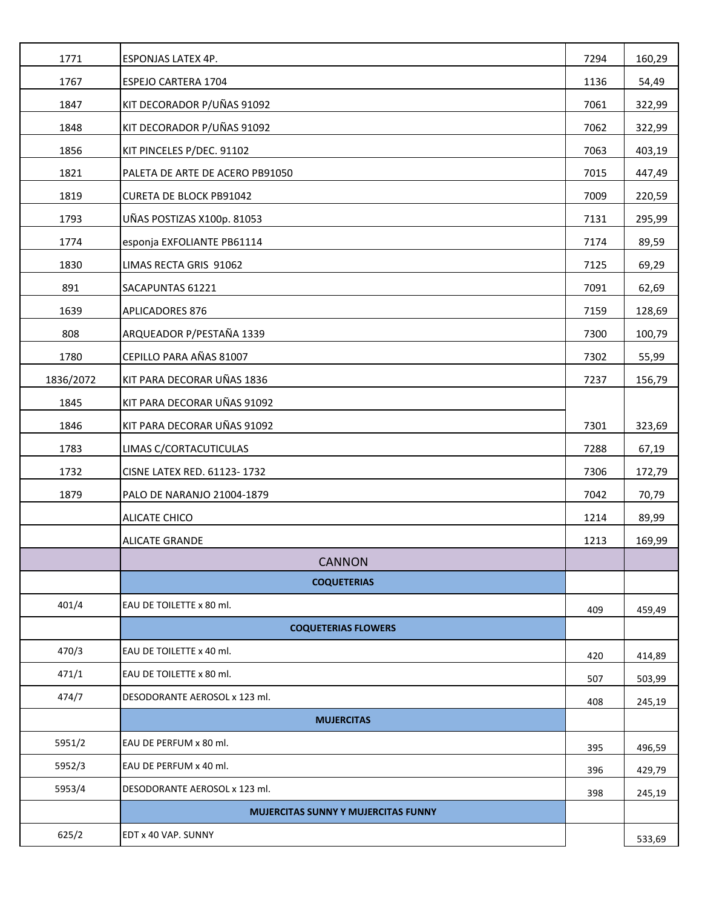| | | | |
|---|---|---|---|
| 1771 | ESPONJAS LATEX 4P. | 7294 | 160,29 |
| 1767 | ESPEJO CARTERA 1704 | 1136 | 54,49 |
| 1847 | KIT DECORADOR P/UÑAS 91092 | 7061 | 322,99 |
| 1848 | KIT DECORADOR P/UÑAS 91092 | 7062 | 322,99 |
| 1856 | KIT PINCELES P/DEC. 91102 | 7063 | 403,19 |
| 1821 | PALETA DE ARTE DE ACERO PB91050 | 7015 | 447,49 |
| 1819 | CURETA DE BLOCK PB91042 | 7009 | 220,59 |
| 1793 | UÑAS POSTIZAS X100p. 81053 | 7131 | 295,99 |
| 1774 | esponja EXFOLIANTE PB61114 | 7174 | 89,59 |
| 1830 | LIMAS RECTA GRIS 91062 | 7125 | 69,29 |
| 891 | SACAPUNTAS 61221 | 7091 | 62,69 |
| 1639 | APLICADORES 876 | 7159 | 128,69 |
| 808 | ARQUEADOR P/PESTAÑA 1339 | 7300 | 100,79 |
| 1780 | CEPILLO PARA AÑAS 81007 | 7302 | 55,99 |
| 1836/2072 | KIT PARA DECORAR UÑAS 1836 | 7237 | 156,79 |
| 1845 | KIT PARA DECORAR UÑAS 91092 | | |
| 1846 | KIT PARA DECORAR UÑAS 91092 | 7301 | 323,69 |
| 1783 | LIMAS C/CORTACUTICULAS | 7288 | 67,19 |
| 1732 | CISNE LATEX RED. 61123- 1732 | 7306 | 172,79 |
| 1879 | PALO DE NARANJO 21004-1879 | 7042 | 70,79 |
| | ALICATE CHICO | 1214 | 89,99 |
| | ALICATE GRANDE | 1213 | 169,99 |
| | CANNON | | |
| | **COQUETERIAS** | | |
| 401/4 | EAU DE TOILETTE x 80 ml. | 409 | 459,49 |
| | **COQUETERIAS FLOWERS** | | |
| 470/3 | EAU DE TOILETTE x 40 ml. | 420 | 414,89 |
| 471/1 | EAU DE TOILETTE x 80 ml. | 507 | 503,99 |
| 474/7 | DESODORANTE AEROSOL x 123 ml. | 408 | 245,19 |
| | **MUJERCITAS** | | |
| 5951/2 | EAU DE PERFUM x 80 ml. | 395 | 496,59 |
| 5952/3 | EAU DE PERFUM x 40 ml. | 396 | 429,79 |
| 5953/4 | DESODORANTE AEROSOL x 123 ml. | 398 | 245,19 |
| | **MUJERCITAS SUNNY Y MUJERCITAS FUNNY** | | |
| 625/2 | EDT x 40 VAP. SUNNY | | 533,69 |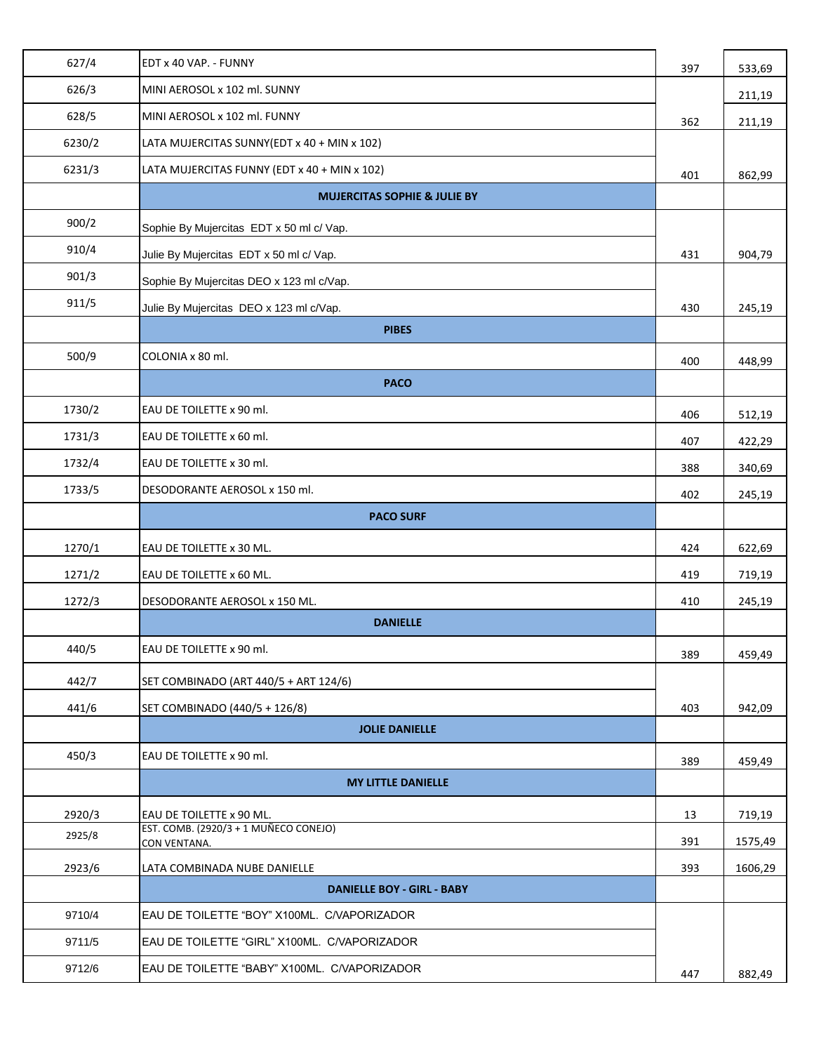| | | | |
|---|---|---|---|
| 627/4 | EDT x 40 VAP. - FUNNY | 397 | 533,69 |
| 626/3 | MINI AEROSOL x 102 ml. SUNNY | | 211,19 |
| 628/5 | MINI AEROSOL x 102 ml. FUNNY | 362 | 211,19 |
| 6230/2 | LATA MUJERCITAS SUNNY(EDT x 40 + MIN x 102) | | |
| 6231/3 | LATA MUJERCITAS FUNNY (EDT x 40 + MIN x 102) | 401 | 862,99 |
| | **MUJERCITAS SOPHIE & JULIE BY** | | |
| 900/2 | Sophie By Mujercitas EDT x 50 ml c/ Vap. | | |
| 910/4 | Julie By Mujercitas EDT x 50 ml c/ Vap. | 431 | 904,79 |
| 901/3 | Sophie By Mujercitas DEO x 123 ml c/Vap. | | |
| 911/5 | Julie By Mujercitas DEO x 123 ml c/Vap. | 430 | 245,19 |
| | **PIBES** | | |
| 500/9 | COLONIA x 80 ml. | 400 | 448,99 |
| | **PACO** | | |
| 1730/2 | EAU DE TOILETTE x 90 ml. | 406 | 512,19 |
| 1731/3 | EAU DE TOILETTE x 60 ml. | 407 | 422,29 |
| 1732/4 | EAU DE TOILETTE x 30 ml. | 388 | 340,69 |
| 1733/5 | DESODORANTE AEROSOL x 150 ml. | 402 | 245,19 |
| | **PACO SURF** | | |
| 1270/1 | EAU DE TOILETTE x 30 ML. | 424 | 622,69 |
| 1271/2 | EAU DE TOILETTE x 60 ML. | 419 | 719,19 |
| 1272/3 | DESODORANTE AEROSOL x 150 ML. | 410 | 245,19 |
| | **DANIELLE** | | |
| 440/5 | EAU DE TOILETTE x 90 ml. | 389 | 459,49 |
| 442/7 | SET COMBINADO (ART 440/5 + ART 124/6) | | |
| 441/6 | SET COMBINADO (440/5 + 126/8) | 403 | 942,09 |
| | **JOLIE DANIELLE** | | |
| 450/3 | EAU DE TOILETTE x 90 ml. | 389 | 459,49 |
| | **MY LITTLE DANIELLE** | | |
| 2920/3 | EAU DE TOILETTE x 90 ML. | 13 | 719,19 |
| 2925/8 | EST. COMB. (2920/3 + 1 MUÑECO CONEJO) CON VENTANA. | 391 | 1575,49 |
| 2923/6 | LATA COMBINADA NUBE DANIELLE | 393 | 1606,29 |
| | **DANIELLE BOY - GIRL - BABY** | | |
| 9710/4 | EAU DE TOILETTE “BOY” X100ML. C/VAPORIZADOR | | |
| 9711/5 | EAU DE TOILETTE “GIRL” X100ML. C/VAPORIZADOR | | |
| 9712/6 | EAU DE TOILETTE “BABY” X100ML. C/VAPORIZADOR | 447 | 882,49 |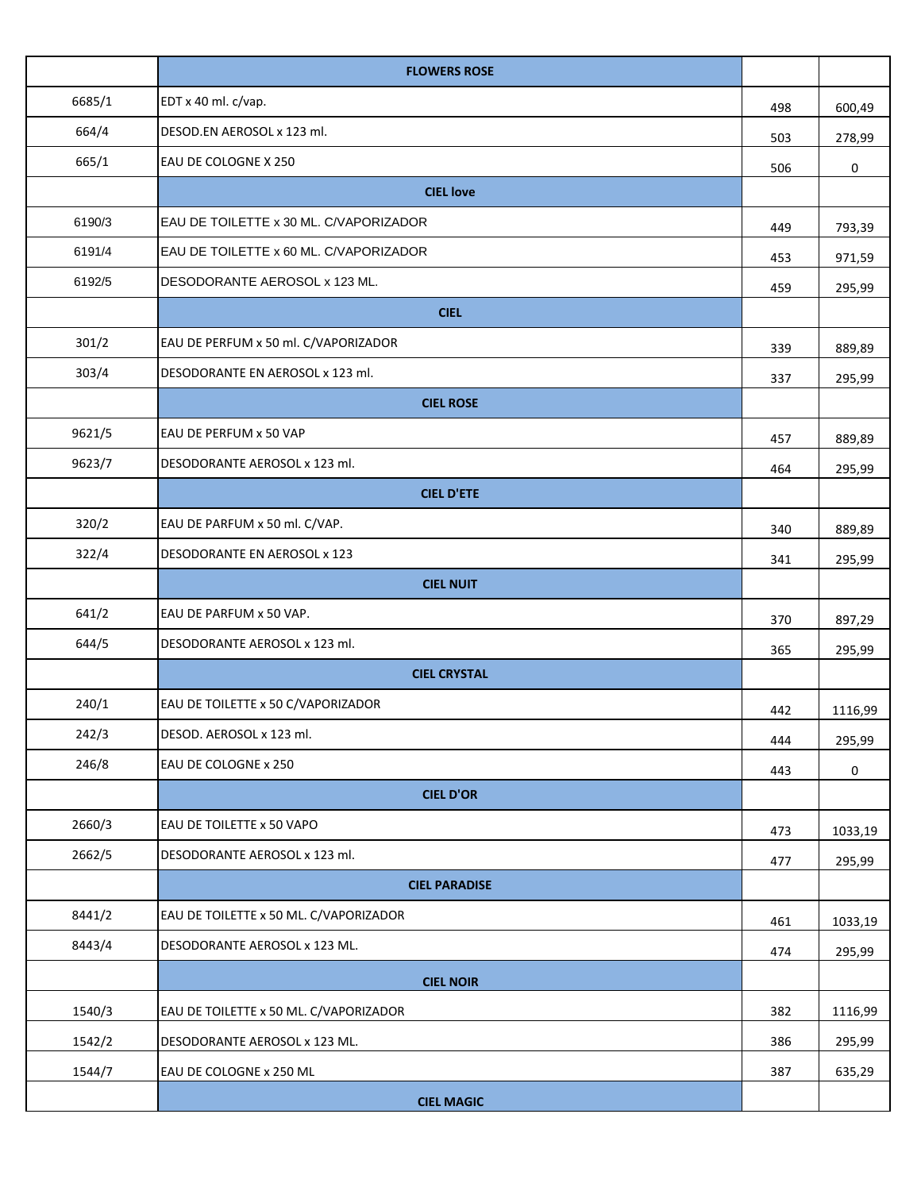| | FLOWERS ROSE | | |
|---|---|---|---|
| 6685/1 | EDT x 40 ml. c/vap. | 498 | 600,49 |
| 664/4 | DESOD.EN AEROSOL x 123 ml. | 503 | 278,99 |
| 665/1 | EAU DE COLOGNE X 250 | 506 | 0 |
| | CIEL love | | |
| 6190/3 | EAU DE TOILETTE x 30 ML. C/VAPORIZADOR | 449 | 793,39 |
| 6191/4 | EAU DE TOILETTE x 60 ML. C/VAPORIZADOR | 453 | 971,59 |
| 6192/5 | DESODORANTE AEROSOL x 123 ML. | 459 | 295,99 |
| | CIEL | | |
| 301/2 | EAU DE PERFUM x 50 ml. C/VAPORIZADOR | 339 | 889,89 |
| 303/4 | DESODORANTE EN AEROSOL x 123 ml. | 337 | 295,99 |
| | CIEL ROSE | | |
| 9621/5 | EAU DE PERFUM x 50 VAP | 457 | 889,89 |
| 9623/7 | DESODORANTE AEROSOL x 123 ml. | 464 | 295,99 |
| | CIEL D'ETE | | |
| 320/2 | EAU DE PARFUM x 50 ml. C/VAP. | 340 | 889,89 |
| 322/4 | DESODORANTE EN AEROSOL x 123 | 341 | 295,99 |
| | CIEL NUIT | | |
| 641/2 | EAU DE PARFUM x 50 VAP. | 370 | 897,29 |
| 644/5 | DESODORANTE AEROSOL x 123 ml. | 365 | 295,99 |
| | CIEL CRYSTAL | | |
| 240/1 | EAU DE TOILETTE x 50 C/VAPORIZADOR | 442 | 1116,99 |
| 242/3 | DESOD. AEROSOL x 123 ml. | 444 | 295,99 |
| 246/8 | EAU DE COLOGNE x 250 | 443 | 0 |
| | CIEL D'OR | | |
| 2660/3 | EAU DE TOILETTE x 50 VAPO | 473 | 1033,19 |
| 2662/5 | DESODORANTE AEROSOL x 123 ml. | 477 | 295,99 |
| | CIEL PARADISE | | |
| 8441/2 | EAU DE TOILETTE x 50 ML. C/VAPORIZADOR | 461 | 1033,19 |
| 8443/4 | DESODORANTE AEROSOL x 123 ML. | 474 | 295,99 |
| | CIEL NOIR | | |
| 1540/3 | EAU DE TOILETTE x 50 ML. C/VAPORIZADOR | 382 | 1116,99 |
| 1542/2 | DESODORANTE AEROSOL x 123 ML. | 386 | 295,99 |
| 1544/7 | EAU DE COLOGNE x 250 ML | 387 | 635,29 |
| | CIEL MAGIC | | |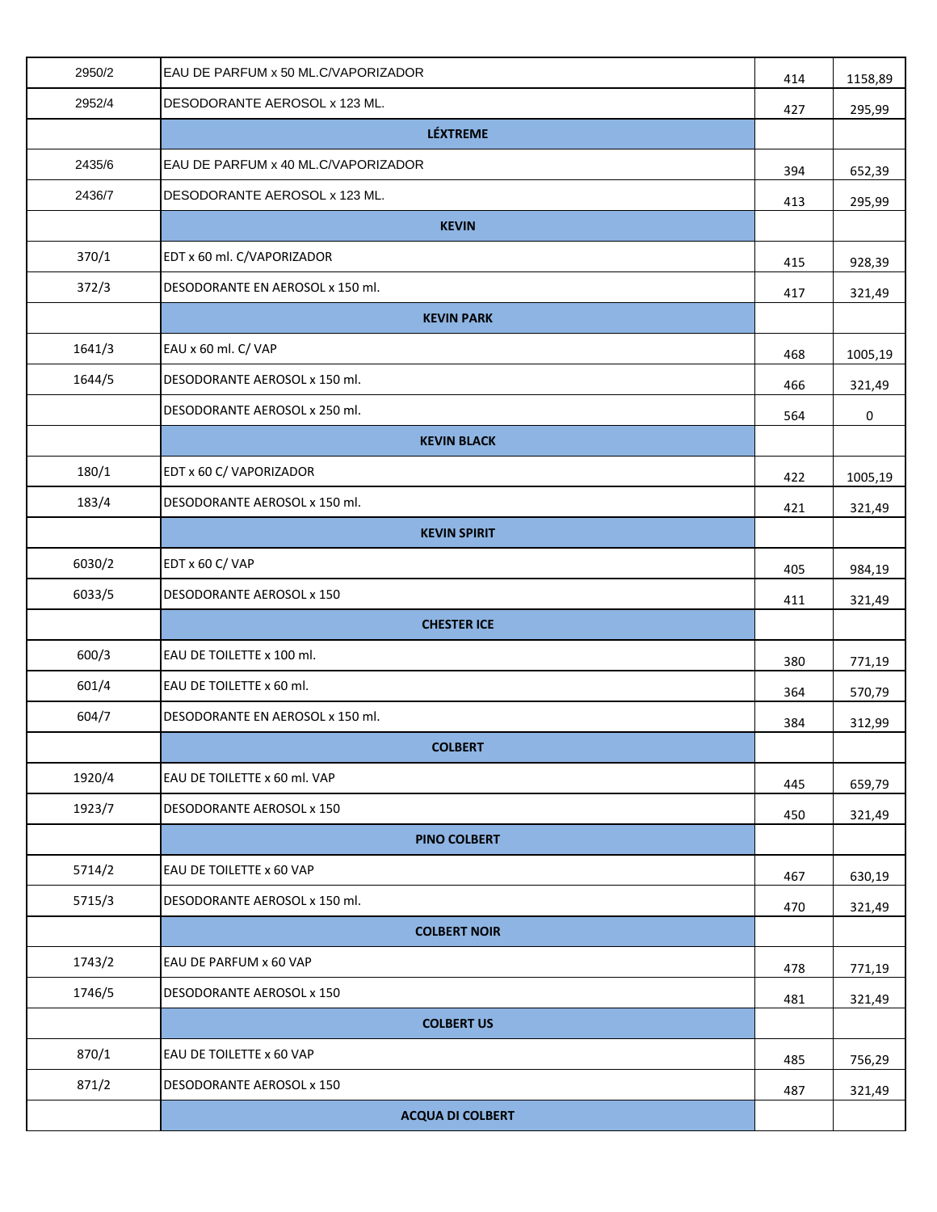| | | | |
|---|---|---|---|
| 2950/2 | EAU DE PARFUM x 50 ML.C/VAPORIZADOR | 414 | 1158,89 |
| 2952/4 | DESODORANTE AEROSOL x 123 ML. | 427 | 295,99 |
| | **LÉXTREME** | | |
| 2435/6 | EAU DE PARFUM x 40 ML.C/VAPORIZADOR | 394 | 652,39 |
| 2436/7 | DESODORANTE AEROSOL x 123 ML. | 413 | 295,99 |
| | **KEVIN** | | |
| 370/1 | EDT x 60 ml. C/VAPORIZADOR | 415 | 928,39 |
| 372/3 | DESODORANTE EN AEROSOL x 150 ml. | 417 | 321,49 |
| | **KEVIN PARK** | | |
| 1641/3 | EAU x 60 ml. C/ VAP | 468 | 1005,19 |
| 1644/5 | DESODORANTE AEROSOL x 150 ml. | 466 | 321,49 |
| | DESODORANTE AEROSOL x 250 ml. | 564 | 0 |
| | **KEVIN BLACK** | | |
| 180/1 | EDT x 60 C/ VAPORIZADOR | 422 | 1005,19 |
| 183/4 | DESODORANTE AEROSOL x 150 ml. | 421 | 321,49 |
| | **KEVIN SPIRIT** | | |
| 6030/2 | EDT x 60 C/ VAP | 405 | 984,19 |
| 6033/5 | DESODORANTE AEROSOL x 150 | 411 | 321,49 |
| | **CHESTER ICE** | | |
| 600/3 | EAU DE TOILETTE x 100 ml. | 380 | 771,19 |
| 601/4 | EAU DE TOILETTE x 60 ml. | 364 | 570,79 |
| 604/7 | DESODORANTE EN AEROSOL x 150 ml. | 384 | 312,99 |
| | **COLBERT** | | |
| 1920/4 | EAU DE TOILETTE x 60 ml. VAP | 445 | 659,79 |
| 1923/7 | DESODORANTE AEROSOL x 150 | 450 | 321,49 |
| | **PINO COLBERT** | | |
| 5714/2 | EAU DE TOILETTE x 60 VAP | 467 | 630,19 |
| 5715/3 | DESODORANTE AEROSOL x 150 ml. | 470 | 321,49 |
| | **COLBERT NOIR** | | |
| 1743/2 | EAU DE PARFUM x 60 VAP | 478 | 771,19 |
| 1746/5 | DESODORANTE AEROSOL x 150 | 481 | 321,49 |
| | **COLBERT US** | | |
| 870/1 | EAU DE TOILETTE x 60 VAP | 485 | 756,29 |
| 871/2 | DESODORANTE AEROSOL x 150 | 487 | 321,49 |
| | **ACQUA DI COLBERT** | | |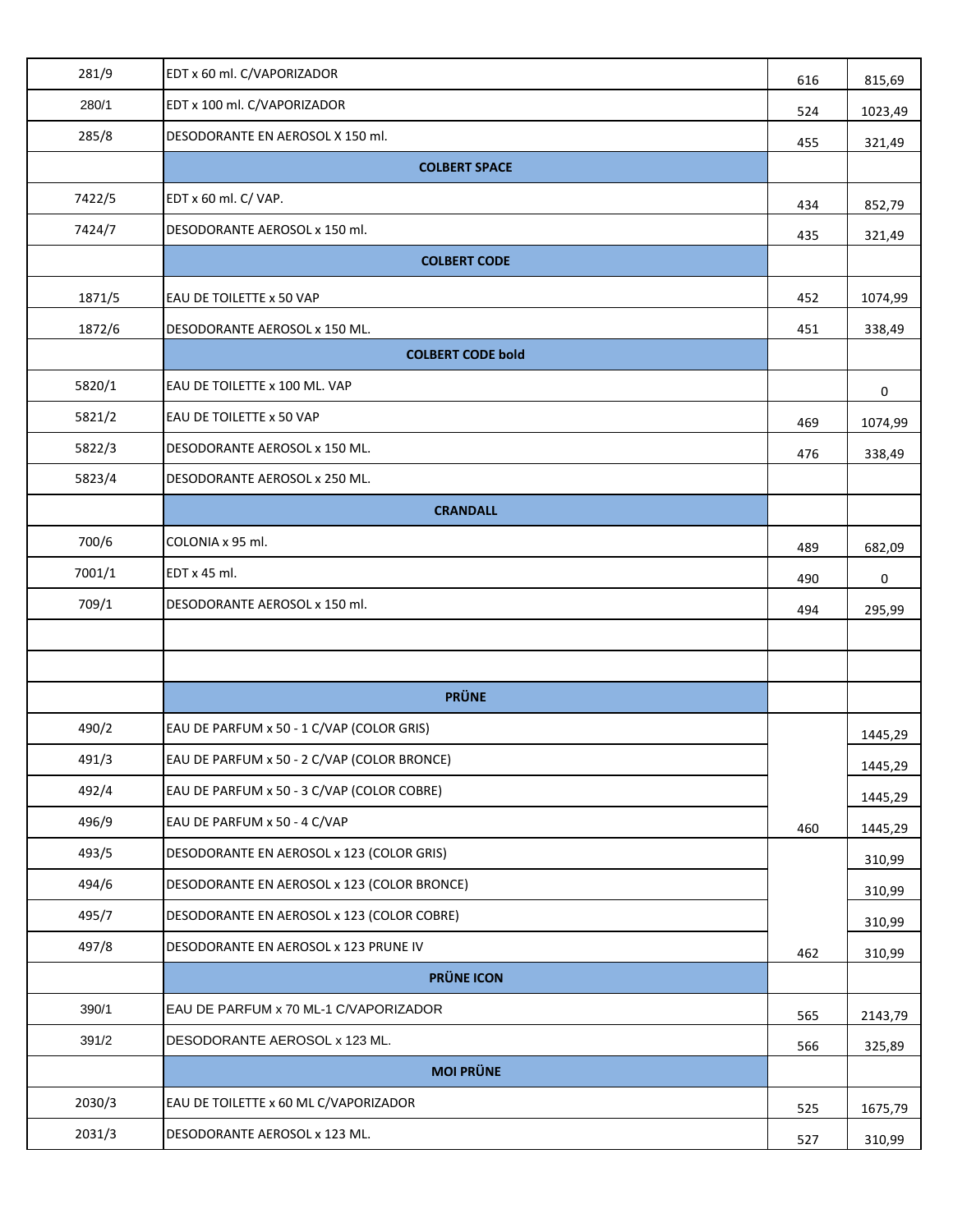| | | | |
|---|---|---|---|
| 281/9 | EDT x 60 ml. C/VAPORIZADOR | 616 | 815,69 |
| 280/1 | EDT x 100 ml. C/VAPORIZADOR | 524 | 1023,49 |
| 285/8 | DESODORANTE EN AEROSOL X 150 ml. | 455 | 321,49 |
| | **COLBERT SPACE** | | |
| 7422/5 | EDT x 60 ml. C/ VAP. | 434 | 852,79 |
| 7424/7 | DESODORANTE AEROSOL x 150 ml. | 435 | 321,49 |
| | **COLBERT CODE** | | |
| 1871/5 | EAU DE TOILETTE x 50 VAP | 452 | 1074,99 |
| 1872/6 | DESODORANTE AEROSOL x 150 ML. | 451 | 338,49 |
| | **COLBERT CODE bold** | | |
| 5820/1 | EAU DE TOILETTE x 100 ML. VAP | | 0 |
| 5821/2 | EAU DE TOILETTE x 50 VAP | 469 | 1074,99 |
| 5822/3 | DESODORANTE AEROSOL x 150 ML. | 476 | 338,49 |
| 5823/4 | DESODORANTE AEROSOL x 250 ML. | | |
| | **CRANDALL** | | |
| 700/6 | COLONIA x 95 ml. | 489 | 682,09 |
| 7001/1 | EDT x 45 ml. | 490 | 0 |
| 709/1 | DESODORANTE AEROSOL x 150 ml. | 494 | 295,99 |
| | | | |
| | | | |
| | **PRÜNE** | | |
| 490/2 | EAU DE PARFUM x 50 - 1 C/VAP (COLOR GRIS) | | 1445,29 |
| 491/3 | EAU DE PARFUM x 50 - 2 C/VAP (COLOR BRONCE) | | 1445,29 |
| 492/4 | EAU DE PARFUM x 50 - 3 C/VAP (COLOR COBRE) | | 1445,29 |
| 496/9 | EAU DE PARFUM x 50 - 4 C/VAP | 460 | 1445,29 |
| 493/5 | DESODORANTE EN AEROSOL x 123 (COLOR GRIS) | | 310,99 |
| 494/6 | DESODORANTE EN AEROSOL x 123 (COLOR BRONCE) | | 310,99 |
| 495/7 | DESODORANTE EN AEROSOL x 123 (COLOR COBRE) | | 310,99 |
| 497/8 | DESODORANTE EN AEROSOL x 123 PRUNE IV | 462 | 310,99 |
| | **PRÜNE ICON** | | |
| 390/1 | EAU DE PARFUM x 70 ML-1 C/VAPORIZADOR | 565 | 2143,79 |
| 391/2 | DESODORANTE AEROSOL x 123 ML. | 566 | 325,89 |
| | **MOI PRÜNE** | | |
| 2030/3 | EAU DE TOILETTE x 60 ML C/VAPORIZADOR | 525 | 1675,79 |
| 2031/3 | DESODORANTE AEROSOL x 123 ML. | 527 | 310,99 |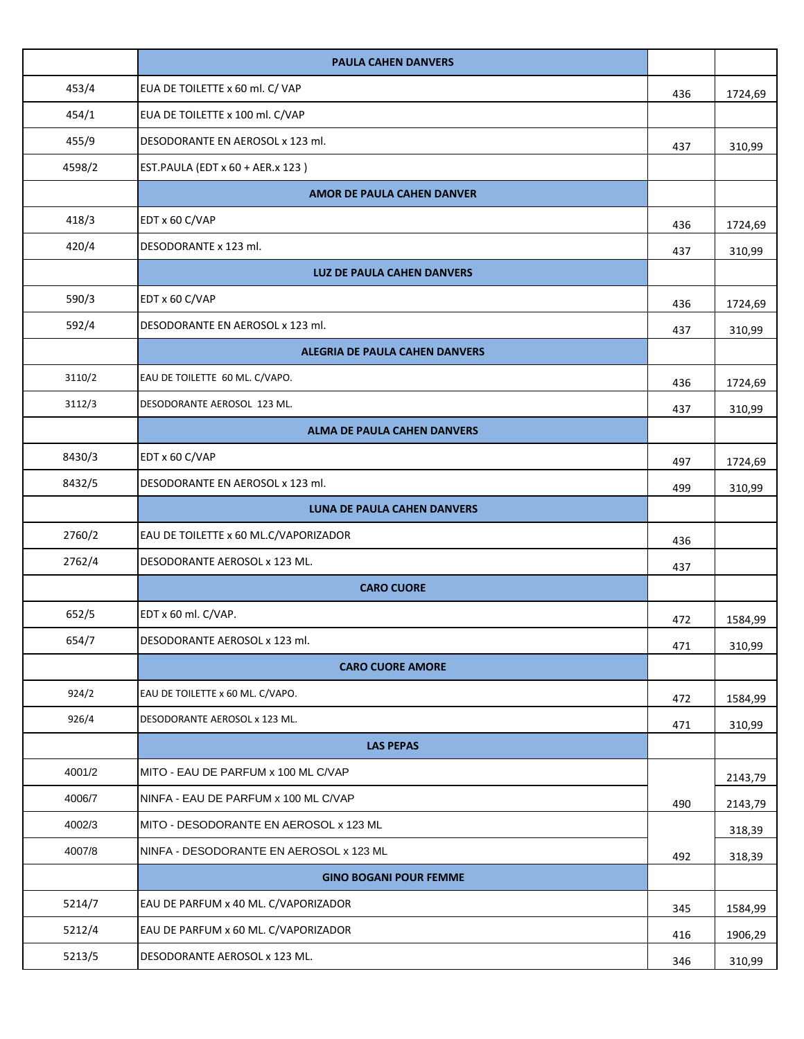| | | | |
|---|---|---|---|
| | **PAULA CAHEN DANVERS** | | |
| 453/4 | EUA DE TOILETTE x 60 ml. C/ VAP | 436 | 1724,69 |
| 454/1 | EUA DE TOILETTE x 100 ml. C/VAP | | |
| 455/9 | DESODORANTE EN AEROSOL x 123 ml. | 437 | 310,99 |
| 4598/2 | EST.PAULA (EDT x 60 + AER.x 123 ) | | |
| | **AMOR DE PAULA CAHEN DANVER** | | |
| 418/3 | EDT x 60 C/VAP | 436 | 1724,69 |
| 420/4 | DESODORANTE x 123 ml. | 437 | 310,99 |
| | **LUZ DE PAULA CAHEN DANVERS** | | |
| 590/3 | EDT x 60 C/VAP | 436 | 1724,69 |
| 592/4 | DESODORANTE EN AEROSOL x 123 ml. | 437 | 310,99 |
| | **ALEGRIA DE PAULA CAHEN DANVERS** | | |
| 3110/2 | EAU DE TOILETTE 60 ML. C/VAPO. | 436 | 1724,69 |
| 3112/3 | DESODORANTE AEROSOL 123 ML. | 437 | 310,99 |
| | **ALMA DE PAULA CAHEN DANVERS** | | |
| 8430/3 | EDT x 60 C/VAP | 497 | 1724,69 |
| 8432/5 | DESODORANTE EN AEROSOL x 123 ml. | 499 | 310,99 |
| | **LUNA DE PAULA CAHEN DANVERS** | | |
| 2760/2 | EAU DE TOILETTE x 60 ML.C/VAPORIZADOR | 436 | |
| 2762/4 | DESODORANTE AEROSOL x 123 ML. | 437 | |
| | **CARO CUORE** | | |
| 652/5 | EDT x 60 ml. C/VAP. | 472 | 1584,99 |
| 654/7 | DESODORANTE AEROSOL x 123 ml. | 471 | 310,99 |
| | **CARO CUORE AMORE** | | |
| 924/2 | EAU DE TOILETTE x 60 ML. C/VAPO. | 472 | 1584,99 |
| 926/4 | DESODORANTE AEROSOL x 123 ML. | 471 | 310,99 |
| | **LAS PEPAS** | | |
| 4001/2 | MITO - EAU DE PARFUM x 100 ML C/VAP | | 2143,79 |
| 4006/7 | NINFA - EAU DE PARFUM x 100 ML C/VAP | 490 | 2143,79 |
| 4002/3 | MITO - DESODORANTE EN AEROSOL x 123 ML | | 318,39 |
| 4007/8 | NINFA - DESODORANTE EN AEROSOL x 123 ML | 492 | 318,39 |
| | **GINO BOGANI POUR FEMME** | | |
| 5214/7 | EAU DE PARFUM x 40 ML. C/VAPORIZADOR | 345 | 1584,99 |
| 5212/4 | EAU DE PARFUM x 60 ML. C/VAPORIZADOR | 416 | 1906,29 |
| 5213/5 | DESODORANTE AEROSOL x 123 ML. | 346 | 310,99 |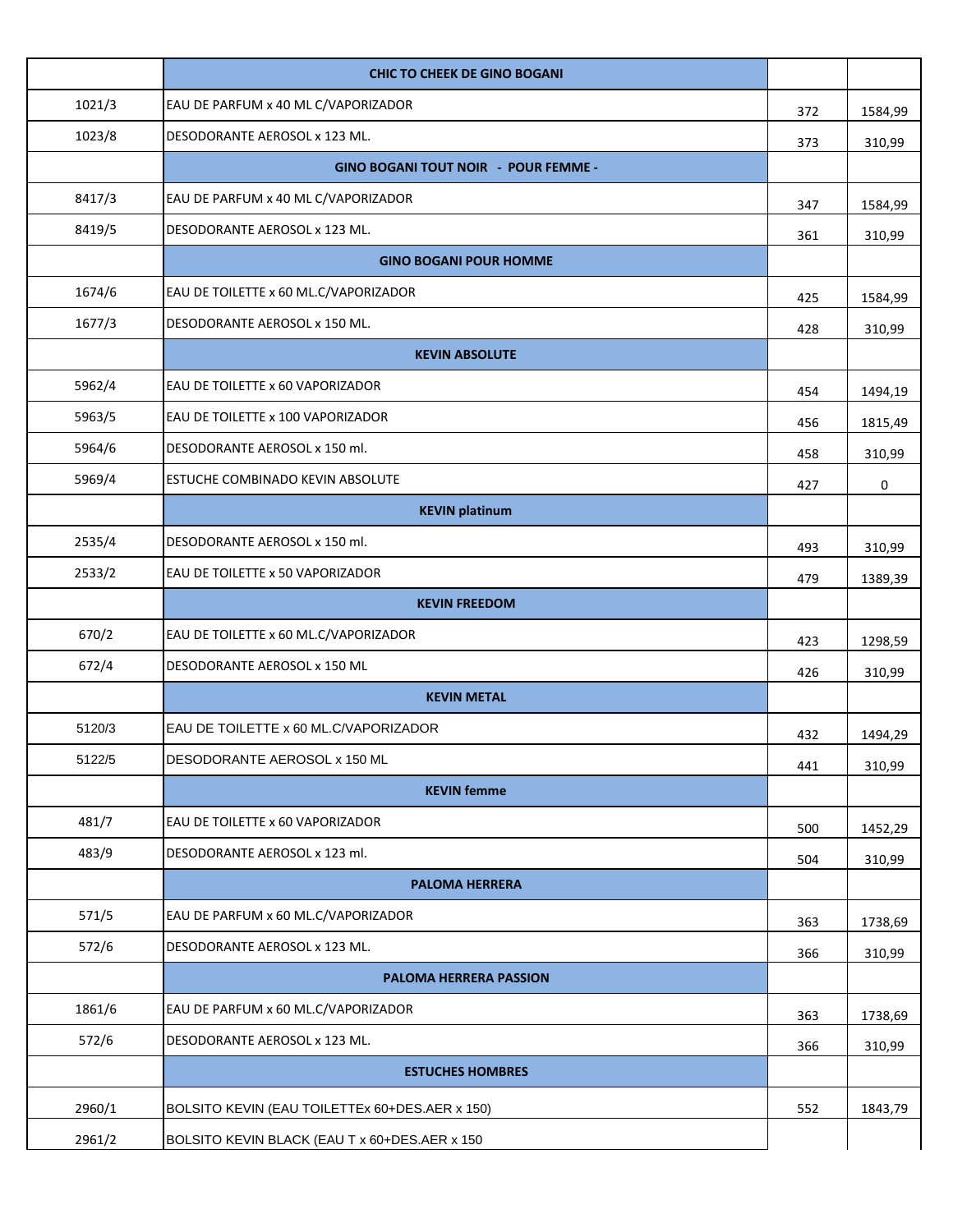| | CHIC TO CHEEK DE GINO BOGANI | | |
|---|---|---|---|
| 1021/3 | EAU DE PARFUM x 40 ML C/VAPORIZADOR | 372 | 1584,99 |
| 1023/8 | DESODORANTE AEROSOL x 123 ML. | 373 | 310,99 |
| | **GINO BOGANI TOUT NOIR - POUR FEMME -** | | |
| 8417/3 | EAU DE PARFUM x 40 ML C/VAPORIZADOR | 347 | 1584,99 |
| 8419/5 | DESODORANTE AEROSOL x 123 ML. | 361 | 310,99 |
| | **GINO BOGANI POUR HOMME** | | |
| 1674/6 | EAU DE TOILETTE x 60 ML.C/VAPORIZADOR | 425 | 1584,99 |
| 1677/3 | DESODORANTE AEROSOL x 150 ML. | 428 | 310,99 |
| | **KEVIN ABSOLUTE** | | |
| 5962/4 | EAU DE TOILETTE x 60 VAPORIZADOR | 454 | 1494,19 |
| 5963/5 | EAU DE TOILETTE x 100 VAPORIZADOR | 456 | 1815,49 |
| 5964/6 | DESODORANTE AEROSOL x 150 ml. | 458 | 310,99 |
| 5969/4 | ESTUCHE COMBINADO KEVIN ABSOLUTE | 427 | 0 |
| | **KEVIN platinum** | | |
| 2535/4 | DESODORANTE AEROSOL x 150 ml. | 493 | 310,99 |
| 2533/2 | EAU DE TOILETTE x 50 VAPORIZADOR | 479 | 1389,39 |
| | **KEVIN FREEDOM** | | |
| 670/2 | EAU DE TOILETTE x 60 ML.C/VAPORIZADOR | 423 | 1298,59 |
| 672/4 | DESODORANTE AEROSOL x 150 ML | 426 | 310,99 |
| | **KEVIN METAL** | | |
| 5120/3 | EAU DE TOILETTE x 60 ML.C/VAPORIZADOR | 432 | 1494,29 |
| 5122/5 | DESODORANTE AEROSOL x 150 ML | 441 | 310,99 |
| | **KEVIN femme** | | |
| 481/7 | EAU DE TOILETTE x 60 VAPORIZADOR | 500 | 1452,29 |
| 483/9 | DESODORANTE AEROSOL x 123 ml. | 504 | 310,99 |
| | **PALOMA HERRERA** | | |
| 571/5 | EAU DE PARFUM x 60 ML.C/VAPORIZADOR | 363 | 1738,69 |
| 572/6 | DESODORANTE AEROSOL x 123 ML. | 366 | 310,99 |
| | **PALOMA HERRERA PASSION** | | |
| 1861/6 | EAU DE PARFUM x 60 ML.C/VAPORIZADOR | 363 | 1738,69 |
| 572/6 | DESODORANTE AEROSOL x 123 ML. | 366 | 310,99 |
| | **ESTUCHES HOMBRES** | | |
| 2960/1 | BOLSITO KEVIN (EAU TOILETTEx 60+DES.AER x 150) | 552 | 1843,79 |
| 2961/2 | BOLSITO KEVIN BLACK (EAU T x 60+DES.AER x 150 | | |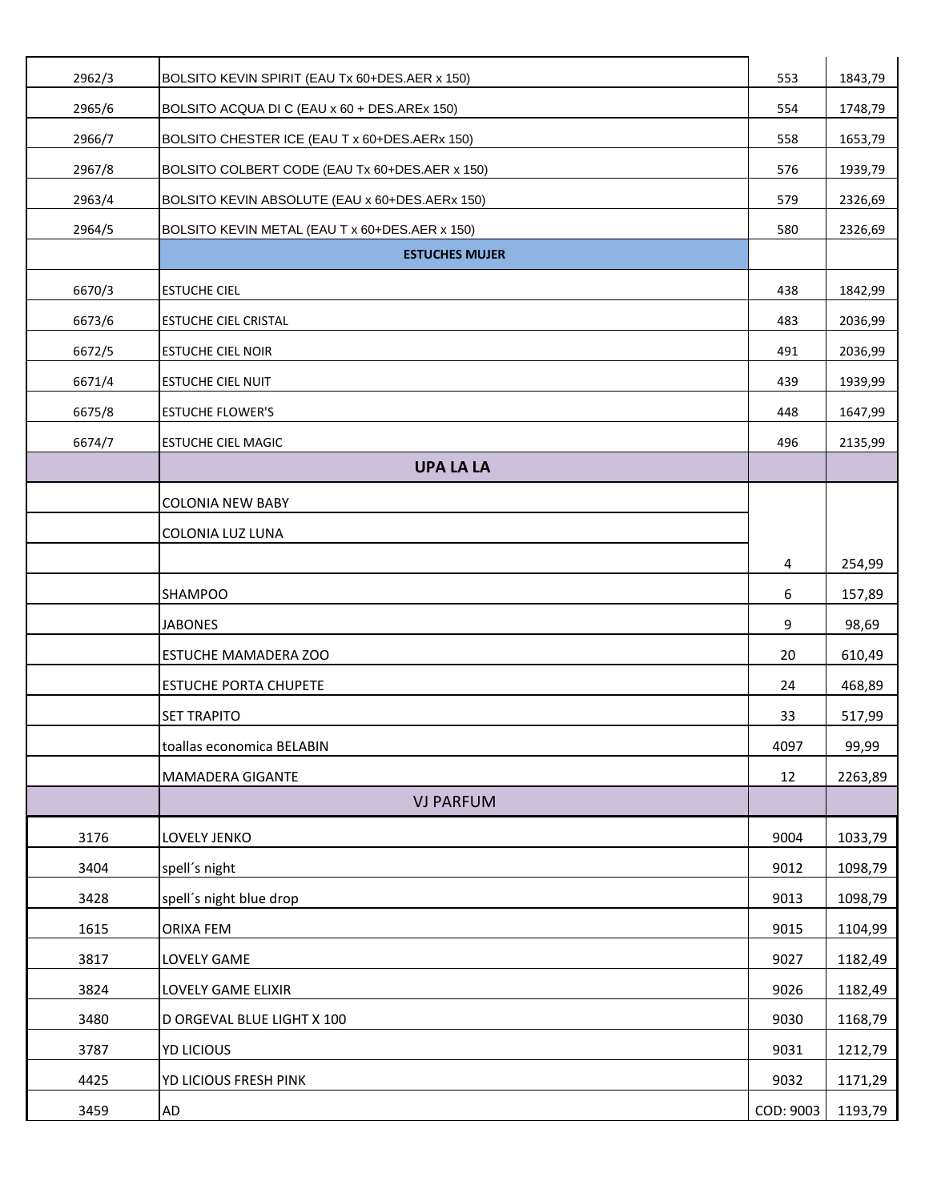| | | | |
|---|---|---|---|
| 2962/3 | BOLSITO KEVIN SPIRIT (EAU Tx 60+DES.AER x 150) | 553 | 1843,79 |
| 2965/6 | BOLSITO ACQUA DI C (EAU x 60 + DES.AREx 150) | 554 | 1748,79 |
| 2966/7 | BOLSITO CHESTER ICE (EAU T x 60+DES.AERx 150) | 558 | 1653,79 |
| 2967/8 | BOLSITO COLBERT CODE (EAU Tx 60+DES.AER x 150) | 576 | 1939,79 |
| 2963/4 | BOLSITO KEVIN ABSOLUTE (EAU x 60+DES.AERx 150) | 579 | 2326,69 |
| 2964/5 | BOLSITO KEVIN METAL (EAU T x 60+DES.AER x 150) | 580 | 2326,69 |
| | **ESTUCHES MUJER** | | |
| 6670/3 | ESTUCHE CIEL | 438 | 1842,99 |
| 6673/6 | ESTUCHE CIEL CRISTAL | 483 | 2036,99 |
| 6672/5 | ESTUCHE CIEL NOIR | 491 | 2036,99 |
| 6671/4 | ESTUCHE CIEL NUIT | 439 | 1939,99 |
| 6675/8 | ESTUCHE FLOWER'S | 448 | 1647,99 |
| 6674/7 | ESTUCHE CIEL MAGIC | 496 | 2135,99 |
| | **UPA LA LA** | | |
| | COLONIA NEW BABY | | |
| | COLONIA LUZ LUNA | | |
| | | 4 | 254,99 |
| | SHAMPOO | 6 | 157,89 |
| | JABONES | 9 | 98,69 |
| | ESTUCHE MAMADERA ZOO | 20 | 610,49 |
| | ESTUCHE PORTA CHUPETE | 24 | 468,89 |
| | SET TRAPITO | 33 | 517,99 |
| | toallas economica BELABIN | 4097 | 99,99 |
| | MAMADERA GIGANTE | 12 | 2263,89 |
| | VJ PARFUM | | |
| 3176 | LOVELY JENKO | 9004 | 1033,79 |
| 3404 | spell´s night | 9012 | 1098,79 |
| 3428 | spell´s night blue drop | 9013 | 1098,79 |
| 1615 | ORIXA FEM | 9015 | 1104,99 |
| 3817 | LOVELY GAME | 9027 | 1182,49 |
| 3824 | LOVELY GAME ELIXIR | 9026 | 1182,49 |
| 3480 | D ORGEVAL BLUE LIGHT X 100 | 9030 | 1168,79 |
| 3787 | YD LICIOUS | 9031 | 1212,79 |
| 4425 | YD LICIOUS FRESH PINK | 9032 | 1171,29 |
| 3459 | AD | COD: 9003 | 1193,79 |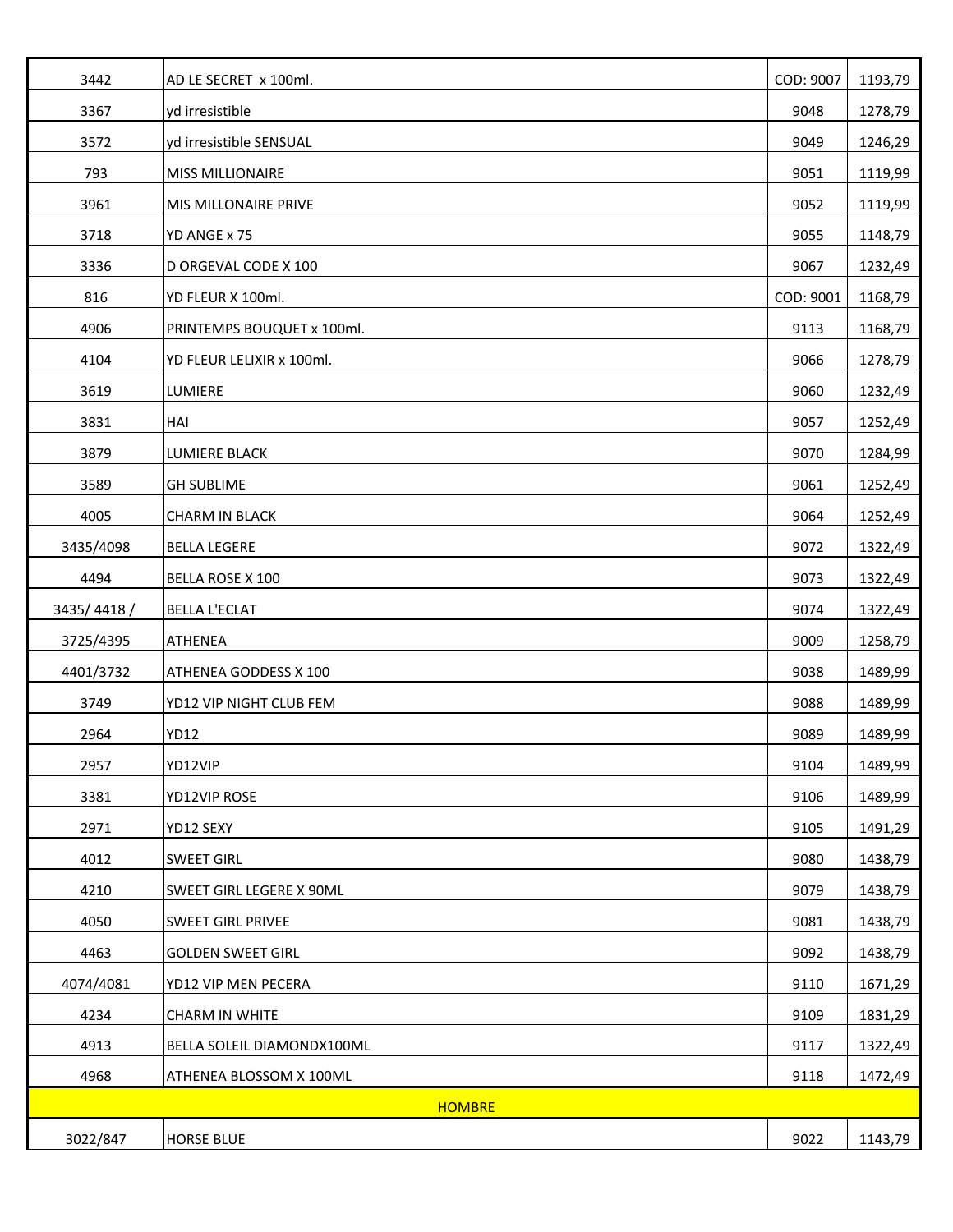| | | | |
|---|---|---|---|
| 3442 | AD LE SECRET x 100ml. | COD: 9007 | 1193,79 |
| 3367 | yd irresistible | 9048 | 1278,79 |
| 3572 | yd irresistible SENSUAL | 9049 | 1246,29 |
| 793 | MISS MILLIONAIRE | 9051 | 1119,99 |
| 3961 | MIS MILLONAIRE PRIVE | 9052 | 1119,99 |
| 3718 | YD ANGE x 75 | 9055 | 1148,79 |
| 3336 | D ORGEVAL CODE X 100 | 9067 | 1232,49 |
| 816 | YD FLEUR X 100ml. | COD: 9001 | 1168,79 |
| 4906 | PRINTEMPS BOUQUET x 100ml. | 9113 | 1168,79 |
| 4104 | YD FLEUR LELIXIR x 100ml. | 9066 | 1278,79 |
| 3619 | LUMIERE | 9060 | 1232,49 |
| 3831 | HAI | 9057 | 1252,49 |
| 3879 | LUMIERE BLACK | 9070 | 1284,99 |
| 3589 | GH SUBLIME | 9061 | 1252,49 |
| 4005 | CHARM IN BLACK | 9064 | 1252,49 |
| 3435/4098 | BELLA LEGERE | 9072 | 1322,49 |
| 4494 | BELLA ROSE X 100 | 9073 | 1322,49 |
| 3435/ 4418 / | BELLA L'ECLAT | 9074 | 1322,49 |
| 3725/4395 | ATHENEA | 9009 | 1258,79 |
| 4401/3732 | ATHENEA GODDESS X 100 | 9038 | 1489,99 |
| 3749 | YD12 VIP NIGHT CLUB FEM | 9088 | 1489,99 |
| 2964 | YD12 | 9089 | 1489,99 |
| 2957 | YD12VIP | 9104 | 1489,99 |
| 3381 | YD12VIP ROSE | 9106 | 1489,99 |
| 2971 | YD12 SEXY | 9105 | 1491,29 |
| 4012 | SWEET GIRL | 9080 | 1438,79 |
| 4210 | SWEET GIRL LEGERE X 90ML | 9079 | 1438,79 |
| 4050 | SWEET GIRL PRIVEE | 9081 | 1438,79 |
| 4463 | GOLDEN SWEET GIRL | 9092 | 1438,79 |
| 4074/4081 | YD12 VIP MEN PECERA | 9110 | 1671,29 |
| 4234 | CHARM IN WHITE | 9109 | 1831,29 |
| 4913 | BELLA SOLEIL DIAMONDX100ML | 9117 | 1322,49 |
| 4968 | ATHENEA BLOSSOM X 100ML | 9118 | 1472,49 |
| | HOMBRE | | |
| 3022/847 | HORSE BLUE | 9022 | 1143,79 |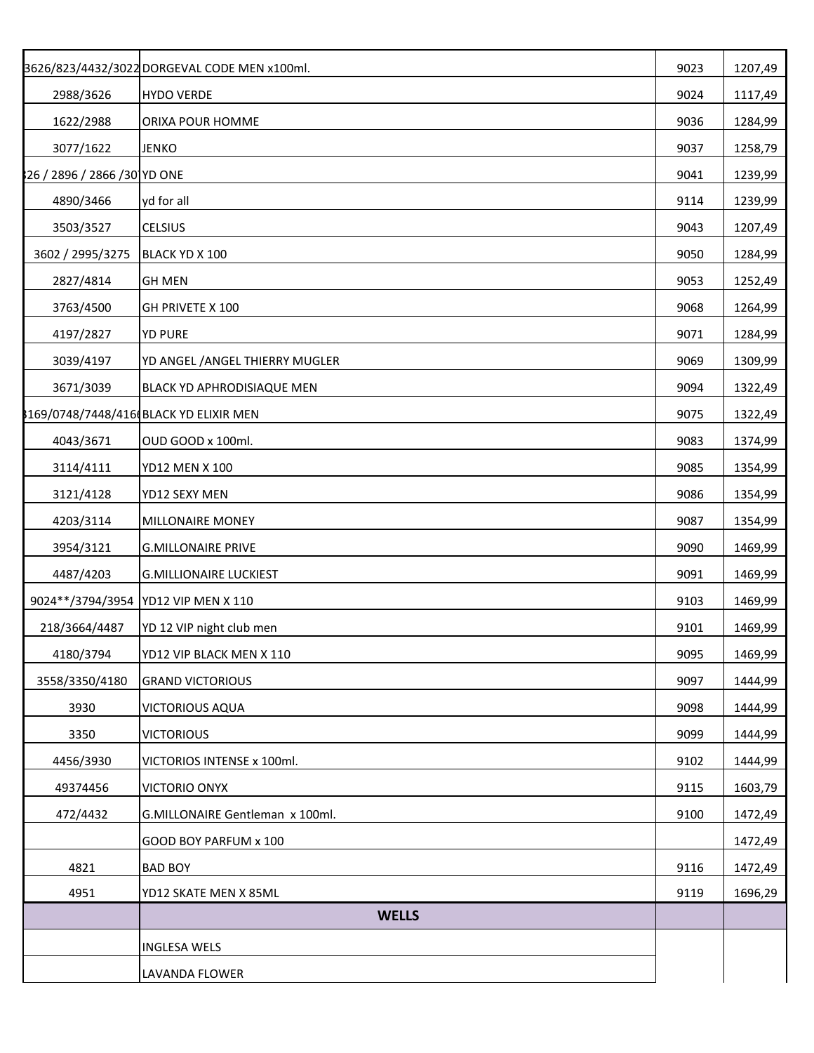| | | | |
|---|---|---|---|
| 3626/823/4432/3022 | DORGEVAL CODE MEN x100ml. | 9023 | 1207,49 |
| 2988/3626 | HYDO VERDE | 9024 | 1117,49 |
| 1622/2988 | ORIXA POUR HOMME | 9036 | 1284,99 |
| 3077/1622 | JENKO | 9037 | 1258,79 |
| 26 / 2896 / 2866 /30 | YD ONE | 9041 | 1239,99 |
| 4890/3466 | yd for all | 9114 | 1239,99 |
| 3503/3527 | CELSIUS | 9043 | 1207,49 |
| 3602 / 2995/3275 | BLACK YD X 100 | 9050 | 1284,99 |
| 2827/4814 | GH MEN | 9053 | 1252,49 |
| 3763/4500 | GH PRIVETE X 100 | 9068 | 1264,99 |
| 4197/2827 | YD PURE | 9071 | 1284,99 |
| 3039/4197 | YD ANGEL /ANGEL THIERRY MUGLER | 9069 | 1309,99 |
| 3671/3039 | BLACK YD APHRODISIAQUE MEN | 9094 | 1322,49 |
| 169/0748/7448/416 | BLACK YD ELIXIR MEN | 9075 | 1322,49 |
| 4043/3671 | OUD GOOD x 100ml. | 9083 | 1374,99 |
| 3114/4111 | YD12 MEN X 100 | 9085 | 1354,99 |
| 3121/4128 | YD12 SEXY MEN | 9086 | 1354,99 |
| 4203/3114 | MILLONAIRE MONEY | 9087 | 1354,99 |
| 3954/3121 | G.MILLONAIRE PRIVE | 9090 | 1469,99 |
| 4487/4203 | G.MILLIONAIRE LUCKIEST | 9091 | 1469,99 |
| 9024**/3794/3954 | YD12 VIP MEN X 110 | 9103 | 1469,99 |
| 218/3664/4487 | YD 12 VIP night club men | 9101 | 1469,99 |
| 4180/3794 | YD12 VIP BLACK MEN X 110 | 9095 | 1469,99 |
| 3558/3350/4180 | GRAND VICTORIOUS | 9097 | 1444,99 |
| 3930 | VICTORIOUS AQUA | 9098 | 1444,99 |
| 3350 | VICTORIOUS | 9099 | 1444,99 |
| 4456/3930 | VICTORIOS INTENSE x 100ml. | 9102 | 1444,99 |
| 49374456 | VICTORIO ONYX | 9115 | 1603,79 |
| 472/4432 | G.MILLONAIRE Gentleman x 100ml. | 9100 | 1472,49 |
| | GOOD BOY PARFUM x 100 | | 1472,49 |
| 4821 | BAD BOY | 9116 | 1472,49 |
| 4951 | YD12 SKATE MEN X 85ML | 9119 | 1696,29 |
| | **WELLS** | | |
| | INGLESA WELS | | |
| | LAVANDA FLOWER | | |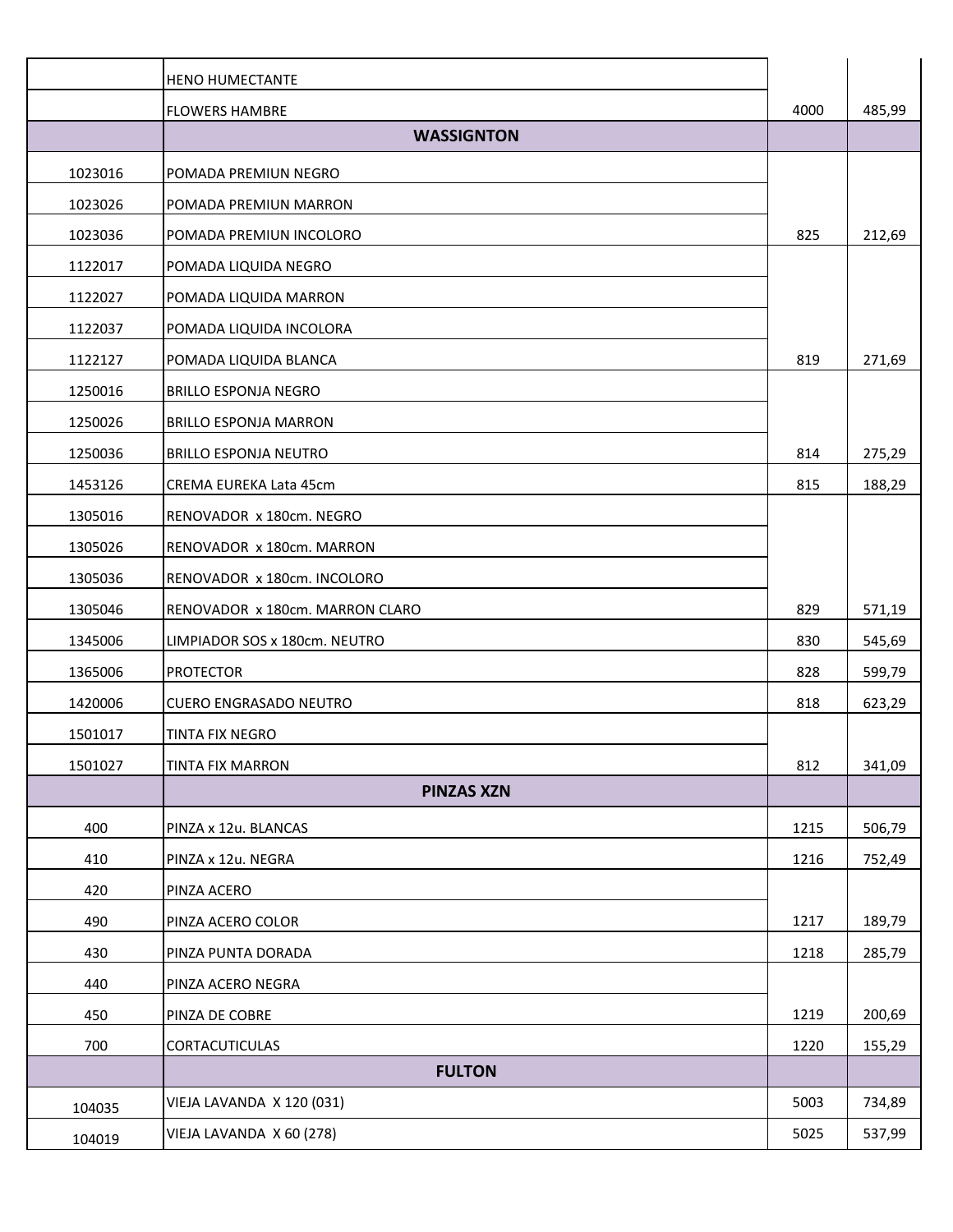| | | | |
|---|---|---|---|
| | HENO HUMECTANTE | | |
| | FLOWERS HAMBRE | 4000 | 485,99 |
| | **WASSIGNTON** | | |
| 1023016 | POMADA PREMIUN NEGRO | | |
| 1023026 | POMADA PREMIUN MARRON | | |
| 1023036 | POMADA PREMIUN INCOLORO | 825 | 212,69 |
| 1122017 | POMADA LIQUIDA NEGRO | | |
| 1122027 | POMADA LIQUIDA MARRON | | |
| 1122037 | POMADA LIQUIDA INCOLORA | | |
| 1122127 | POMADA LIQUIDA BLANCA | 819 | 271,69 |
| 1250016 | BRILLO ESPONJA NEGRO | | |
| 1250026 | BRILLO ESPONJA MARRON | | |
| 1250036 | BRILLO ESPONJA NEUTRO | 814 | 275,29 |
| 1453126 | CREMA EUREKA Lata 45cm | 815 | 188,29 |
| 1305016 | RENOVADOR x 180cm. NEGRO | | |
| 1305026 | RENOVADOR x 180cm. MARRON | | |
| 1305036 | RENOVADOR x 180cm. INCOLORO | | |
| 1305046 | RENOVADOR x 180cm. MARRON CLARO | 829 | 571,19 |
| 1345006 | LIMPIADOR SOS x 180cm. NEUTRO | 830 | 545,69 |
| 1365006 | PROTECTOR | 828 | 599,79 |
| 1420006 | CUERO ENGRASADO NEUTRO | 818 | 623,29 |
| 1501017 | TINTA FIX NEGRO | | |
| 1501027 | TINTA FIX MARRON | 812 | 341,09 |
| | **PINZAS XZN** | | |
| 400 | PINZA x 12u. BLANCAS | 1215 | 506,79 |
| 410 | PINZA x 12u. NEGRA | 1216 | 752,49 |
| 420 | PINZA ACERO | | |
| 490 | PINZA ACERO COLOR | 1217 | 189,79 |
| 430 | PINZA PUNTA DORADA | 1218 | 285,79 |
| 440 | PINZA ACERO NEGRA | | |
| 450 | PINZA DE COBRE | 1219 | 200,69 |
| 700 | CORTACUTICULAS | 1220 | 155,29 |
| | **FULTON** | | |
| 104035 | VIEJA LAVANDA X 120 (031) | 5003 | 734,89 |
| 104019 | VIEJA LAVANDA X 60 (278) | 5025 | 537,99 |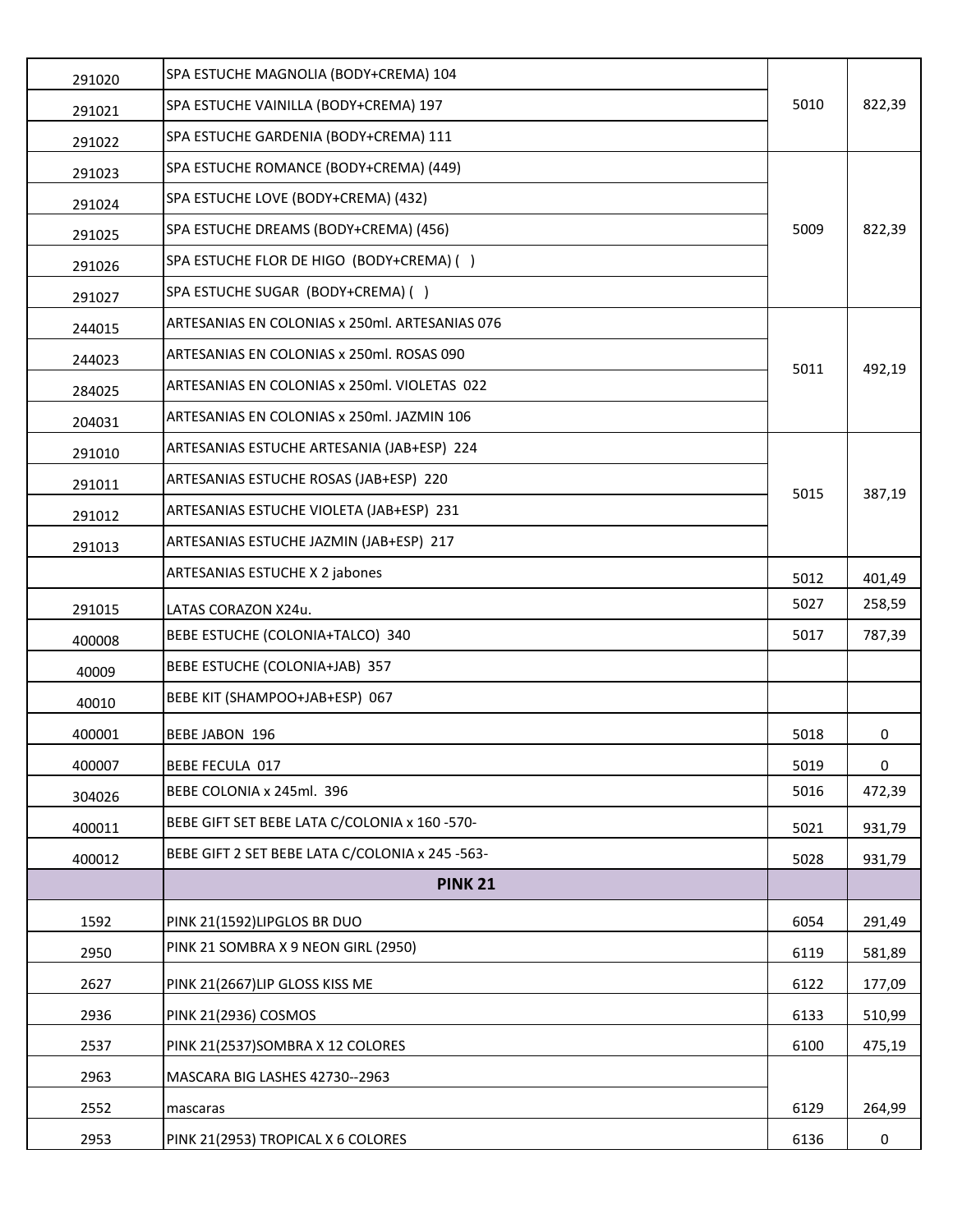| | | | |
|---|---|---|---|
| 291020 | SPA ESTUCHE MAGNOLIA (BODY+CREMA) 104 | 5010 | 822,39 |
| 291021 | SPA ESTUCHE VAINILLA (BODY+CREMA) 197 | | |
| 291022 | SPA ESTUCHE GARDENIA (BODY+CREMA) 111 | | |
| 291023 | SPA ESTUCHE ROMANCE (BODY+CREMA) (449) | 5009 | 822,39 |
| 291024 | SPA ESTUCHE LOVE (BODY+CREMA) (432) | | |
| 291025 | SPA ESTUCHE DREAMS (BODY+CREMA) (456) | | |
| 291026 | SPA ESTUCHE FLOR DE HIGO (BODY+CREMA) ( ) | | |
| 291027 | SPA ESTUCHE SUGAR (BODY+CREMA) ( ) | | |
| 244015 | ARTESANIAS EN COLONIAS x 250ml. ARTESANIAS 076 | 5011 | 492,19 |
| 244023 | ARTESANIAS EN COLONIAS x 250ml. ROSAS 090 | | |
| 284025 | ARTESANIAS EN COLONIAS x 250ml. VIOLETAS 022 | | |
| 204031 | ARTESANIAS EN COLONIAS x 250ml. JAZMIN 106 | | |
| 291010 | ARTESANIAS ESTUCHE ARTESANIA (JAB+ESP) 224 | 5015 | 387,19 |
| 291011 | ARTESANIAS ESTUCHE ROSAS (JAB+ESP) 220 | | |
| 291012 | ARTESANIAS ESTUCHE VIOLETA (JAB+ESP) 231 | | |
| 291013 | ARTESANIAS ESTUCHE JAZMIN (JAB+ESP) 217 | | |
| | ARTESANIAS ESTUCHE X 2 jabones | 5012 | 401,49 |
| 291015 | LATAS CORAZON X24u. | 5027 | 258,59 |
| 400008 | BEBE ESTUCHE (COLONIA+TALCO) 340 | 5017 | 787,39 |
| 40009 | BEBE ESTUCHE (COLONIA+JAB) 357 | | |
| 40010 | BEBE KIT (SHAMPOO+JAB+ESP) 067 | | |
| 400001 | BEBE JABON 196 | 5018 | 0 |
| 400007 | BEBE FECULA 017 | 5019 | 0 |
| 304026 | BEBE COLONIA x 245ml. 396 | 5016 | 472,39 |
| 400011 | BEBE GIFT SET BEBE LATA C/COLONIA x 160 -570- | 5021 | 931,79 |
| 400012 | BEBE GIFT 2 SET BEBE LATA C/COLONIA x 245 -563- | 5028 | 931,79 |
| | **PINK 21** | | |
| 1592 | PINK 21(1592)LIPGLOS BR DUO | 6054 | 291,49 |
| 2950 | PINK 21 SOMBRA X 9 NEON GIRL (2950) | 6119 | 581,89 |
| 2627 | PINK 21(2667)LIP GLOSS KISS ME | 6122 | 177,09 |
| 2936 | PINK 21(2936) COSMOS | 6133 | 510,99 |
| 2537 | PINK 21(2537)SOMBRA X 12 COLORES | 6100 | 475,19 |
| 2963 | MASCARA BIG LASHES 42730--2963 | | |
| 2552 | mascaras | 6129 | 264,99 |
| 2953 | PINK 21(2953) TROPICAL X 6 COLORES | 6136 | 0 |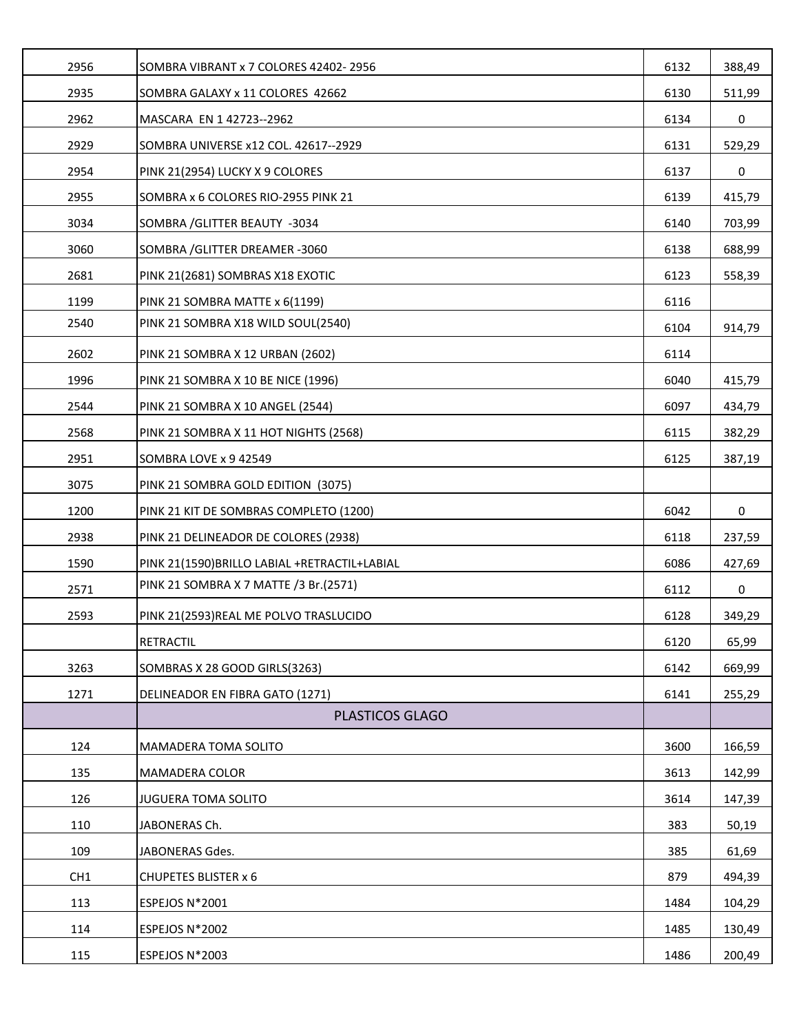| | | | |
|---|---|---|---|
| 2956 | SOMBRA VIBRANT x 7 COLORES 42402- 2956 | 6132 | 388,49 |
| 2935 | SOMBRA GALAXY x 11 COLORES 42662 | 6130 | 511,99 |
| 2962 | MASCARA EN 1 42723--2962 | 6134 | 0 |
| 2929 | SOMBRA UNIVERSE x12 COL. 42617--2929 | 6131 | 529,29 |
| 2954 | PINK 21(2954) LUCKY X 9 COLORES | 6137 | 0 |
| 2955 | SOMBRA x 6 COLORES RIO-2955 PINK 21 | 6139 | 415,79 |
| 3034 | SOMBRA /GLITTER BEAUTY -3034 | 6140 | 703,99 |
| 3060 | SOMBRA /GLITTER DREAMER -3060 | 6138 | 688,99 |
| 2681 | PINK 21(2681) SOMBRAS X18 EXOTIC | 6123 | 558,39 |
| 1199 | PINK 21 SOMBRA MATTE x 6(1199) | 6116 | |
| 2540 | PINK 21 SOMBRA X18 WILD SOUL(2540) | 6104 | 914,79 |
| 2602 | PINK 21 SOMBRA X 12 URBAN (2602) | 6114 | |
| 1996 | PINK 21 SOMBRA X 10 BE NICE (1996) | 6040 | 415,79 |
| 2544 | PINK 21 SOMBRA X 10 ANGEL (2544) | 6097 | 434,79 |
| 2568 | PINK 21 SOMBRA X 11 HOT NIGHTS (2568) | 6115 | 382,29 |
| 2951 | SOMBRA LOVE x 9 42549 | 6125 | 387,19 |
| 3075 | PINK 21 SOMBRA GOLD EDITION (3075) | | |
| 1200 | PINK 21 KIT DE SOMBRAS COMPLETO (1200) | 6042 | 0 |
| 2938 | PINK 21 DELINEADOR DE COLORES (2938) | 6118 | 237,59 |
| 1590 | PINK 21(1590)BRILLO LABIAL +RETRACTIL+LABIAL | 6086 | 427,69 |
| 2571 | PINK 21 SOMBRA X 7 MATTE /3 Br.(2571) | 6112 | 0 |
| 2593 | PINK 21(2593)REAL ME POLVO TRASLUCIDO | 6128 | 349,29 |
| | RETRACTIL | 6120 | 65,99 |
| 3263 | SOMBRAS X 28 GOOD GIRLS(3263) | 6142 | 669,99 |
| 1271 | DELINEADOR EN FIBRA GATO (1271) | 6141 | 255,29 |
| | PLASTICOS GLAGO | | |
| 124 | MAMADERA TOMA SOLITO | 3600 | 166,59 |
| 135 | MAMADERA COLOR | 3613 | 142,99 |
| 126 | JUGUERA TOMA SOLITO | 3614 | 147,39 |
| 110 | JABONERAS Ch. | 383 | 50,19 |
| 109 | JABONERAS Gdes. | 385 | 61,69 |
| CH1 | CHUPETES BLISTER x 6 | 879 | 494,39 |
| 113 | ESPEJOS N*2001 | 1484 | 104,29 |
| 114 | ESPEJOS N*2002 | 1485 | 130,49 |
| 115 | ESPEJOS N*2003 | 1486 | 200,49 |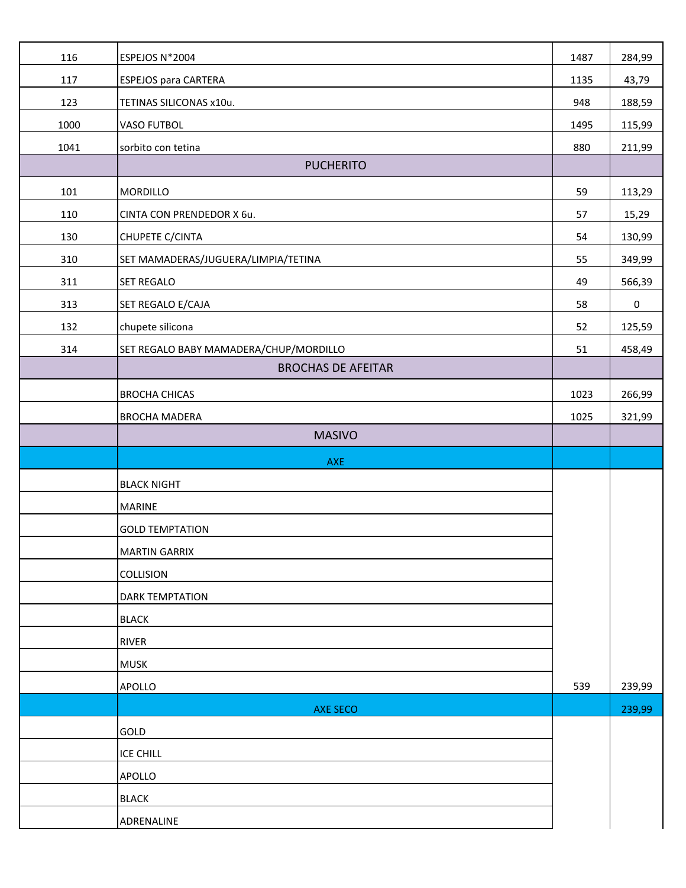| | | | |
|---|---|---|---|
| 116 | ESPEJOS N*2004 | 1487 | 284,99 |
| 117 | ESPEJOS para CARTERA | 1135 | 43,79 |
| 123 | TETINAS SILICONAS x10u. | 948 | 188,59 |
| 1000 | VASO FUTBOL | 1495 | 115,99 |
| 1041 | sorbito con tetina | 880 | 211,99 |
| | PUCHERITO | | |
| 101 | MORDILLO | 59 | 113,29 |
| 110 | CINTA CON PRENDEDOR X 6u. | 57 | 15,29 |
| 130 | CHUPETE C/CINTA | 54 | 130,99 |
| 310 | SET MAMADERAS/JUGUERA/LIMPIA/TETINA | 55 | 349,99 |
| 311 | SET REGALO | 49 | 566,39 |
| 313 | SET REGALO E/CAJA | 58 | 0 |
| 132 | chupete silicona | 52 | 125,59 |
| 314 | SET REGALO BABY MAMADERA/CHUP/MORDILLO | 51 | 458,49 |
| | BROCHAS DE AFEITAR | | |
| | BROCHA CHICAS | 1023 | 266,99 |
| | BROCHA MADERA | 1025 | 321,99 |
| | MASIVO | | |
| | AXE | | |
| | BLACK NIGHT | | |
| | MARINE | | |
| | GOLD TEMPTATION | | |
| | MARTIN GARRIX | | |
| | COLLISION | | |
| | DARK TEMPTATION | | |
| | BLACK | | |
| | RIVER | | |
| | MUSK | | |
| | APOLLO | 539 | 239,99 |
| | AXE SECO | | 239,99 |
| | GOLD | | |
| | ICE CHILL | | |
| | APOLLO | | |
| | BLACK | | |
| | ADRENALINE | | |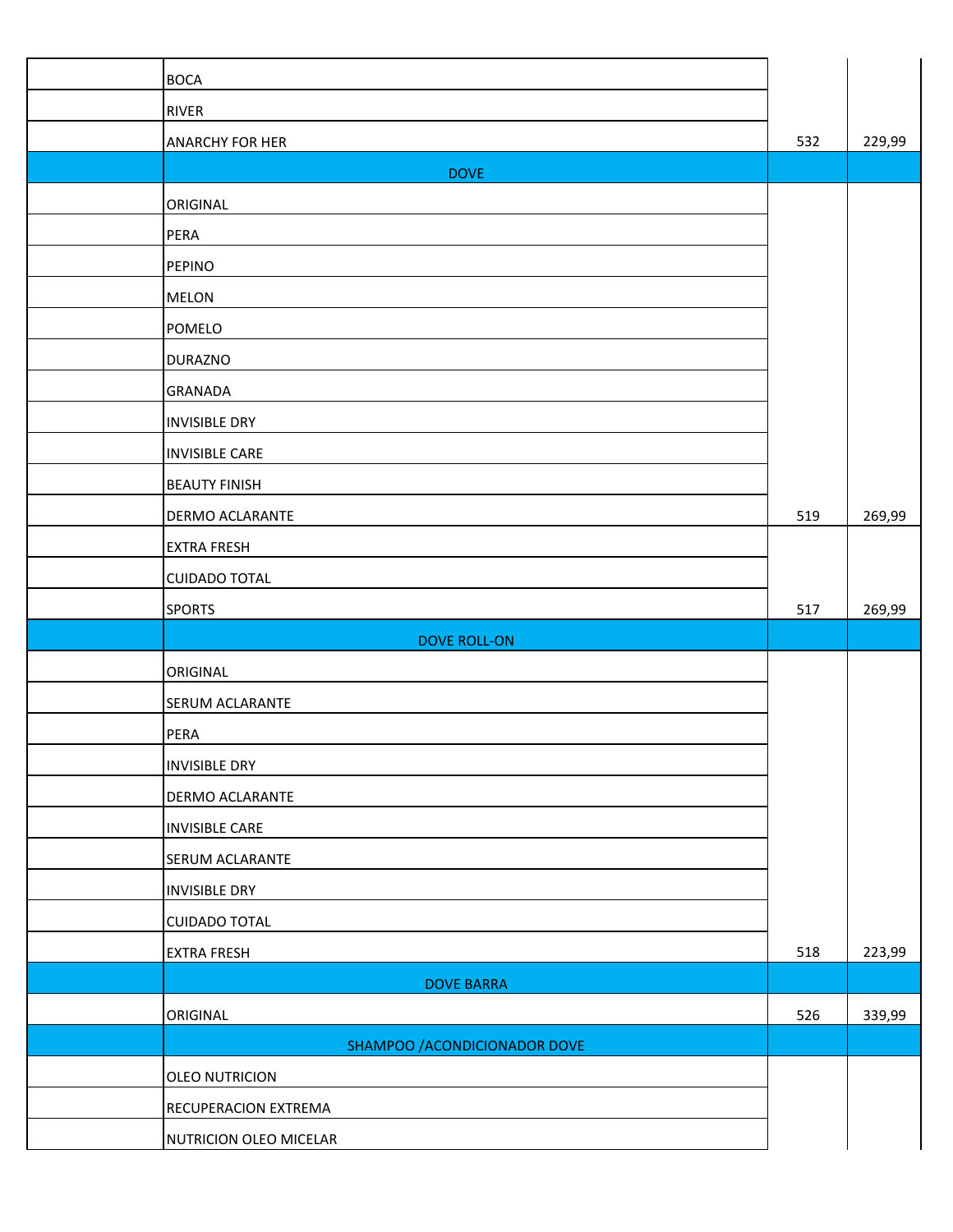| | | | |
|---|---|---|---|
| | BOCA | | |
| | RIVER | | |
| | ANARCHY FOR HER | 532 | 229,99 |
| | DOVE | | |
| | ORIGINAL | | |
| | PERA | | |
| | PEPINO | | |
| | MELON | | |
| | POMELO | | |
| | DURAZNO | | |
| | GRANADA | | |
| | INVISIBLE DRY | | |
| | INVISIBLE CARE | | |
| | BEAUTY FINISH | | |
| | DERMO ACLARANTE | 519 | 269,99 |
| | EXTRA FRESH | | |
| | CUIDADO TOTAL | | |
| | SPORTS | 517 | 269,99 |
| | DOVE ROLL-ON | | |
| | ORIGINAL | | |
| | SERUM ACLARANTE | | |
| | PERA | | |
| | INVISIBLE DRY | | |
| | DERMO ACLARANTE | | |
| | INVISIBLE CARE | | |
| | SERUM ACLARANTE | | |
| | INVISIBLE DRY | | |
| | CUIDADO TOTAL | | |
| | EXTRA FRESH | 518 | 223,99 |
| | DOVE BARRA | | |
| | ORIGINAL | 526 | 339,99 |
| | SHAMPOO /ACONDICIONADOR DOVE | | |
| | OLEO NUTRICION | | |
| | RECUPERACION EXTREMA | | |
| | NUTRICION OLEO MICELAR | | |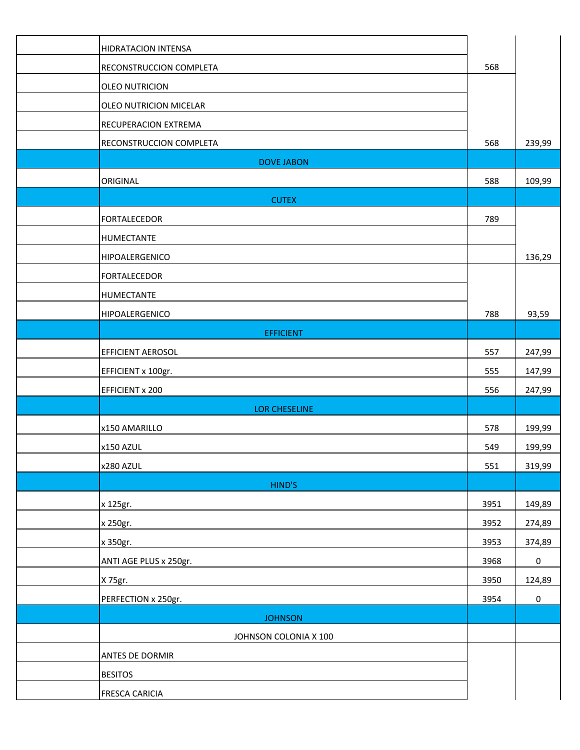| | | | |
|---|---|---|---|
| | HIDRATACION INTENSA | | |
| | RECONSTRUCCION COMPLETA | 568 | |
| | OLEO NUTRICION | | |
| | OLEO NUTRICION MICELAR | | |
| | RECUPERACION EXTREMA | | |
| | RECONSTRUCCION COMPLETA | 568 | 239,99 |
| | DOVE JABON | | |
| | ORIGINAL | 588 | 109,99 |
| | CUTEX | | |
| | FORTALECEDOR | 789 | |
| | HUMECTANTE | | |
| | HIPOALERGENICO | | 136,29 |
| | FORTALECEDOR | | |
| | HUMECTANTE | | |
| | HIPOALERGENICO | 788 | 93,59 |
| | EFFICIENT | | |
| | EFFICIENT AEROSOL | 557 | 247,99 |
| | EFFICIENT x 100gr. | 555 | 147,99 |
| | EFFICIENT x 200 | 556 | 247,99 |
| | LOR CHESELINE | | |
| | x150 AMARILLO | 578 | 199,99 |
| | x150 AZUL | 549 | 199,99 |
| | x280 AZUL | 551 | 319,99 |
| | HIND'S | | |
| | x 125gr. | 3951 | 149,89 |
| | x 250gr. | 3952 | 274,89 |
| | x 350gr. | 3953 | 374,89 |
| | ANTI AGE PLUS x 250gr. | 3968 | 0 |
| | X 75gr. | 3950 | 124,89 |
| | PERFECTION x 250gr. | 3954 | 0 |
| | JOHNSON | | |
| | JOHNSON COLONIA X 100 | | |
| | ANTES DE DORMIR | | |
| | BESITOS | | |
| | FRESCA CARICIA | | |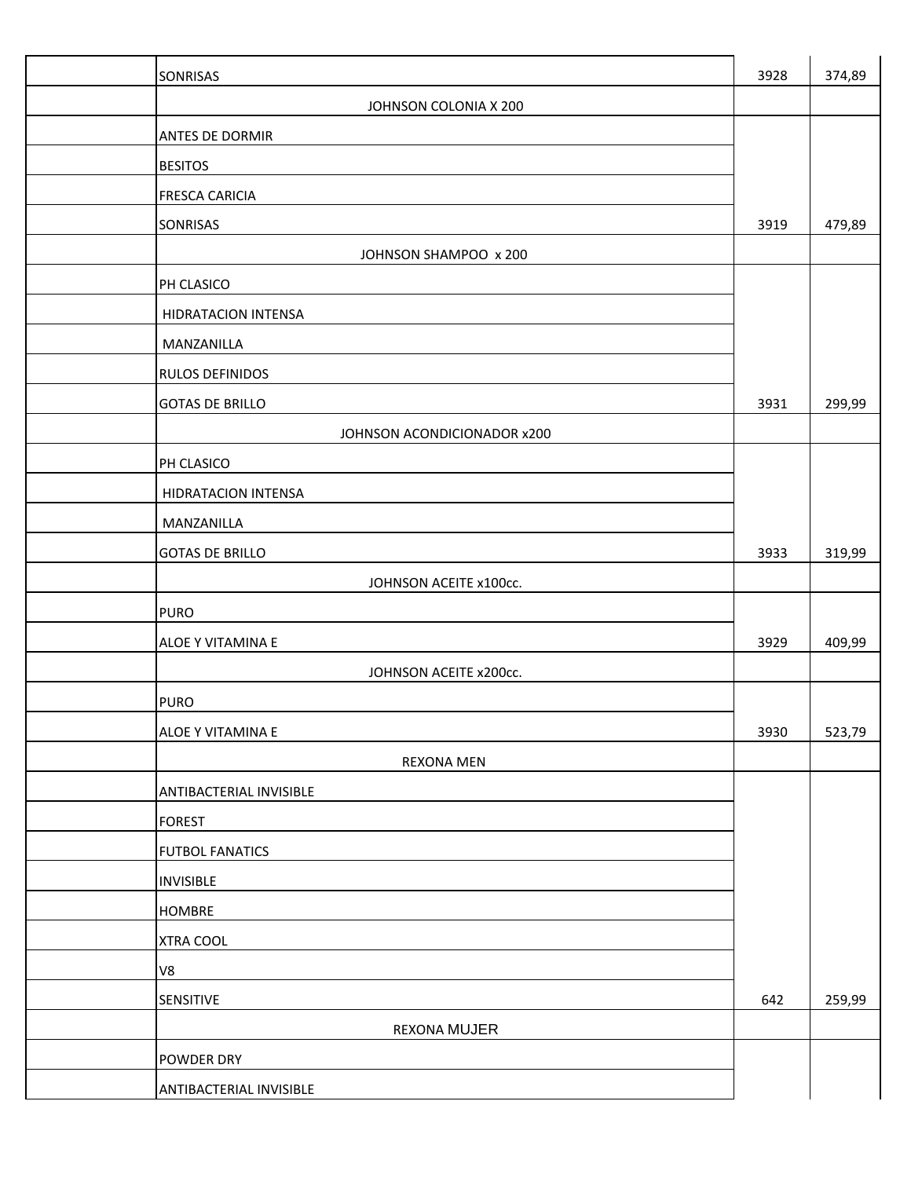| | | | |
|---|---|---|---|
| | SONRISAS | 3928 | 374,89 |
| | JOHNSON COLONIA X 200 | | |
| | ANTES DE DORMIR | | |
| | BESITOS | | |
| | FRESCA CARICIA | | |
| | SONRISAS | 3919 | 479,89 |
| | JOHNSON SHAMPOO x 200 | | |
| | PH CLASICO | | |
| | HIDRATACION INTENSA | | |
| | MANZANILLA | | |
| | RULOS DEFINIDOS | | |
| | GOTAS DE BRILLO | 3931 | 299,99 |
| | JOHNSON ACONDICIONADOR x200 | | |
| | PH CLASICO | | |
| | HIDRATACION INTENSA | | |
| | MANZANILLA | | |
| | GOTAS DE BRILLO | 3933 | 319,99 |
| | JOHNSON ACEITE x100cc. | | |
| | PURO | | |
| | ALOE Y VITAMINA E | 3929 | 409,99 |
| | JOHNSON ACEITE x200cc. | | |
| | PURO | | |
| | ALOE Y VITAMINA E | 3930 | 523,79 |
| | REXONA MEN | | |
| | ANTIBACTERIAL INVISIBLE | | |
| | FOREST | | |
| | FUTBOL FANATICS | | |
| | INVISIBLE | | |
| | HOMBRE | | |
| | XTRA COOL | | |
| | V8 | | |
| | SENSITIVE | 642 | 259,99 |
| | REXONA MUJER | | |
| | POWDER DRY | | |
| | ANTIBACTERIAL INVISIBLE | | |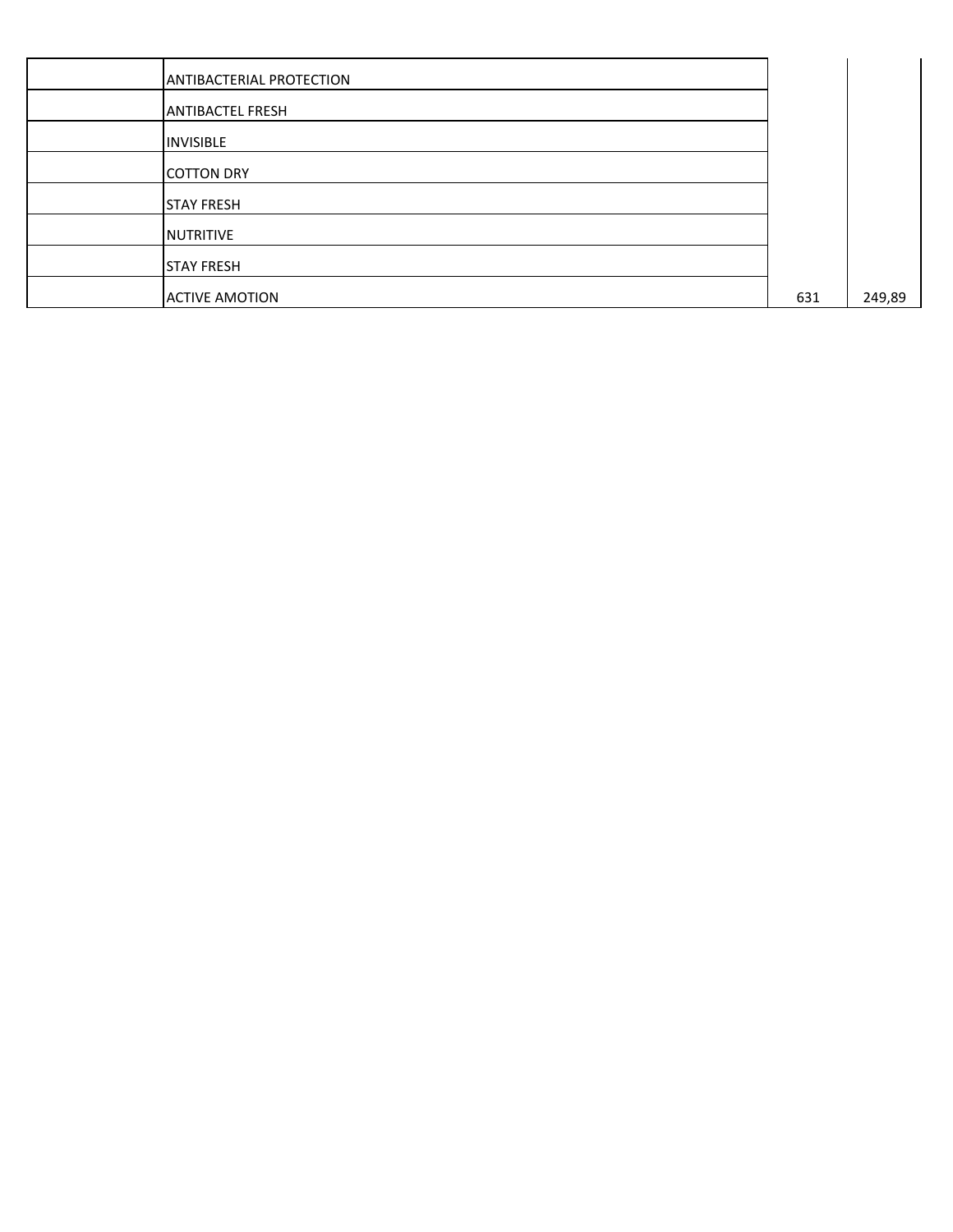| | | | |
|---|---|---|---|
| | ANTIBACTERIAL PROTECTION | | |
| | ANTIBACTEL FRESH | | |
| | INVISIBLE | | |
| | COTTON DRY | | |
| | STAY FRESH | | |
| | NUTRITIVE | | |
| | STAY FRESH | | |
| | ACTIVE AMOTION | 631 | 249,89 |